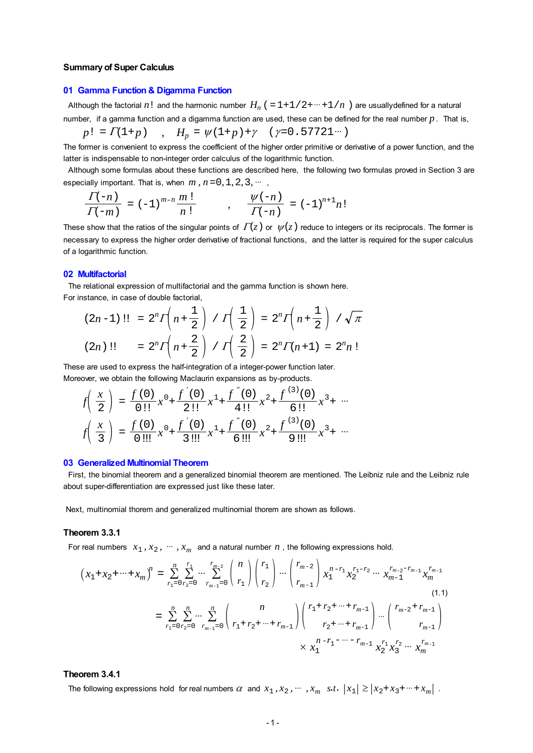**Summary of Super Calculus**

## 01 Gamma Function & Digamma Function

Although the factorial $n!$ and the harmonic number $H_n\ (=1+1/2+\cdots+1/n\ )$ are usuallydefined for a natural number, if a gamma function and a digamma function are used, these can be defined for the real number $p$. That is,

$$p! = \Gamma(1+p) \quad , \quad H_p = \psi(1+p)+\gamma \quad (\gamma=0.57721\cdots)$$

The former is convenient to express the coefficient of the higher order primitive or derivative of a power function, and the latter is indispensable to non-integer order calculus of the logarithmic function.

Although some formulas about these functions are described here, the following two formulas proved in Section 3 are especially important. That is, when $m, n=0,1,2,3,\cdots$ ,

$$\frac{\Gamma(-n)}{\Gamma(-m)} = (-1)^{m-n}\frac{m!}{n!} \qquad , \qquad \frac{\psi(-n)}{\Gamma(-n)} = (-1)^{n+1}n!$$

These show that the ratios of the singular points of $\Gamma(z)$ or $\psi(z)$ reduce to integers or its reciprocals. The former is necessary to express the higher order derivative of fractional functions, and the latter is required for the super calculus of a logarithmic function.

## 02 Multifactorial

The relational expression of multifactorial and the gamma function is shown here.
For instance, in case of double factorial,

$$(2n-1)!! = 2^n\Gamma\left(n+\frac{1}{2}\right) / \Gamma\left(\frac{1}{2}\right) = 2^n\Gamma\left(n+\frac{1}{2}\right) / \sqrt{\pi}$$

$$(2n)!! = 2^n\Gamma\left(n+\frac{2}{2}\right) / \Gamma\left(\frac{2}{2}\right) = 2^n\Gamma(n+1) = 2^n n!$$

These are used to express the half-integration of a integer-power function later.
Moreover, we obtain the following Maclaurin expansions as by-products.

$$f\left(\frac{x}{2}\right) = \frac{f(0)}{0!!}x^0+\frac{f'(0)}{2!!}x^1+\frac{f''(0)}{4!!}x^2+\frac{f^{(3)}(0)}{6!!}x^3+\cdots$$

$$f\left(\frac{x}{3}\right) = \frac{f(0)}{0!!!}x^0+\frac{f'(0)}{3!!!}x^1+\frac{f''(0)}{6!!!}x^2+\frac{f^{(3)}(0)}{9!!!}x^3+\cdots$$

## 03 Generalized Multinomial Theorem

First, the binomial theorem and a generalized binomial theorem are mentioned. The Leibniz rule and the Leibniz rule about super-differentiation are expressed just like these later.

Next, multinomial thorem and generalized multinomial thorem are shown as follows.

**Theorem 3.3.1**

For real numbers $x_1, x_2, \cdots, x_m$ and a natural number $n$, the following expressions hold.

$$\left(x_1+x_2+\cdots+x_m\right)^n = \sum_{r_1=0}^{n}\sum_{r_2=0}^{r_1}\cdots\sum_{r_{m-1}=0}^{r_{m-2}}\binom{n}{r_1}\binom{r_1}{r_2}\cdots\binom{r_{m-2}}{r_{m-1}}x_1^{n-r_1}x_2^{r_1-r_2}\cdots x_{m-1}^{r_{m-2}-r_{m-1}}x_m^{r_{m-1}} \tag{1.1}$$

$$= \sum_{r_1=0}^{n}\sum_{r_2=0}^{n}\cdots\sum_{r_{m-1}=0}^{n}\binom{n}{r_1+r_2+\cdots+r_{m-1}}\binom{r_1+r_2+\cdots+r_{m-1}}{r_2+\cdots+r_{m-1}}\cdots\binom{r_{m-2}+r_{m-1}}{r_{m-1}}$$
$$\times\, x_1^{n-r_1-\cdots-r_{m-1}}x_2^{r_1}x_3^{r_2}\cdots x_m^{r_{m-1}}$$

**Theorem 3.4.1**

The following expressions hold for real numbers $\alpha$ and $x_1, x_2, \cdots, x_m$ s.t. $|x_1| \ge |x_2+x_3+\cdots+x_m|$ .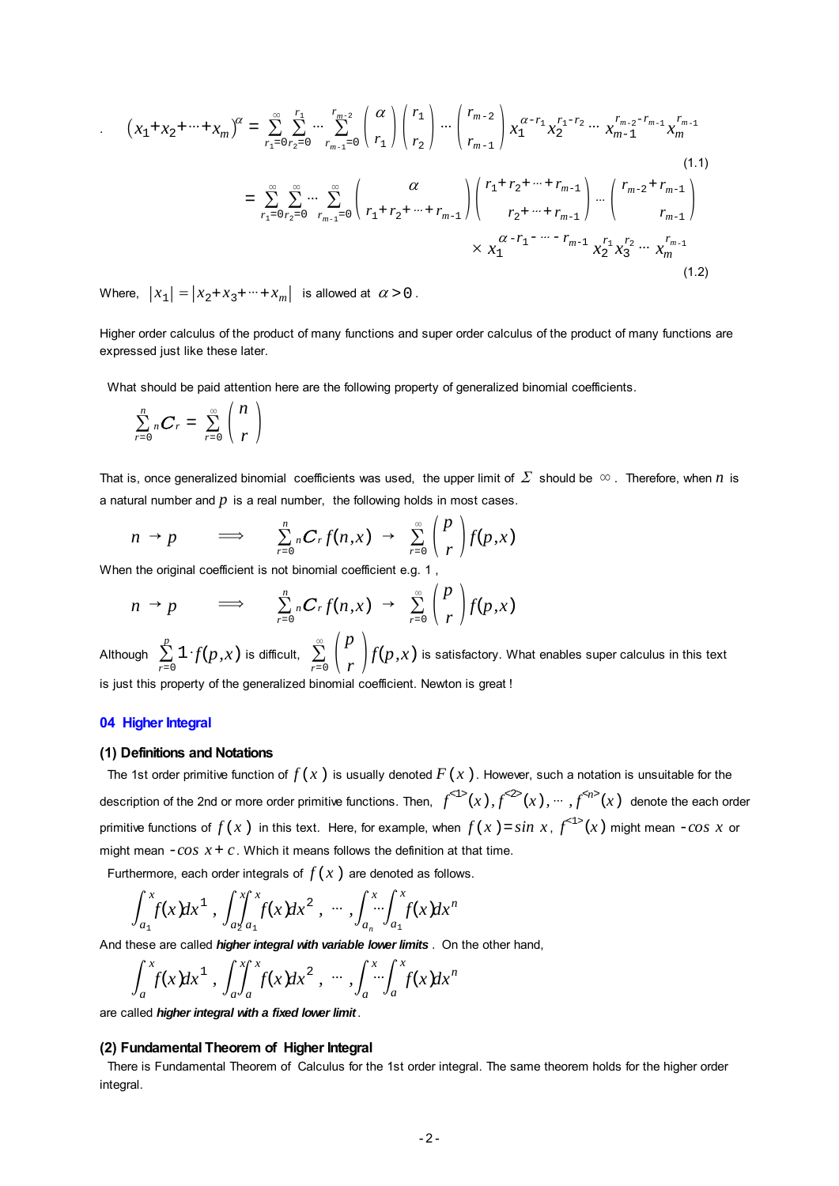$$(x_1+x_2+\cdots+x_m)^{\alpha} = \sum_{r_1=0}^{\infty}\sum_{r_2=0}^{r_1}\cdots\sum_{r_{m-1}=0}^{r_{m-2}} \binom{\alpha}{r_1}\binom{r_1}{r_2}\cdots\binom{r_{m-2}}{r_{m-1}} x_1^{\alpha-r_1}x_2^{r_1-r_2}\cdots x_{m-1}^{r_{m-2}-r_{m-1}}x_m^{r_{m-1}} \tag{1.1}$$

$$= \sum_{r_1=0}^{\infty}\sum_{r_2=0}^{\infty}\cdots\sum_{r_{m-1}=0}^{\infty} \binom{\alpha}{r_1+r_2+\cdots+r_{m-1}}\binom{r_1+r_2+\cdots+r_{m-1}}{r_2+\cdots+r_{m-1}}\cdots\binom{r_{m-2}+r_{m-1}}{r_{m-1}} \times x_1^{\alpha-r_1-\cdots-r_{m-1}}x_2^{r_1}x_3^{r_2}\cdots x_m^{r_{m-1}} \tag{1.2}$$

Where, $|x_1| = |x_2+x_3+\cdots+x_m|$ is allowed at $\alpha > 0$.

Higher order calculus of the product of many functions and super order calculus of the product of many functions are expressed just like these later.

What should be paid attention here are the following property of generalized binomial coefficients.

$$\sum_{r=0}^{n} {}_nC_r = \sum_{r=0}^{\infty} \binom{n}{r}$$

That is, once generalized binomial coefficients was used, the upper limit of $\Sigma$ should be $\infty$. Therefore, when $n$ is a natural number and $p$ is a real number, the following holds in most cases.

$$n \to p \qquad \Longrightarrow \qquad \sum_{r=0}^{n} {}_nC_r f(n,x) \to \sum_{r=0}^{\infty} \binom{p}{r} f(p,x)$$

When the original coefficient is not binomial coefficient e.g. 1 ,

$$n \to p \qquad \Longrightarrow \qquad \sum_{r=0}^{n} {}_nC_r f(n,x) \to \sum_{r=0}^{\infty} \binom{p}{r} f(p,x)$$

Although $\sum_{r=0}^{p} 1 \cdot f(p,x)$ is difficult, $\sum_{r=0}^{\infty} \binom{p}{r} f(p,x)$ is satisfactory. What enables super calculus in this text is just this property of the generalized binomial coefficient. Newton is great !

## 04 Higher Integral

### (1) Definitions and Notations

The 1st order primitive function of $f(x)$ is usually denoted $F(x)$. However, such a notation is unsuitable for the description of the 2nd or more order primitive functions. Then, $f^{<1>}(x), f^{<2>}(x), \cdots, f^{<n>}(x)$ denote the each order primitive functions of $f(x)$ in this text. Here, for example, when $f(x) = \sin x$, $f^{<1>}(x)$ might mean $-\cos x$ or might mean $-\cos x + c$. Which it means follows the definition at that time.

Furthermore, each order integrals of $f(x)$ are denoted as follows.

$$\int_{a_1}^{x} f(x)dx^1 , \int_{a_2}^{x}\int_{a_1}^{x} f(x)dx^2 , \cdots , \int_{a_n}^{x}\cdots\int_{a_1}^{x} f(x)dx^n$$

And these are called ***higher integral with variable lower limits*** . On the other hand,

$$\int_{a}^{x} f(x)dx^1 , \int_{a}^{x}\int_{a}^{x} f(x)dx^2 , \cdots , \int_{a}^{x}\cdots\int_{a}^{x} f(x)dx^n$$

are called ***higher integral with a fixed lower limit*** .

### (2) Fundamental Theorem of Higher Integral

There is Fundamental Theorem of Calculus for the 1st order integral. The same theorem holds for the higher order integral.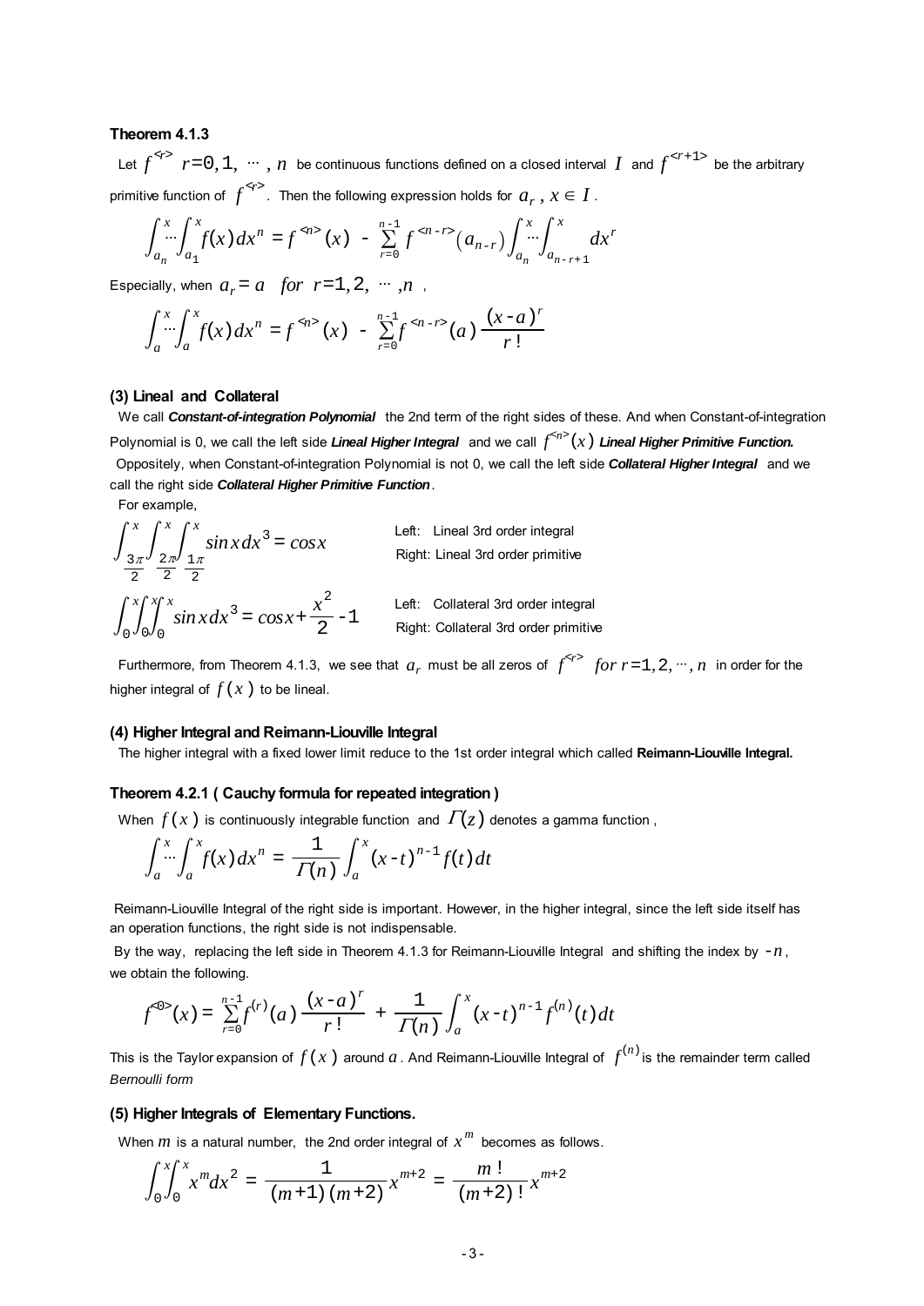**Theorem 4.1.3**

Let $f^{<r>}$ $r=0,1,\cdots,n$ be continuous functions defined on a closed interval $I$ and $f^{<r+1>}$ be the arbitrary primitive function of $f^{<r>}$. Then the following expression holds for $a_r$, $x \in I$.

$$\int_{a_n}^{x}\cdots\int_{a_1}^{x} f(x)\,dx^n = f^{<n>}(x) - \sum_{r=0}^{n-1} f^{<n-r>}(a_{n-r})\int_{a_n}^{x}\cdots\int_{a_{n-r+1}}^{x} dx^r$$

Especially, when $a_r = a \quad for \; r=1,2,\cdots,n$ ,

$$\int_{a}^{x}\cdots\int_{a}^{x} f(x)\,dx^n = f^{<n>}(x) - \sum_{r=0}^{n-1} f^{<n-r>}(a)\frac{(x-a)^r}{r!}$$

**(3) Lineal and Collateral**

We call ***Constant-of-integration Polynomial*** the 2nd term of the right sides of these. And when Constant-of-integration Polynomial is 0, we call the left side ***Lineal Higher Integral*** and we call $f^{<n>}(x)$ ***Lineal Higher Primitive Function.***

Oppositely, when Constant-of-integration Polynomial is not 0, we call the left side ***Collateral Higher Integral*** and we call the right side ***Collateral Higher Primitive Function***.

For example,

$$\int_{\frac{3\pi}{2}}^{x}\int_{\frac{2\pi}{2}}^{x}\int_{\frac{1\pi}{2}}^{x} \sin x\,dx^3 = \cos x$$

Left: Lineal 3rd order integral
Right: Lineal 3rd order primitive

$$\int_0^x\int_0^x\int_0^x \sin x\,dx^3 = \cos x + \frac{x^2}{2} - 1$$

Left: Collateral 3rd order integral
Right: Collateral 3rd order primitive

Furthermore, from Theorem 4.1.3, we see that $a_r$ must be all zeros of $f^{<r>}$ $for \; r=1,2,\cdots,n$ in order for the higher integral of $f(x)$ to be lineal.

**(4) Higher Integral and Reimann-Liouville Integral**

The higher integral with a fixed lower limit reduce to the 1st order integral which called **Reimann-Liouville Integral.**

**Theorem 4.2.1 ( Cauchy formula for repeated integration )**

When $f(x)$ is continuously integrable function and $\Gamma(z)$ denotes a gamma function ,

$$\int_{a}^{x}\cdots\int_{a}^{x} f(x)\,dx^n = \frac{1}{\Gamma(n)}\int_a^x (x-t)^{n-1} f(t)\,dt$$

Reimann-Liouville Integral of the right side is important. However, in the higher integral, since the left side itself has an operation functions, the right side is not indispensable.

By the way, replacing the left side in Theorem 4.1.3 for Reimann-Liouville Integral and shifting the index by $-n$, we obtain the following.

$$f^{<0>}(x) = \sum_{r=0}^{n-1} f^{(r)}(a)\frac{(x-a)^r}{r!} + \frac{1}{\Gamma(n)}\int_a^x (x-t)^{n-1} f^{(n)}(t)\,dt$$

This is the Taylor expansion of $f(x)$ around $a$. And Reimann-Liouville Integral of $f^{(n)}$ is the remainder term called *Bernoulli form*

**(5) Higher Integrals of Elementary Functions.**

When $m$ is a natural number, the 2nd order integral of $x^m$ becomes as follows.

$$\int_0^x\int_0^x x^m\,dx^2 = \frac{1}{(m+1)(m+2)}x^{m+2} = \frac{m!}{(m+2)!}x^{m+2}$$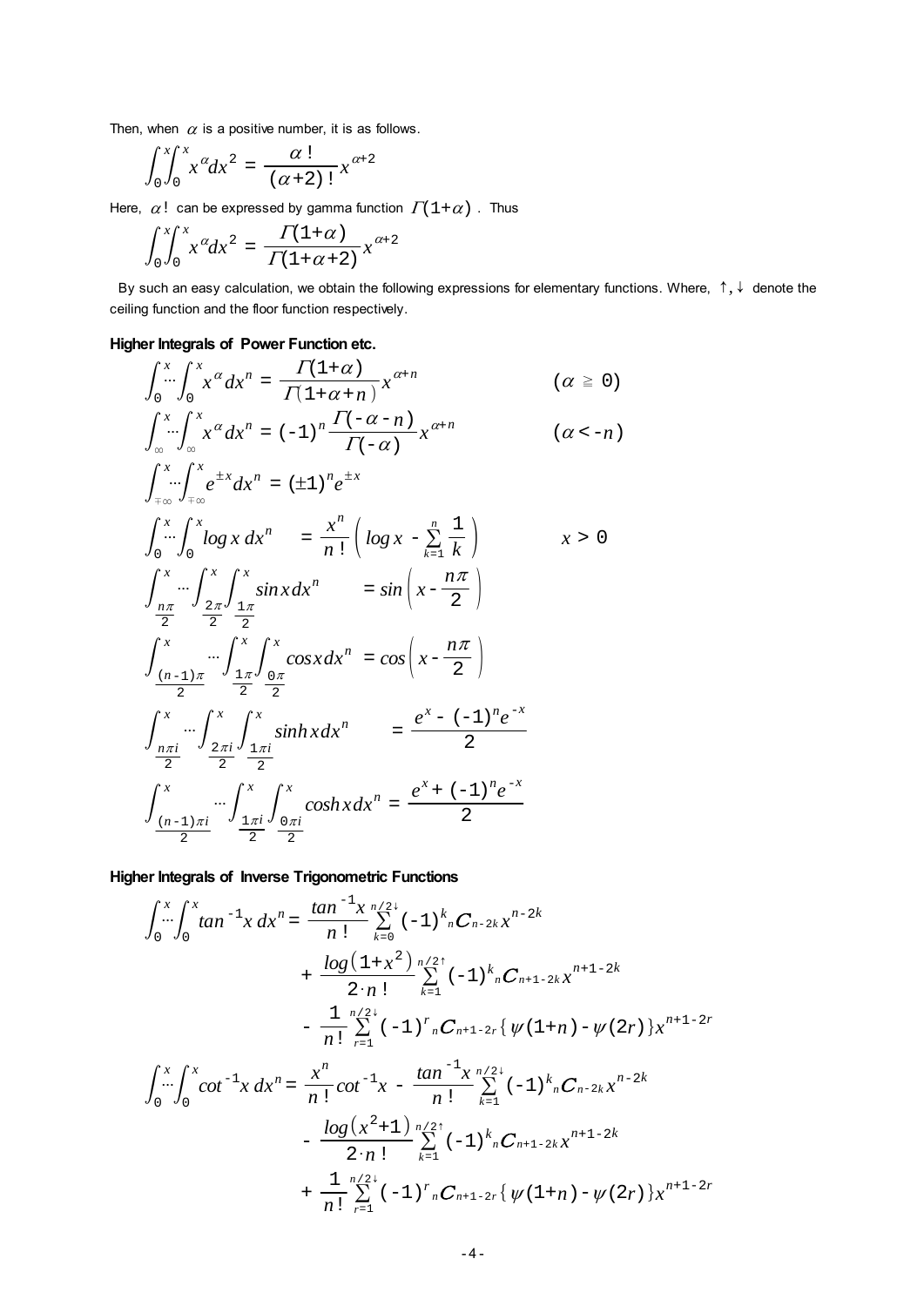Then, when $\alpha$ is a positive number, it is as follows.

$$\int_0^x\!\!\int_0^x x^\alpha dx^2 = \frac{\alpha\,!}{(\alpha+2)\,!}x^{\alpha+2}$$

Here, $\alpha!$ can be expressed by gamma function $\Gamma(1+\alpha)$ . Thus

$$\int_0^x\!\!\int_0^x x^\alpha dx^2 = \frac{\Gamma(1+\alpha)}{\Gamma(1+\alpha+2)}x^{\alpha+2}$$

By such an easy calculation, we obtain the following expressions for elementary functions. Where, $\uparrow, \downarrow$ denote the ceiling function and the floor function respectively.

**Higher Integrals of Power Function etc.**

$$\int_0^x\!\!\cdots\!\int_0^x x^\alpha dx^n = \frac{\Gamma(1+\alpha)}{\Gamma(1+\alpha+n)}x^{\alpha+n} \qquad (\alpha \geqq 0)$$

$$\int_\infty^x\!\!\cdots\!\int_\infty^x x^\alpha dx^n = (-1)^n\frac{\Gamma(-\alpha-n)}{\Gamma(-\alpha)}x^{\alpha+n} \qquad (\alpha < -n)$$

$$\int_{\mp\infty}^x\!\!\cdots\!\int_{\mp\infty}^x e^{\pm x}dx^n = (\pm 1)^n e^{\pm x}$$

$$\int_0^x\!\!\cdots\!\int_0^x \log x\, dx^n = \frac{x^n}{n\,!}\left(\log x - \sum_{k=1}^{n}\frac{1}{k}\right) \qquad x > 0$$

$$\int_{\frac{n\pi}{2}}^x\!\cdots\int_{\frac{2\pi}{2}}^x\int_{\frac{1\pi}{2}}^x \sin x\, dx^n = \sin\left(x - \frac{n\pi}{2}\right)$$

$$\int_{\frac{(n-1)\pi}{2}}^x\!\cdots\int_{\frac{1\pi}{2}}^x\int_{\frac{0\pi}{2}}^x \cos x\, dx^n = \cos\left(x - \frac{n\pi}{2}\right)$$

$$\int_{\frac{n\pi i}{2}}^x\!\cdots\int_{\frac{2\pi i}{2}}^x\int_{\frac{1\pi i}{2}}^x \sinh x\, dx^n = \frac{e^x - (-1)^n e^{-x}}{2}$$

$$\int_{\frac{(n-1)\pi i}{2}}^x\!\cdots\int_{\frac{1\pi i}{2}}^x\int_{\frac{0\pi i}{2}}^x \cosh x\, dx^n = \frac{e^x + (-1)^n e^{-x}}{2}$$

**Higher Integrals of Inverse Trigonometric Functions**

$$\begin{aligned}\int_0^x\!\!\cdots\!\int_0^x \tan^{-1}x\, dx^n = {} & \frac{\tan^{-1}x}{n\,!}\sum_{k=0}^{n/2\downarrow}(-1)^k{}_nC_{n-2k}\,x^{n-2k} \\ & + \frac{\log(1+x^2)}{2\cdot n\,!}\sum_{k=1}^{n/2\uparrow}(-1)^k{}_nC_{n+1-2k}\,x^{n+1-2k} \\ & - \frac{1}{n\,!}\sum_{r=1}^{n/2\downarrow}(-1)^r{}_nC_{n+1-2r}\{\psi(1+n)-\psi(2r)\}x^{n+1-2r}\end{aligned}$$

$$\begin{aligned}\int_0^x\!\!\cdots\!\int_0^x \cot^{-1}x\, dx^n = {} & \frac{x^n}{n\,!}\cot^{-1}x - \frac{\tan^{-1}x}{n\,!}\sum_{k=1}^{n/2\downarrow}(-1)^k{}_nC_{n-2k}\,x^{n-2k} \\ & - \frac{\log(x^2+1)}{2\cdot n\,!}\sum_{k=1}^{n/2\uparrow}(-1)^k{}_nC_{n+1-2k}\,x^{n+1-2k} \\ & + \frac{1}{n\,!}\sum_{r=1}^{n/2\downarrow}(-1)^r{}_nC_{n+1-2r}\{\psi(1+n)-\psi(2r)\}x^{n+1-2r}\end{aligned}$$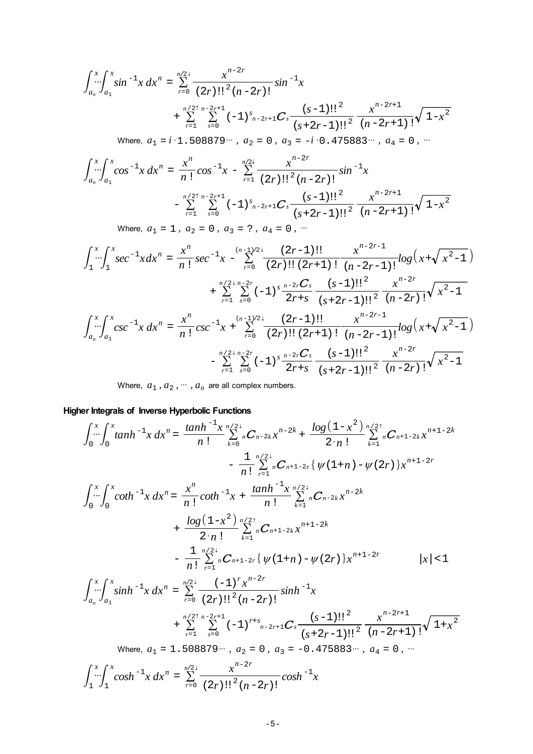$$\int_{a_n}^{x}\cdots\int_{a_1}^{x}\sin^{-1}x\,dx^n = \sum_{r=0}^{n/2\downarrow}\frac{x^{n-2r}}{(2r)!!^2(n-2r)!}\sin^{-1}x$$
$$+\sum_{r=1}^{n/2\uparrow}\sum_{s=0}^{n-2r+1}(-1)^s{}_{n-2r+1}C_s\frac{(s-1)!!^2}{(s+2r-1)!!^2}\frac{x^{n-2r+1}}{(n-2r+1)!}\sqrt{1-x^2}$$

Where, $a_1 = i\cdot 1.508879\cdots$ , $a_2 = 0$ , $a_3 = -i\cdot 0.475883\cdots$ , $a_4 = 0$ , $\cdots$

$$\int_{a_n}^{x}\cdots\int_{a_1}^{x}\cos^{-1}x\,dx^n = \frac{x^n}{n!}\cos^{-1}x - \sum_{r=1}^{n/2\downarrow}\frac{x^{n-2r}}{(2r)!!^2(n-2r)!}\sin^{-1}x$$
$$-\sum_{r=1}^{n/2\uparrow}\sum_{s=0}^{n-2r+1}(-1)^s{}_{n-2r+1}C_s\frac{(s-1)!!^2}{(s+2r-1)!!^2}\frac{x^{n-2r+1}}{(n-2r+1)!}\sqrt{1-x^2}$$

Where, $a_1 = 1$ , $a_2 = 0$ , $a_3 = ?$ , $a_4 = 0$ , $\cdots$

$$\int_{1}^{x}\cdots\int_{1}^{x}\sec^{-1}x\,dx^n = \frac{x^n}{n!}\sec^{-1}x - \sum_{r=0}^{(n-1)/2\downarrow}\frac{(2r-1)!!}{(2r)!!\,(2r+1)!}\frac{x^{n-2r-1}}{(n-2r-1)!}\log\left(x+\sqrt{x^2-1}\right)$$
$$+\sum_{r=1}^{n/2\downarrow}\sum_{s=0}^{n-2r}(-1)^s\frac{{}_{n-2r}C_s}{2r+s}\frac{(s-1)!!^2}{(s+2r-1)!!^2}\frac{x^{n-2r}}{(n-2r)!}\sqrt{x^2-1}$$

$$\int_{a_n}^{x}\cdots\int_{a_1}^{x}\csc^{-1}x\,dx^n = \frac{x^n}{n!}\csc^{-1}x + \sum_{r=0}^{(n-1)/2\downarrow}\frac{(2r-1)!!}{(2r)!!\,(2r+1)!}\frac{x^{n-2r-1}}{(n-2r-1)!}\log\left(x+\sqrt{x^2-1}\right)$$
$$-\sum_{r=1}^{n/2\downarrow}\sum_{s=0}^{n-2r}(-1)^s\frac{{}_{n-2r}C_s}{2r+s}\frac{(s-1)!!^2}{(s+2r-1)!!^2}\frac{x^{n-2r}}{(n-2r)!}\sqrt{x^2-1}$$

Where, $a_1 , a_2 , \cdots , a_n$ are all complex numbers.

**Higher Integrals of Inverse Hyperbolic Functions**

$$\int_{0}^{x}\cdots\int_{0}^{x}\tanh^{-1}x\,dx^n = \frac{\tanh^{-1}x}{n!}\sum_{k=0}^{n/2\downarrow}{}_nC_{n-2k}x^{n-2k} + \frac{\log\left(1-x^2\right)}{2\cdot n!}\sum_{k=1}^{n/2\uparrow}{}_nC_{n+1-2k}x^{n+1-2k}$$
$$-\frac{1}{n!}\sum_{r=1}^{n/2\downarrow}{}_nC_{n+1-2r}\{\psi(1+n)-\psi(2r)\}x^{n+1-2r}$$

$$\int_{0}^{x}\cdots\int_{0}^{x}\coth^{-1}x\,dx^n = \frac{x^n}{n!}\coth^{-1}x + \frac{\tanh^{-1}x}{n!}\sum_{k=1}^{n/2\downarrow}{}_nC_{n-2k}x^{n-2k}$$
$$+\frac{\log\left(1-x^2\right)}{2\cdot n!}\sum_{k=1}^{n/2\uparrow}{}_nC_{n+1-2k}x^{n+1-2k}$$
$$-\frac{1}{n!}\sum_{r=1}^{n/2\downarrow}{}_nC_{n+1-2r}\{\psi(1+n)-\psi(2r)\}x^{n+1-2r} \qquad |x|<1$$

$$\int_{a_n}^{x}\cdots\int_{a_1}^{x}\sinh^{-1}x\,dx^n = \sum_{r=0}^{n/2\downarrow}\frac{(-1)^r x^{n-2r}}{(2r)!!^2(n-2r)!}\sinh^{-1}x$$
$$+\sum_{r=1}^{n/2\uparrow}\sum_{s=0}^{n-2r+1}(-1)^{r+s}{}_{n-2r+1}C_s\frac{(s-1)!!^2}{(s+2r-1)!!^2}\frac{x^{n-2r+1}}{(n-2r+1)!}\sqrt{1+x^2}$$

Where, $a_1 = 1.508879\cdots$ , $a_2 = 0$ , $a_3 = -0.475883\cdots$ , $a_4 = 0$ , $\cdots$

$$\int_{1}^{x}\cdots\int_{1}^{x}\cosh^{-1}x\,dx^n = \sum_{r=0}^{n/2\downarrow}\frac{x^{n-2r}}{(2r)!!^2(n-2r)!}\cosh^{-1}x$$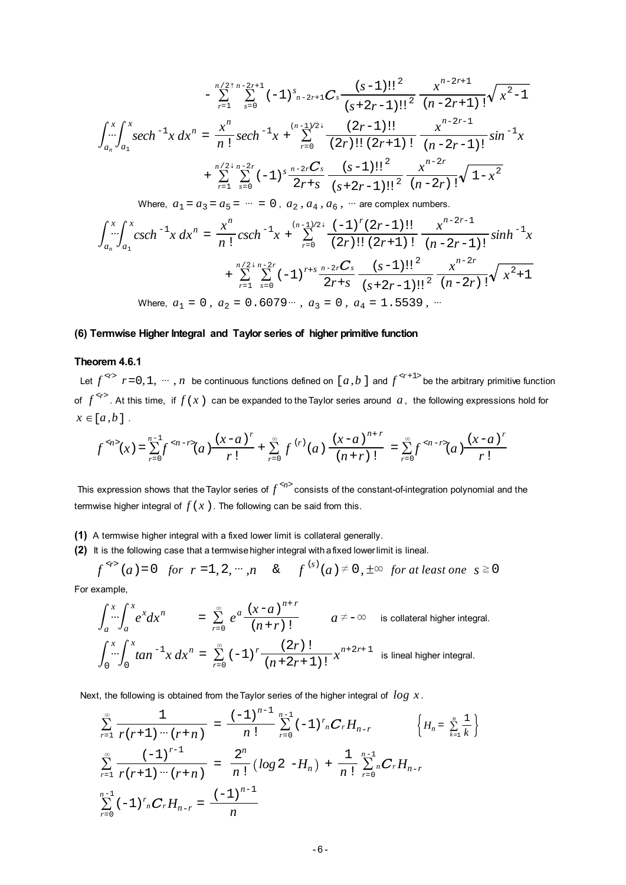$$- \sum_{r=1}^{n/2\uparrow} \sum_{s=0}^{n-2r+1} (-1)^s {}_{n-2r+1}C_s \frac{(s-1)!!^2}{(s+2r-1)!!^2} \frac{x^{n-2r+1}}{(n-2r+1)!} \sqrt{x^2-1}$$

$$\int_{a_n}^{x} \cdots \int_{a_1}^{x} sech^{-1} x \, dx^n = \frac{x^n}{n!} sech^{-1} x + \sum_{r=0}^{(n-1)/2\downarrow} \frac{(2r-1)!!}{(2r)!!\,(2r+1)!} \frac{x^{n-2r-1}}{(n-2r-1)!} sin^{-1} x$$

$$+ \sum_{r=1}^{n/2\downarrow} \sum_{s=0}^{n-2r} (-1)^s \frac{{}_{n-2r}C_s}{2r+s} \frac{(s-1)!!^2}{(s+2r-1)!!^2} \frac{x^{n-2r}}{(n-2r)!} \sqrt{1-x^2}$$

Where, $a_1 = a_3 = a_5 = \cdots = 0$, $a_2, a_4, a_6, \cdots$ are complex numbers.

$$\int_{a_n}^{x} \cdots \int_{a_1}^{x} csch^{-1} x \, dx^n = \frac{x^n}{n!} csch^{-1} x + \sum_{r=0}^{(n-1)/2\downarrow} \frac{(-1)^r (2r-1)!!}{(2r)!!\,(2r+1)!} \frac{x^{n-2r-1}}{(n-2r-1)!} sinh^{-1} x$$

$$+ \sum_{r=1}^{n/2\downarrow} \sum_{s=0}^{n-2r} (-1)^{r+s} \frac{{}_{n-2r}C_s}{2r+s} \frac{(s-1)!!^2}{(s+2r-1)!!^2} \frac{x^{n-2r}}{(n-2r)!} \sqrt{x^2+1}$$

Where, $a_1 = 0$, $a_2 = 0.6079\cdots$, $a_3 = 0$, $a_4 = 1.5539$, $\cdots$

### (6) Termwise Higher Integral and Taylor series of higher primitive function

**Theorem 4.6.1**

Let $f^{<r>}$ $r = 0, 1, \cdots, n$ be continuous functions defined on $[a, b]$ and $f^{<r+1>}$ be the arbitrary primitive function of $f^{<r>}$. At this time, if $f(x)$ can be expanded to the Taylor series around $a$, the following expressions hold for $x \in [a, b]$.

$$f^{<n>}(x) = \sum_{r=0}^{n-1} f^{<n-r>}(a) \frac{(x-a)^r}{r!} + \sum_{r=0}^{\infty} f^{(r)}(a) \frac{(x-a)^{n+r}}{(n+r)!} = \sum_{r=0}^{\infty} f^{<n-r>}(a) \frac{(x-a)^r}{r!}$$

This expression shows that the Taylor series of $f^{<n>}$ consists of the constant-of-integration polynomial and the termwise higher integral of $f(x)$. The following can be said from this.

**(1)** A termwise higher integral with a fixed lower limit is collateral generally.

**(2)** It is the following case that a termwise higher integral with a fixed lower limit is lineal.

$$f^{<r>}(a) = 0 \quad for \ r = 1, 2, \cdots, n \quad \& \quad f^{(s)}(a) \neq 0, \pm\infty \quad for \ at \ least \ one \ \ s \geqq 0$$

For example,

$$\int_{a}^{x} \cdots \int_{a}^{x} e^x dx^n = \sum_{r=0}^{\infty} e^a \frac{(x-a)^{n+r}}{(n+r)!} \qquad a \neq -\infty \quad \text{is collateral higher integral.}$$

$$\int_{0}^{x} \cdots \int_{0}^{x} tan^{-1} x \, dx^n = \sum_{r=0}^{\infty} (-1)^r \frac{(2r)!}{(n+2r+1)!} x^{n+2r+1} \quad \text{is lineal higher integral.}$$

Next, the following is obtained from the Taylor series of the higher integral of $log\ x$.

$$\sum_{r=1}^{\infty} \frac{1}{r(r+1)\cdots(r+n)} = \frac{(-1)^{n-1}}{n!} \sum_{r=0}^{n-1} (-1)^r {}_nC_r H_{n-r} \qquad \left\{ H_n = \sum_{k=1}^{n} \frac{1}{k} \right\}$$

$$\sum_{r=1}^{\infty} \frac{(-1)^{r-1}}{r(r+1)\cdots(r+n)} = \frac{2^n}{n!} (log 2 - H_n) + \frac{1}{n!} \sum_{r=0}^{n-1} {}_nC_r H_{n-r}$$

$$\sum_{r=0}^{n-1} (-1)^r {}_nC_r H_{n-r} = \frac{(-1)^{n-1}}{n}$$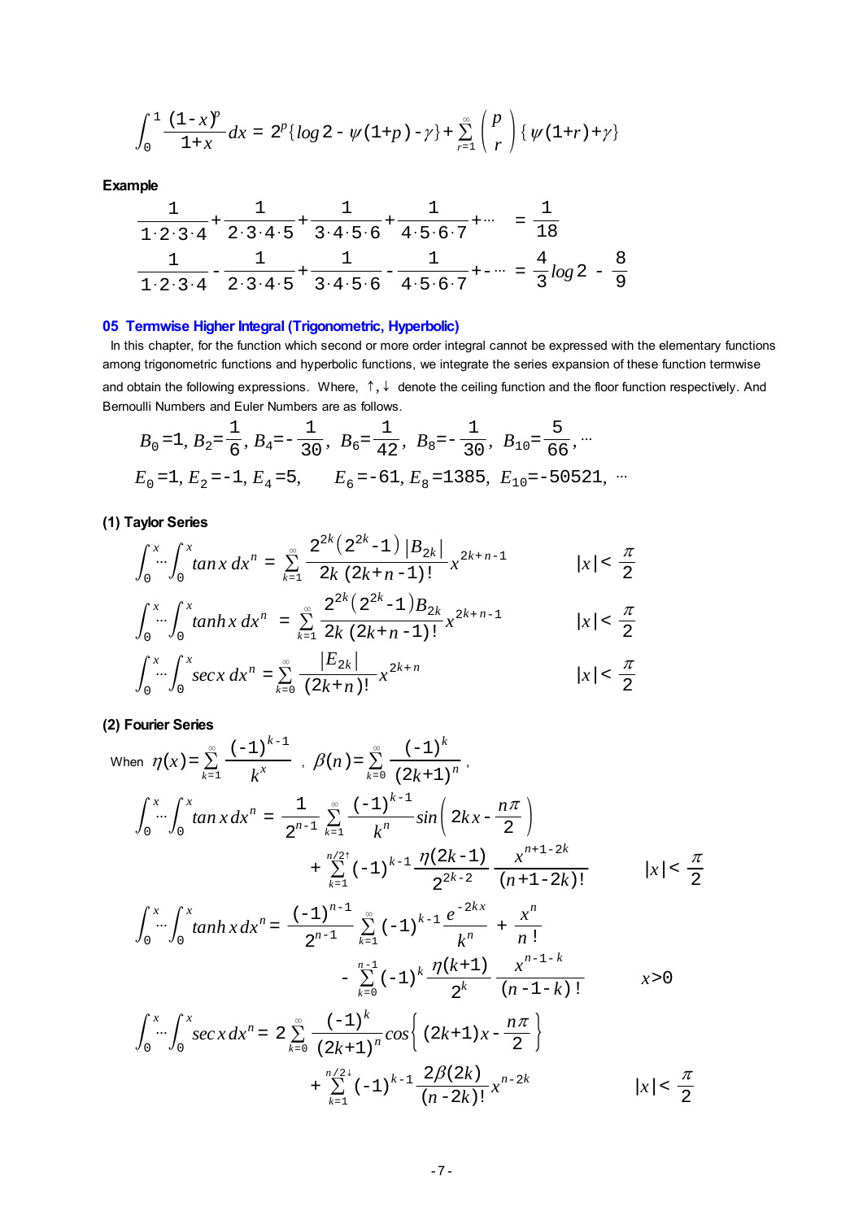$$\int_0^1 \frac{(1-x)^p}{1+x}dx = 2^p\{\log 2 - \psi(1+p) - \gamma\} + \sum_{r=1}^{\infty}\binom{p}{r}\{\psi(1+r)+\gamma\}$$

**Example**

$$\frac{1}{1\cdot 2\cdot 3\cdot 4} + \frac{1}{2\cdot 3\cdot 4\cdot 5} + \frac{1}{3\cdot 4\cdot 5\cdot 6} + \frac{1}{4\cdot 5\cdot 6\cdot 7} + \cdots = \frac{1}{18}$$

$$\frac{1}{1\cdot 2\cdot 3\cdot 4} - \frac{1}{2\cdot 3\cdot 4\cdot 5} + \frac{1}{3\cdot 4\cdot 5\cdot 6} - \frac{1}{4\cdot 5\cdot 6\cdot 7} + - \cdots = \frac{4}{3}\log 2 - \frac{8}{9}$$

## 05 Termwise Higher Integral (Trigonometric, Hyperbolic)

In this chapter, for the function which second or more order integral cannot be expressed with the elementary functions among trigonometric functions and hyperbolic functions, we integrate the series expansion of these function termwise and obtain the following expressions. Where, $\uparrow, \downarrow$ denote the ceiling function and the floor function respectively. And Bernoulli Numbers and Euler Numbers are as follows.

$$B_0=1,\ B_2=\frac{1}{6},\ B_4=-\frac{1}{30},\ B_6=\frac{1}{42},\ B_8=-\frac{1}{30},\ B_{10}=\frac{5}{66},\ \cdots$$

$$E_0=1,\ E_2=-1,\ E_4=5,\quad E_6=-61,\ E_8=1385,\ E_{10}=-50521,\ \cdots$$

### (1) Taylor Series

$$\int_0^x\cdots\int_0^x \tan x\, dx^n = \sum_{k=1}^{\infty}\frac{2^{2k}\left(2^{2k}-1\right)|B_{2k}|}{2k\,(2k+n-1)!}x^{2k+n-1} \qquad |x|<\frac{\pi}{2}$$

$$\int_0^x\cdots\int_0^x \tanh x\, dx^n = \sum_{k=1}^{\infty}\frac{2^{2k}\left(2^{2k}-1\right)B_{2k}}{2k\,(2k+n-1)!}x^{2k+n-1} \qquad |x|<\frac{\pi}{2}$$

$$\int_0^x\cdots\int_0^x \sec x\, dx^n = \sum_{k=0}^{\infty}\frac{|E_{2k}|}{(2k+n)!}x^{2k+n} \qquad |x|<\frac{\pi}{2}$$

### (2) Fourier Series

When $\eta(x)=\sum_{k=1}^{\infty}\frac{(-1)^{k-1}}{k^x}$ , $\beta(n)=\sum_{k=0}^{\infty}\frac{(-1)^k}{(2k+1)^n}$ ,

$$\int_0^x\cdots\int_0^x \tan x\, dx^n = \frac{1}{2^{n-1}}\sum_{k=1}^{\infty}\frac{(-1)^{k-1}}{k^n}\sin\left(2kx-\frac{n\pi}{2}\right) + \sum_{k=1}^{n/2\uparrow}(-1)^{k-1}\frac{\eta(2k-1)}{2^{2k-2}}\frac{x^{n+1-2k}}{(n+1-2k)!} \qquad |x|<\frac{\pi}{2}$$

$$\int_0^x\cdots\int_0^x \tanh x\, dx^n = \frac{(-1)^{n-1}}{2^{n-1}}\sum_{k=1}^{\infty}(-1)^{k-1}\frac{e^{-2kx}}{k^n} + \frac{x^n}{n!} - \sum_{k=0}^{n-1}(-1)^k\frac{\eta(k+1)}{2^k}\frac{x^{n-1-k}}{(n-1-k)!} \qquad x>0$$

$$\int_0^x\cdots\int_0^x \sec x\, dx^n = 2\sum_{k=0}^{\infty}\frac{(-1)^k}{(2k+1)^n}\cos\left\{(2k+1)x-\frac{n\pi}{2}\right\} + \sum_{k=1}^{n/2\downarrow}(-1)^{k-1}\frac{2\beta(2k)}{(n-2k)!}x^{n-2k} \qquad |x|<\frac{\pi}{2}$$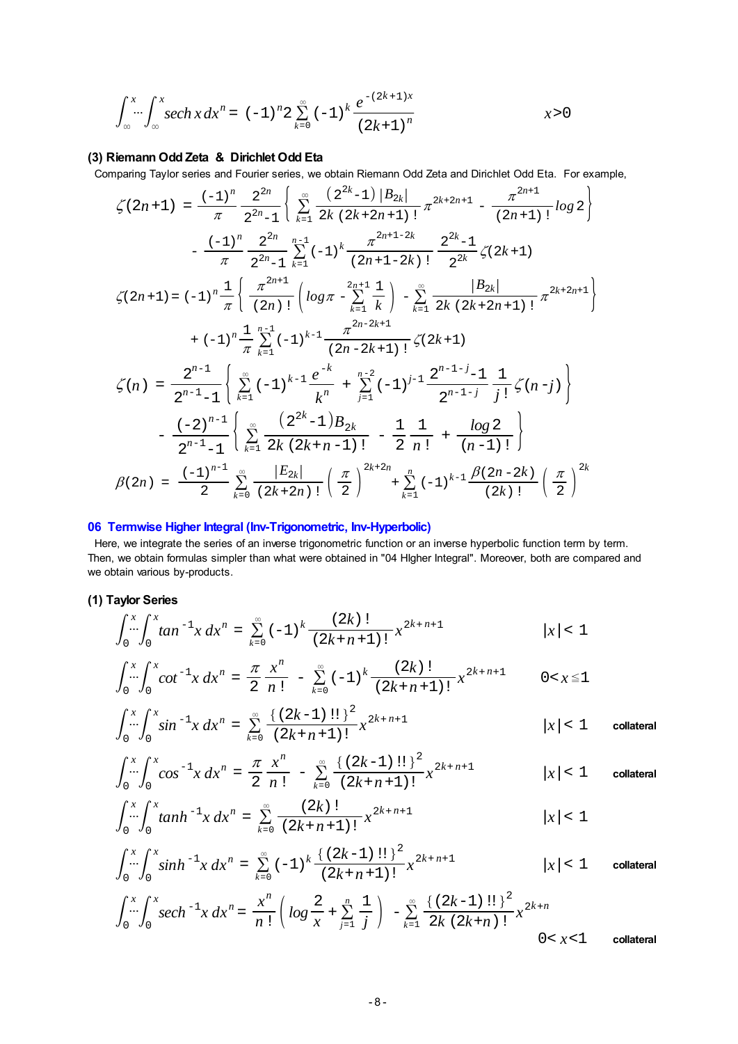$$\int_{\infty}^{x}\cdots\int_{\infty}^{x} \operatorname{sech} x\, dx^n = (-1)^n 2\sum_{k=0}^{\infty}(-1)^k \frac{e^{-(2k+1)x}}{(2k+1)^n} \qquad x>0$$

### (3) Riemann Odd Zeta & Dirichlet Odd Eta

Comparing Taylor series and Fourier series, we obtain Riemann Odd Zeta and Dirichlet Odd Eta. For example,

$$\zeta(2n+1) = \frac{(-1)^n}{\pi}\frac{2^{2n}}{2^{2n}-1}\left\{\sum_{k=1}^{\infty}\frac{(2^{2k}-1)|B_{2k}|}{2k(2k+2n+1)!}\pi^{2k+2n+1} - \frac{\pi^{2n+1}}{(2n+1)!}\log 2\right\}$$
$$-\frac{(-1)^n}{\pi}\frac{2^{2n}}{2^{2n}-1}\sum_{k=1}^{n-1}(-1)^k\frac{\pi^{2n+1-2k}}{(2n+1-2k)!}\frac{2^{2k}-1}{2^{2k}}\zeta(2k+1)$$

$$\zeta(2n+1) = (-1)^n\frac{1}{\pi}\left\{\frac{\pi^{2n+1}}{(2n)!}\left(\log\pi - \sum_{k=1}^{2n+1}\frac{1}{k}\right) - \sum_{k=1}^{\infty}\frac{|B_{2k}|}{2k(2k+2n+1)!}\pi^{2k+2n+1}\right\}$$
$$+(-1)^n\frac{1}{\pi}\sum_{k=1}^{n-1}(-1)^{k-1}\frac{\pi^{2n-2k+1}}{(2n-2k+1)!}\zeta(2k+1)$$

$$\zeta(n) = \frac{2^{n-1}}{2^{n-1}-1}\left\{\sum_{k=1}^{\infty}(-1)^{k-1}\frac{e^{-k}}{k^n} + \sum_{j=1}^{n-2}(-1)^{j-1}\frac{2^{n-1-j}-1}{2^{n-1-j}}\frac{1}{j!}\zeta(n-j)\right\}$$
$$-\frac{(-2)^{n-1}}{2^{n-1}-1}\left\{\sum_{k=1}^{\infty}\frac{(2^{2k}-1)B_{2k}}{2k(2k+n-1)!} - \frac{1}{2}\frac{1}{n!} + \frac{\log 2}{(n-1)!}\right\}$$

$$\beta(2n) = \frac{(-1)^{n-1}}{2}\sum_{k=0}^{\infty}\frac{|E_{2k}|}{(2k+2n)!}\left(\frac{\pi}{2}\right)^{2k+2n} + \sum_{k=1}^{n}(-1)^{k-1}\frac{\beta(2n-2k)}{(2k)!}\left(\frac{\pi}{2}\right)^{2k}$$

## 06 Termwise Higher Integral (Inv-Trigonometric, Inv-Hyperbolic)

Here, we integrate the series of an inverse trigonometric function or an inverse hyperbolic function term by term. Then, we obtain formulas simpler than what were obtained in "04 HIgher Integral". Moreover, both are compared and we obtain various by-products.

### (1) Taylor Series

$$\int_0^x\cdots\int_0^x \tan^{-1}x\, dx^n = \sum_{k=0}^{\infty}(-1)^k\frac{(2k)!}{(2k+n+1)!}x^{2k+n+1} \qquad |x|<1$$

$$\int_0^x\cdots\int_0^x \cot^{-1}x\, dx^n = \frac{\pi}{2}\frac{x^n}{n!} - \sum_{k=0}^{\infty}(-1)^k\frac{(2k)!}{(2k+n+1)!}x^{2k+n+1} \qquad 0<x\le 1$$

$$\int_0^x\cdots\int_0^x \sin^{-1}x\, dx^n = \sum_{k=0}^{\infty}\frac{\{(2k-1)!!\}^2}{(2k+n+1)!}x^{2k+n+1} \qquad |x|<1 \qquad \text{collateral}$$

$$\int_0^x\cdots\int_0^x \cos^{-1}x\, dx^n = \frac{\pi}{2}\frac{x^n}{n!} - \sum_{k=0}^{\infty}\frac{\{(2k-1)!!\}^2}{(2k+n+1)!}x^{2k+n+1} \qquad |x|<1 \qquad \text{collateral}$$

$$\int_0^x\cdots\int_0^x \tanh^{-1}x\, dx^n = \sum_{k=0}^{\infty}\frac{(2k)!}{(2k+n+1)!}x^{2k+n+1} \qquad |x|<1$$

$$\int_0^x\cdots\int_0^x \sinh^{-1}x\, dx^n = \sum_{k=0}^{\infty}(-1)^k\frac{\{(2k-1)!!\}^2}{(2k+n+1)!}x^{2k+n+1} \qquad |x|<1 \qquad \text{collateral}$$

$$\int_0^x\cdots\int_0^x \operatorname{sech}^{-1}x\, dx^n = \frac{x^n}{n!}\left(\log\frac{2}{x} + \sum_{j=1}^{n}\frac{1}{j}\right) - \sum_{k=1}^{\infty}\frac{\{(2k-1)!!\}^2}{2k(2k+n)!}x^{2k+n}$$
$$0<x<1 \qquad \text{collateral}$$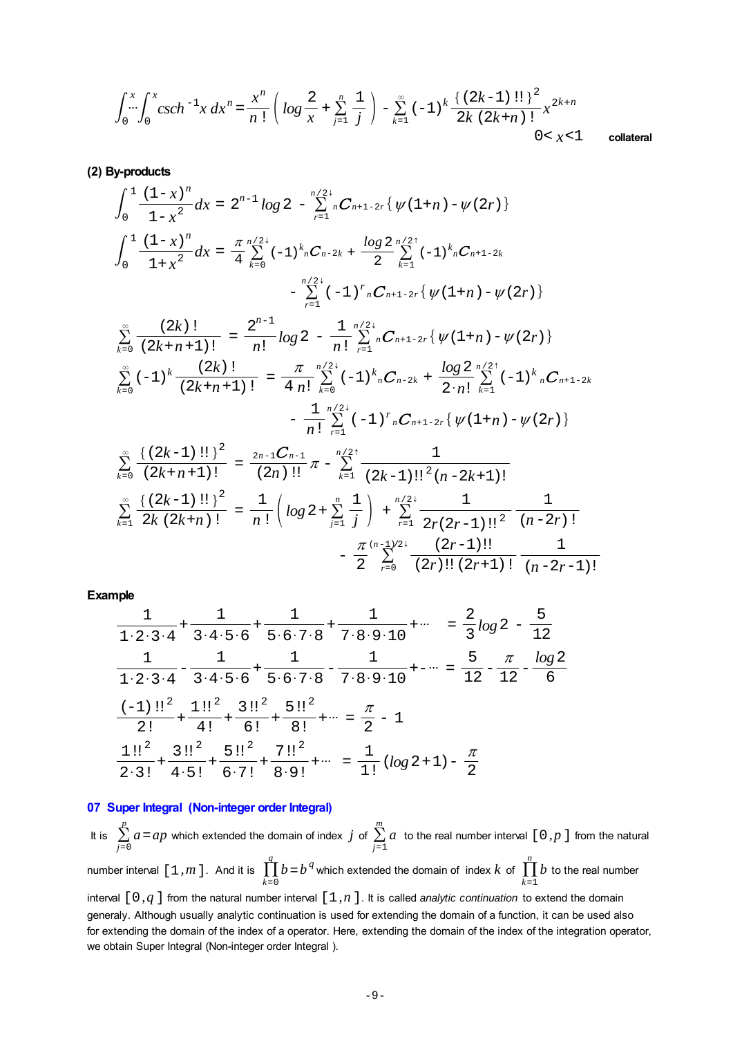$$\int_0^x \cdots \int_0^x csch^{-1}x\, dx^n = \frac{x^n}{n!}\left( \log\frac{2}{x} + \sum_{j=1}^{n}\frac{1}{j} \right) - \sum_{k=1}^{\infty}(-1)^k \frac{\{(2k-1)!!\}^2}{2k\,(2k+n)!}x^{2k+n}$$

$0 < x < 1$ collateral

**(2) By-products**

$$\int_0^1 \frac{(1-x)^n}{1-x^2}dx = 2^{n-1}\log 2 - \sum_{r=1}^{n/2\downarrow} {}_nC_{n+1-2r}\{\psi(1+n) - \psi(2r)\}$$

$$\int_0^1 \frac{(1-x)^n}{1+x^2}dx = \frac{\pi}{4}\sum_{k=0}^{n/2\downarrow}(-1)^k {}_nC_{n-2k} + \frac{\log 2}{2}\sum_{k=1}^{n/2\uparrow}(-1)^k {}_nC_{n+1-2k}$$
$$- \sum_{r=1}^{n/2\downarrow}(-1)^r {}_nC_{n+1-2r}\{\psi(1+n) - \psi(2r)\}$$

$$\sum_{k=0}^{\infty}\frac{(2k)!}{(2k+n+1)!} = \frac{2^{n-1}}{n!}\log 2 - \frac{1}{n!}\sum_{r=1}^{n/2\downarrow} {}_nC_{n+1-2r}\{\psi(1+n) - \psi(2r)\}$$

$$\sum_{k=0}^{\infty}(-1)^k\frac{(2k)!}{(2k+n+1)!} = \frac{\pi}{4\,n!}\sum_{k=0}^{n/2\downarrow}(-1)^k {}_nC_{n-2k} + \frac{\log 2}{2\cdot n!}\sum_{k=1}^{n/2\uparrow}(-1)^k {}_nC_{n+1-2k}$$
$$- \frac{1}{n!}\sum_{r=1}^{n/2\downarrow}(-1)^r {}_nC_{n+1-2r}\{\psi(1+n) - \psi(2r)\}$$

$$\sum_{k=0}^{\infty}\frac{\{(2k-1)!!\}^2}{(2k+n+1)!} = \frac{{}_{2n-1}C_{n-1}}{(2n)!!}\pi - \sum_{k=1}^{n/2\uparrow}\frac{1}{(2k-1)!!^2(n-2k+1)!}$$

$$\sum_{k=1}^{\infty}\frac{\{(2k-1)!!\}^2}{2k\,(2k+n)!} = \frac{1}{n!}\left( \log 2 + \sum_{j=1}^{n}\frac{1}{j} \right) + \sum_{r=1}^{n/2\downarrow}\frac{1}{2r(2r-1)!!^2}\frac{1}{(n-2r)!}$$
$$- \frac{\pi}{2}\sum_{r=0}^{(n-1)/2\downarrow}\frac{(2r-1)!!}{(2r)!!\,(2r+1)!}\frac{1}{(n-2r-1)!}$$

**Example**

$$\frac{1}{1\cdot2\cdot3\cdot4} + \frac{1}{3\cdot4\cdot5\cdot6} + \frac{1}{5\cdot6\cdot7\cdot8} + \frac{1}{7\cdot8\cdot9\cdot10} + \cdots = \frac{2}{3}\log 2 - \frac{5}{12}$$

$$\frac{1}{1\cdot2\cdot3\cdot4} - \frac{1}{3\cdot4\cdot5\cdot6} + \frac{1}{5\cdot6\cdot7\cdot8} - \frac{1}{7\cdot8\cdot9\cdot10} + - \cdots = \frac{5}{12} - \frac{\pi}{12} - \frac{\log 2}{6}$$

$$\frac{(-1)!!^2}{2!} + \frac{1!!^2}{4!} + \frac{3!!^2}{6!} + \frac{5!!^2}{8!} + \cdots = \frac{\pi}{2} - 1$$

$$\frac{1!!^2}{2\cdot3!} + \frac{3!!^2}{4\cdot5!} + \frac{5!!^2}{6\cdot7!} + \frac{7!!^2}{8\cdot9!} + \cdots = \frac{1}{1!}(\log 2 + 1) - \frac{\pi}{2}$$

## 07 Super Integral (Non-integer order Integral)

It is $\sum_{j=0}^{p} a = ap$ which extended the domain of index $j$ of $\sum_{j=1}^{m} a$ to the real number interval $[0,p]$ from the natural number interval $[1,m]$. And it is $\prod_{k=0}^{q} b = b^q$ which extended the domain of index $k$ of $\prod_{k=1}^{n} b$ to the real number interval $[0,q]$ from the natural number interval $[1,n]$. It is called *analytic continuation* to extend the domain generaly. Although usually analytic continuation is used for extending the domain of a function, it can be used also for extending the domain of the index of a operator. Here, extending the domain of the index of the integration operator, we obtain Super Integral (Non-integer order Integral ).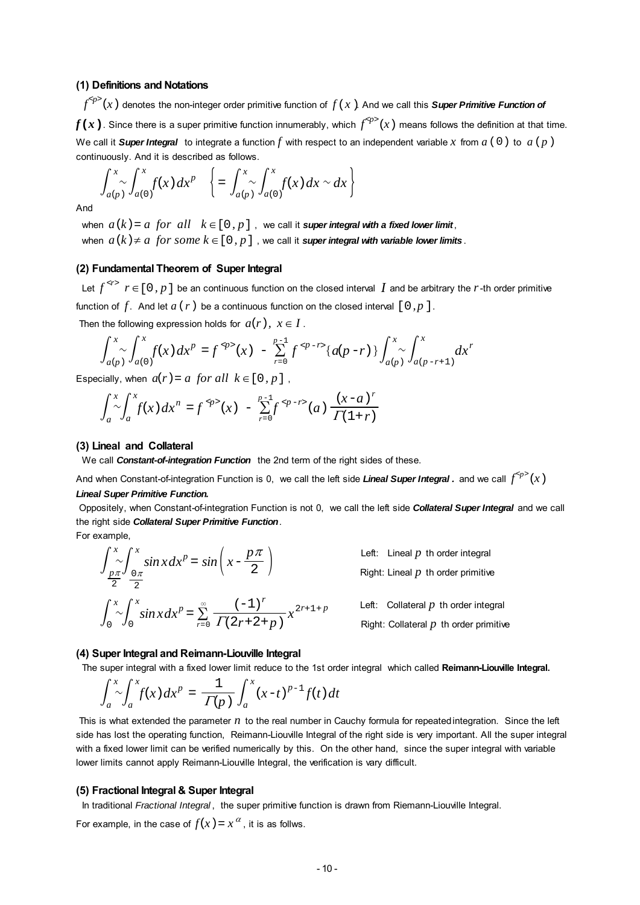### (1) Definitions and Notations

$f^{<p>}(x)$ denotes the non-integer order primitive function of $f(x)$. And we call this ***Super Primitive Function of $f(x)$***. Since there is a super primitive function innumerably, which $f^{<p>}(x)$ means follows the definition at that time. We call it ***Super Integral*** to integrate a function $f$ with respect to an independent variable $x$ from $a(0)$ to $a(p)$ continuously. And it is described as follows.

$$\int_{a(p)}^{x}\sim\int_{a(0)}^{x} f(x)\,dx^{p} \quad \left\{ = \int_{a(p)}^{x}\sim\int_{a(0)}^{x} f(x)\,dx \sim dx \right\}$$

And

when $a(k) = a \;\; for \;\; all \;\; k \in [0, p]$, we call it ***super integral with a fixed lower limit***,
when $a(k) \neq a \;\; for\; some\; k \in [0, p]$, we call it ***super integral with variable lower limits***.

### (2) Fundamental Theorem of Super Integral

Let $f^{<r>}\; r \in [0, p]$ be an continuous function on the closed interval $I$ and be arbitrary the $r$-th order primitive function of $f$. And let $a(r)$ be a continuous function on the closed interval $[0, p]$.

Then the following expression holds for $a(r),\; x \in I$.

$$\int_{a(p)}^{x}\sim\int_{a(0)}^{x} f(x)\,dx^{p} = f^{<p>}(x) - \sum_{r=0}^{p-1} f^{<p-r>}\{a(p-r)\}\int_{a(p)}^{x}\sim\int_{a(p-r+1)}^{x} dx^{r}$$

Especially, when $a(r) = a \;\; for\; all \;\; k \in [0, p]$,

$$\int_{a}^{x}\sim\int_{a}^{x} f(x)\,dx^{n} = f^{<p>}(x) - \sum_{r=0}^{p-1} f^{<p-r>}(a)\,\frac{(x-a)^{r}}{\Gamma(1+r)}$$

### (3) Lineal and Collateral

We call ***Constant-of-integration Function*** the 2nd term of the right sides of these.

And when Constant-of-integration Function is 0, we call the left side ***Lineal Super Integral.*** and we call $f^{<p>}(x)$ ***Lineal Super Primitive Function.***

Oppositely, when Constant-of-integration Function is not 0, we call the left side ***Collateral Super Integral*** and we call the right side ***Collateral Super Primitive Function***.

For example,

$$\int_{\frac{p\pi}{2}}^{x}\sim\int_{\frac{0\pi}{2}}^{x} \sin x\,dx^{p} = \sin\left(x - \frac{p\pi}{2}\right)$$

Left: Lineal $p$ th order integral
Right: Lineal $p$ th order primitive

$$\int_{0}^{x}\sim\int_{0}^{x} \sin x\,dx^{p} = \sum_{r=0}^{\infty} \frac{(-1)^{r}}{\Gamma(2r+2+p)}x^{2r+1+p}$$

Left: Collateral $p$ th order integral
Right: Collateral $p$ th order primitive

### (4) Super Integral and Reimann-Liouville Integral

The super integral with a fixed lower limit reduce to the 1st order integral which called **Reimann-Liouville Integral.**

$$\int_{a}^{x}\sim\int_{a}^{x} f(x)\,dx^{p} = \frac{1}{\Gamma(p)}\int_{a}^{x} (x-t)^{p-1} f(t)\,dt$$

This is what extended the parameter $n$ to the real number in Cauchy formula for repeated integration. Since the left side has lost the operating function, Reimann-Liouville Integral of the right side is very important. All the super integral with a fixed lower limit can be verified numerically by this. On the other hand, since the super integral with variable lower limits cannot apply Reimann-Liouville Integral, the verification is vary difficult.

### (5) Fractional Integral & Super Integral

In traditional *Fractional Integral*, the super primitive function is drawn from Riemann-Liouville Integral.

For example, in the case of $f(x) = x^{\alpha}$, it is as follws.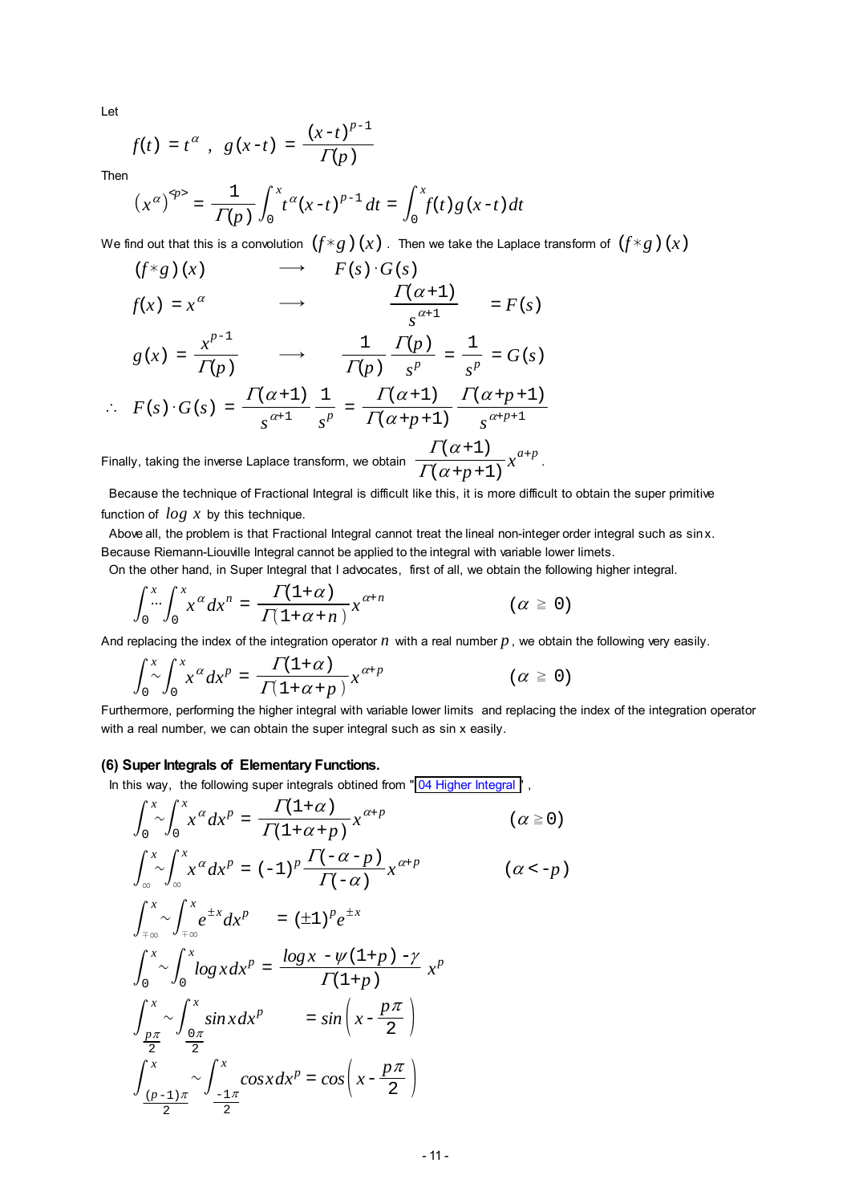Let

$$f(t) = t^{\alpha} \ , \ g(x-t) = \frac{(x-t)^{p-1}}{\Gamma(p)}$$

Then

$$\left(x^{\alpha}\right)^{<p>} = \frac{1}{\Gamma(p)} \int_0^x t^{\alpha}(x-t)^{p-1} dt = \int_0^x f(t) g(x-t) dt$$

We find out that this is a convolution $(f*g)(x)$ . Then we take the Laplace transform of $(f*g)(x)$

$$(f*g)(x) \quad \longrightarrow \quad F(s) \cdot G(s)$$

$$f(x) = x^{\alpha} \quad \longrightarrow \quad \frac{\Gamma(\alpha+1)}{s^{\alpha+1}} = F(s)$$

$$g(x) = \frac{x^{p-1}}{\Gamma(p)} \quad \longrightarrow \quad \frac{1}{\Gamma(p)} \frac{\Gamma(p)}{s^p} = \frac{1}{s^p} = G(s)$$

$$\therefore \ F(s) \cdot G(s) = \frac{\Gamma(\alpha+1)}{s^{\alpha+1}} \frac{1}{s^p} = \frac{\Gamma(\alpha+1)}{\Gamma(\alpha+p+1)} \frac{\Gamma(\alpha+p+1)}{s^{\alpha+p+1}}$$

Finally, taking the inverse Laplace transform, we obtain $\dfrac{\Gamma(\alpha+1)}{\Gamma(\alpha+p+1)} x^{\alpha+p}$.

Because the technique of Fractional Integral is difficult like this, it is more difficult to obtain the super primitive function of $\log x$ by this technique.

Above all, the problem is that Fractional Integral cannot treat the lineal non-integer order integral such as sin x. Because Riemann-Liouville Integral cannot be applied to the integral with variable lower limets.

On the other hand, in Super Integral that I advocates, first of all, we obtain the following higher integral.

$$\int_0^x \!\!\cdots\! \int_0^x x^{\alpha} dx^n = \frac{\Gamma(1+\alpha)}{\Gamma(1+\alpha+n)} x^{\alpha+n} \qquad (\alpha \geqq 0)$$

And replacing the index of the integration operator $n$ with a real number $p$, we obtain the following very easily.

$$\int_0^x \!\!\sim\! \int_0^x x^{\alpha} dx^p = \frac{\Gamma(1+\alpha)}{\Gamma(1+\alpha+p)} x^{\alpha+p} \qquad (\alpha \geqq 0)$$

Furthermore, performing the higher integral with variable lower limits and replacing the index of the integration operator with a real number, we can obtain the super integral such as sin x easily.

### (6) Super Integrals of Elementary Functions.

In this way, the following super integrals obtined from "04 Higher Integral" ,

$$\int_0^x \!\!\sim\! \int_0^x x^{\alpha} dx^p = \frac{\Gamma(1+\alpha)}{\Gamma(1+\alpha+p)} x^{\alpha+p} \qquad (\alpha \geqq 0)$$

$$\int_{\infty}^x \!\!\sim\! \int_{\infty}^x x^{\alpha} dx^p = (-1)^p \frac{\Gamma(-\alpha-p)}{\Gamma(-\alpha)} x^{\alpha+p} \qquad (\alpha < -p)$$

$$\int_{\mp\infty}^x \!\!\sim\! \int_{\mp\infty}^x e^{\pm x} dx^p = (\pm 1)^p e^{\pm x}$$

$$\int_0^x \!\!\sim\! \int_0^x \log x \, dx^p = \frac{\log x - \psi(1+p) - \gamma}{\Gamma(1+p)} x^p$$

$$\int_{\frac{p\pi}{2}}^x \!\!\sim\! \int_{\frac{0\pi}{2}}^x \sin x \, dx^p = \sin\left(x - \frac{p\pi}{2}\right)$$

$$\int_{\frac{(p-1)\pi}{2}}^x \!\!\sim\! \int_{\frac{-1\pi}{2}}^x \cos x \, dx^p = \cos\left(x - \frac{p\pi}{2}\right)$$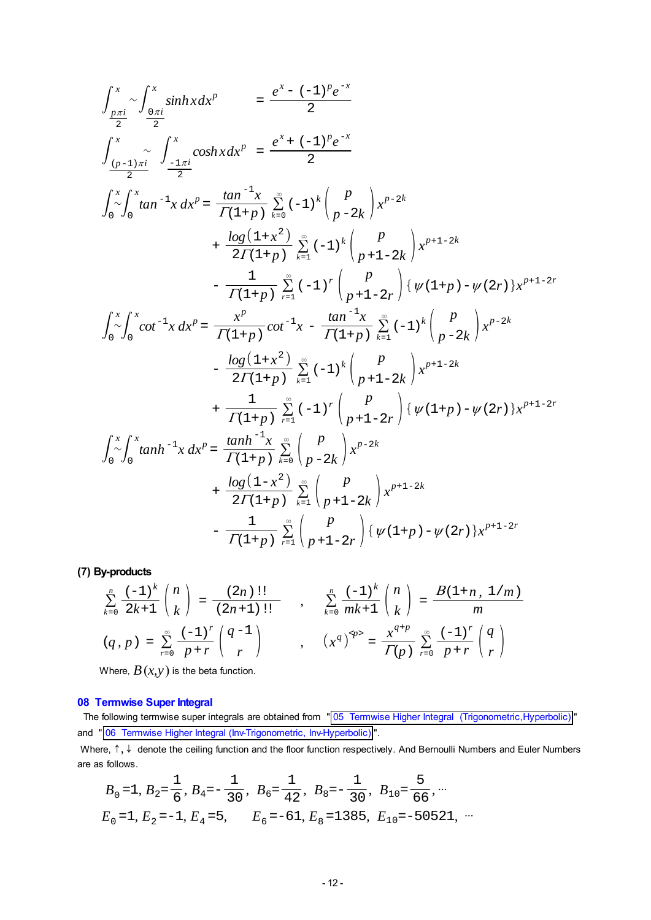$$\int_{\frac{p\pi i}{2}}^{x} \sim \int_{\frac{0\pi i}{2}}^{x} \sinh x\, dx^p = \frac{e^x - (-1)^p e^{-x}}{2}$$

$$\int_{\frac{(p-1)\pi i}{2}}^{x} \sim \int_{\frac{-1\pi i}{2}}^{x} \cosh x\, dx^p = \frac{e^x + (-1)^p e^{-x}}{2}$$

$$\begin{aligned}
\int_0^x \sim \int_0^x \tan^{-1} x\, dx^p = & \frac{\tan^{-1} x}{\Gamma(1+p)} \sum_{k=0}^{\infty} (-1)^k \binom{p}{p-2k} x^{p-2k} \\
& + \frac{\log(1+x^2)}{2\Gamma(1+p)} \sum_{k=1}^{\infty} (-1)^k \binom{p}{p+1-2k} x^{p+1-2k} \\
& - \frac{1}{\Gamma(1+p)} \sum_{r=1}^{\infty} (-1)^r \binom{p}{p+1-2r} \{\psi(1+p) - \psi(2r)\} x^{p+1-2r}
\end{aligned}$$

$$\begin{aligned}
\int_0^x \sim \int_0^x \cot^{-1} x\, dx^p = & \frac{x^p}{\Gamma(1+p)} \cot^{-1} x - \frac{\tan^{-1} x}{\Gamma(1+p)} \sum_{k=1}^{\infty} (-1)^k \binom{p}{p-2k} x^{p-2k} \\
& - \frac{\log(1+x^2)}{2\Gamma(1+p)} \sum_{k=1}^{\infty} (-1)^k \binom{p}{p+1-2k} x^{p+1-2k} \\
& + \frac{1}{\Gamma(1+p)} \sum_{r=1}^{\infty} (-1)^r \binom{p}{p+1-2r} \{\psi(1+p) - \psi(2r)\} x^{p+1-2r}
\end{aligned}$$

$$\begin{aligned}
\int_0^x \sim \int_0^x \tanh^{-1} x\, dx^p = & \frac{\tanh^{-1} x}{\Gamma(1+p)} \sum_{k=0}^{\infty} \binom{p}{p-2k} x^{p-2k} \\
& + \frac{\log(1-x^2)}{2\Gamma(1+p)} \sum_{k=1}^{\infty} \binom{p}{p+1-2k} x^{p+1-2k} \\
& - \frac{1}{\Gamma(1+p)} \sum_{r=1}^{\infty} \binom{p}{p+1-2r} \{\psi(1+p) - \psi(2r)\} x^{p+1-2r}
\end{aligned}$$

**(7) By-products**

$$\sum_{k=0}^{n} \frac{(-1)^k}{2k+1} \binom{n}{k} = \frac{(2n)!!}{(2n+1)!!} \quad , \quad \sum_{k=0}^{n} \frac{(-1)^k}{mk+1} \binom{n}{k} = \frac{B(1+n, 1/m)}{m}$$

$$(q, p) = \sum_{r=0}^{\infty} \frac{(-1)^r}{p+r} \binom{q-1}{r} \quad , \quad \left(x^q\right)^{\langle p \rangle} = \frac{x^{q+p}}{\Gamma(p)} \sum_{r=0}^{\infty} \frac{(-1)^r}{p+r} \binom{q}{r}$$

Where, $B(x,y)$ is the beta function.

## 08 Termwise Super Integral

The following termwise super integrals are obtained from "05 Termwise Higher Integral (Trigonometric,Hyperbolic)" and "06 Termwise Higher Integral (Inv-Trigonometric, Inv-Hyperbolic)".

Where, ↑, ↓ denote the ceiling function and the floor function respectively. And Bernoulli Numbers and Euler Numbers are as follows.

$$B_0 = 1,\ B_2 = \frac{1}{6},\ B_4 = -\frac{1}{30},\ B_6 = \frac{1}{42},\ B_8 = -\frac{1}{30},\ B_{10} = \frac{5}{66}, \cdots$$

$$E_0 = 1,\ E_2 = -1,\ E_4 = 5,\quad E_6 = -61,\ E_8 = 1385,\ E_{10} = -50521, \cdots$$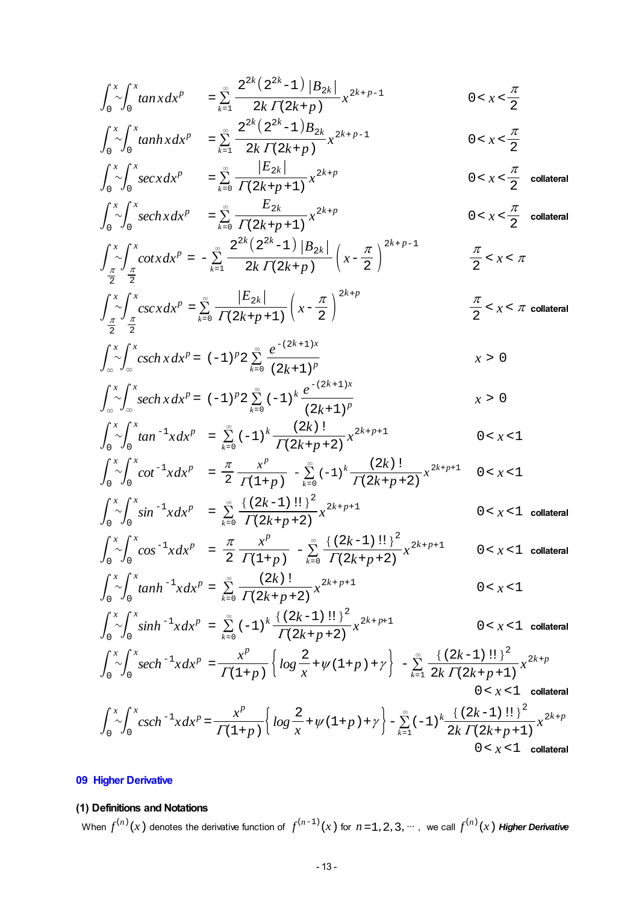$$\int_0^x \!\!\sim\!\! \int_0^x \tan x\, dx^p \;= \sum_{k=1}^{\infty} \frac{2^{2k}(2^{2k}-1)|B_{2k}|}{2k\,\Gamma(2k+p)} x^{2k+p-1} \qquad 0<x<\frac{\pi}{2}$$

$$\int_0^x \!\!\sim\!\! \int_0^x \tanh x\, dx^p \;= \sum_{k=1}^{\infty} \frac{2^{2k}(2^{2k}-1)B_{2k}}{2k\,\Gamma(2k+p)} x^{2k+p-1} \qquad 0<x<\frac{\pi}{2}$$

$$\int_0^x \!\!\sim\!\! \int_0^x \sec x\, dx^p \;= \sum_{k=0}^{\infty} \frac{|E_{2k}|}{\Gamma(2k+p+1)} x^{2k+p} \qquad 0<x<\frac{\pi}{2} \quad \text{collateral}$$

$$\int_0^x \!\!\sim\!\! \int_0^x \operatorname{sech} x\, dx^p \;= \sum_{k=0}^{\infty} \frac{E_{2k}}{\Gamma(2k+p+1)} x^{2k+p} \qquad 0<x<\frac{\pi}{2} \quad \text{collateral}$$

$$\int_{\frac{\pi}{2}}^x \!\!\sim\!\! \int_{\frac{\pi}{2}}^x \cot x\, dx^p = -\sum_{k=1}^{\infty} \frac{2^{2k}(2^{2k}-1)|B_{2k}|}{2k\,\Gamma(2k+p)} \left(x-\frac{\pi}{2}\right)^{2k+p-1} \qquad \frac{\pi}{2}<x<\pi$$

$$\int_{\frac{\pi}{2}}^x \!\!\sim\!\! \int_{\frac{\pi}{2}}^x \csc x\, dx^p = \sum_{k=0}^{\infty} \frac{|E_{2k}|}{\Gamma(2k+p+1)} \left(x-\frac{\pi}{2}\right)^{2k+p} \qquad \frac{\pi}{2}<x<\pi \quad \text{collateral}$$

$$\int_{\infty}^x \!\!\sim\!\! \int_{\infty}^x \operatorname{csch} x\, dx^p = (-1)^p 2 \sum_{k=0}^{\infty} \frac{e^{-(2k+1)x}}{(2k+1)^p} \qquad x>0$$

$$\int_{\infty}^x \!\!\sim\!\! \int_{\infty}^x \operatorname{sech} x\, dx^p = (-1)^p 2 \sum_{k=0}^{\infty} (-1)^k \frac{e^{-(2k+1)x}}{(2k+1)^p} \qquad x>0$$

$$\int_0^x \!\!\sim\!\! \int_0^x \tan^{-1} x\, dx^p \;= \sum_{k=0}^{\infty} (-1)^k \frac{(2k)!}{\Gamma(2k+p+2)} x^{2k+p+1} \qquad 0<x<1$$

$$\int_0^x \!\!\sim\!\! \int_0^x \cot^{-1} x\, dx^p \;= \frac{\pi}{2}\frac{x^p}{\Gamma(1+p)} - \sum_{k=0}^{\infty} (-1)^k \frac{(2k)!}{\Gamma(2k+p+2)} x^{2k+p+1} \qquad 0<x<1$$

$$\int_0^x \!\!\sim\!\! \int_0^x \sin^{-1} x\, dx^p \;= \sum_{k=0}^{\infty} \frac{\{(2k-1)!!\}^2}{\Gamma(2k+p+2)} x^{2k+p+1} \qquad 0<x<1 \quad \text{collateral}$$

$$\int_0^x \!\!\sim\!\! \int_0^x \cos^{-1} x\, dx^p \;= \frac{\pi}{2}\frac{x^p}{\Gamma(1+p)} - \sum_{k=0}^{\infty} \frac{\{(2k-1)!!\}^2}{\Gamma(2k+p+2)} x^{2k+p+1} \qquad 0<x<1 \quad \text{collateral}$$

$$\int_0^x \!\!\sim\!\! \int_0^x \tanh^{-1} x\, dx^p = \sum_{k=0}^{\infty} \frac{(2k)!}{\Gamma(2k+p+2)} x^{2k+p+1} \qquad 0<x<1$$

$$\int_0^x \!\!\sim\!\! \int_0^x \sinh^{-1} x\, dx^p \;= \sum_{k=0}^{\infty} (-1)^k \frac{\{(2k-1)!!\}^2}{\Gamma(2k+p+2)} x^{2k+p+1} \qquad 0<x<1 \quad \text{collateral}$$

$$\int_0^x \!\!\sim\!\! \int_0^x \operatorname{sech}^{-1} x\, dx^p = \frac{x^p}{\Gamma(1+p)}\left\{\log\frac{2}{x}+\psi(1+p)+\gamma\right\} - \sum_{k=1}^{\infty} \frac{\{(2k-1)!!\}^2}{2k\,\Gamma(2k+p+1)} x^{2k+p}$$
$$0<x<1 \quad \text{collateral}$$

$$\int_0^x \!\!\sim\!\! \int_0^x \operatorname{csch}^{-1} x\, dx^p = \frac{x^p}{\Gamma(1+p)}\left\{\log\frac{2}{x}+\psi(1+p)+\gamma\right\} - \sum_{k=1}^{\infty} (-1)^k \frac{\{(2k-1)!!\}^2}{2k\,\Gamma(2k+p+1)} x^{2k+p}$$
$$0<x<1 \quad \text{collateral}$$

## 09 Higher Derivative

### (1) Definitions and Notations

When $f^{(n)}(x)$ denotes the derivative function of $f^{(n-1)}(x)$ for $n=1,2,3,\cdots$, we call $f^{(n)}(x)$ ***Higher Derivative***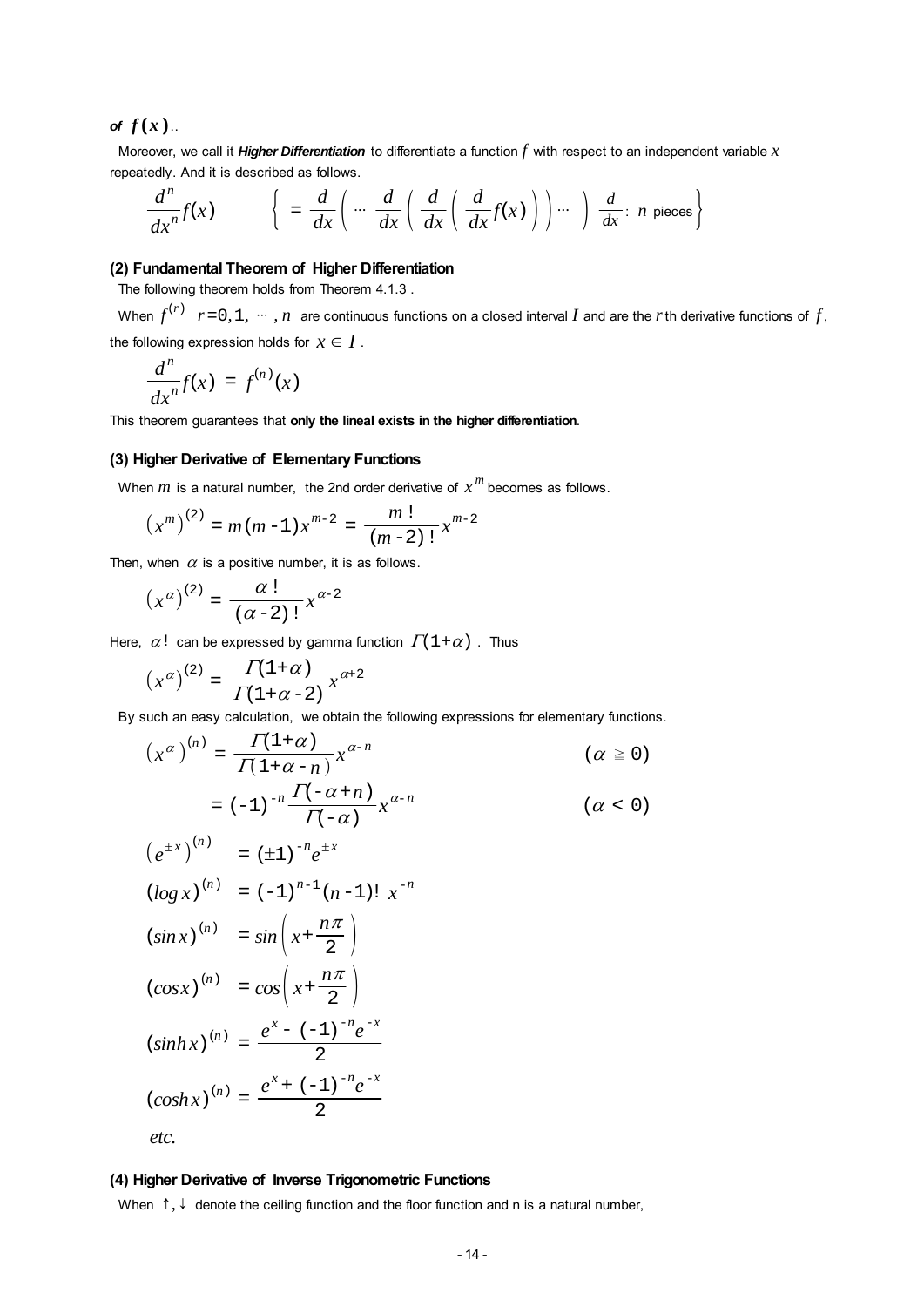***of*** $\boldsymbol{f(x)}$..

Moreover, we call it ***Higher Differentiation*** to differentiate a function $f$ with respect to an independent variable $x$ repeatedly. And it is described as follows.

$$\frac{d^n}{dx^n}f(x) \qquad \left\{ = \frac{d}{dx}\left( \cdots \frac{d}{dx}\left( \frac{d}{dx}\left( \frac{d}{dx}f(x) \right) \right) \cdots \right) \ \frac{d}{dx}:\ n \text{ pieces} \right\}$$

**(2) Fundamental Theorem of Higher Differentiation**

The following theorem holds from Theorem 4.1.3 .

When $f^{(r)}$ $r=0,1, \cdots, n$ are continuous functions on a closed interval $I$ and are the $r$th derivative functions of $f$, the following expression holds for $x \in I$ .

$$\frac{d^n}{dx^n}f(x) = f^{(n)}(x)$$

This theorem guarantees that **only the lineal exists in the higher differentiation**.

**(3) Higher Derivative of Elementary Functions**

When $m$ is a natural number, the 2nd order derivative of $x^m$ becomes as follows.

$$\left(x^m\right)^{(2)} = m(m-1)x^{m-2} = \frac{m!}{(m-2)!}x^{m-2}$$

Then, when $\alpha$ is a positive number, it is as follows.

$$\left(x^\alpha\right)^{(2)} = \frac{\alpha!}{(\alpha-2)!}x^{\alpha-2}$$

Here, $\alpha!$ can be expressed by gamma function $\Gamma(1+\alpha)$ . Thus

$$\left(x^\alpha\right)^{(2)} = \frac{\Gamma(1+\alpha)}{\Gamma(1+\alpha-2)}x^{\alpha+2}$$

By such an easy calculation, we obtain the following expressions for elementary functions.

$$\left(x^\alpha\right)^{(n)} = \frac{\Gamma(1+\alpha)}{\Gamma(1+\alpha-n)}x^{\alpha-n} \qquad (\alpha \geqq 0)$$

$$= (-1)^{-n}\frac{\Gamma(-\alpha+n)}{\Gamma(-\alpha)}x^{\alpha-n} \qquad (\alpha < 0)$$

$$\left(e^{\pm x}\right)^{(n)} = (\pm 1)^{-n}e^{\pm x}$$

$$(\log x)^{(n)} = (-1)^{n-1}(n-1)!\ x^{-n}$$

$$(\sin x)^{(n)} = \sin\left(x+\frac{n\pi}{2}\right)$$

$$(\cos x)^{(n)} = \cos\left(x+\frac{n\pi}{2}\right)$$

$$(\sinh x)^{(n)} = \frac{e^x - (-1)^{-n}e^{-x}}{2}$$

$$(\cosh x)^{(n)} = \frac{e^x + (-1)^{-n}e^{-x}}{2}$$

*etc.*

**(4) Higher Derivative of Inverse Trigonometric Functions**

When $\uparrow, \downarrow$ denote the ceiling function and the floor function and n is a natural number,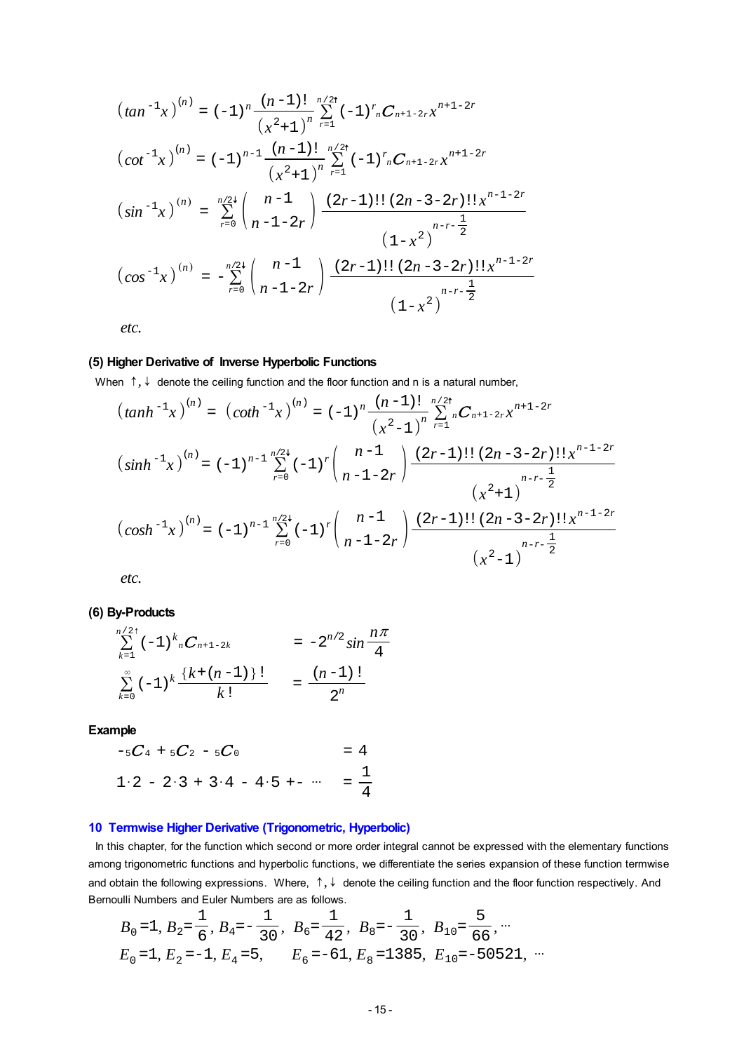$$\left(\tan^{-1}x\right)^{(n)} = (-1)^{n}\frac{(n-1)!}{\left(x^{2}+1\right)^{n}}\sum_{r=1}^{n/2\uparrow}(-1)^{r}{}_{n}C_{n+1-2r}\,x^{n+1-2r}$$

$$\left(\cot^{-1}x\right)^{(n)} = (-1)^{n-1}\frac{(n-1)!}{\left(x^{2}+1\right)^{n}}\sum_{r=1}^{n/2\uparrow}(-1)^{r}{}_{n}C_{n+1-2r}\,x^{n+1-2r}$$

$$\left(\sin^{-1}x\right)^{(n)} = \sum_{r=0}^{n/2\downarrow}\binom{n-1}{n-1-2r}\frac{(2r-1)!!\,(2n-3-2r)!!\,x^{n-1-2r}}{\left(1-x^{2}\right)^{n-r-\frac{1}{2}}}$$

$$\left(\cos^{-1}x\right)^{(n)} = -\sum_{r=0}^{n/2\downarrow}\binom{n-1}{n-1-2r}\frac{(2r-1)!!\,(2n-3-2r)!!\,x^{n-1-2r}}{\left(1-x^{2}\right)^{n-r-\frac{1}{2}}}$$

*etc.*

### (5) Higher Derivative of Inverse Hyperbolic Functions

When $\uparrow,\downarrow$ denote the ceiling function and the floor function and n is a natural number,

$$\left(\tanh^{-1}x\right)^{(n)} = \left(\coth^{-1}x\right)^{(n)} = (-1)^{n}\frac{(n-1)!}{\left(x^{2}-1\right)^{n}}\sum_{r=1}^{n/2\uparrow}{}_{n}C_{n+1-2r}\,x^{n+1-2r}$$

$$\left(\sinh^{-1}x\right)^{(n)} = (-1)^{n-1}\sum_{r=0}^{n/2\downarrow}(-1)^{r}\binom{n-1}{n-1-2r}\frac{(2r-1)!!\,(2n-3-2r)!!\,x^{n-1-2r}}{\left(x^{2}+1\right)^{n-r-\frac{1}{2}}}$$

$$\left(\cosh^{-1}x\right)^{(n)} = (-1)^{n-1}\sum_{r=0}^{n/2\downarrow}(-1)^{r}\binom{n-1}{n-1-2r}\frac{(2r-1)!!\,(2n-3-2r)!!\,x^{n-1-2r}}{\left(x^{2}-1\right)^{n-r-\frac{1}{2}}}$$

*etc.*

### (6) By-Products

$$\sum_{k=1}^{n/2\uparrow}(-1)^{k}{}_{n}C_{n+1-2k} = -2^{n/2}\sin\frac{n\pi}{4}$$

$$\sum_{k=0}^{\infty}(-1)^{k}\frac{\{k+(n-1)\}!}{k!} = \frac{(n-1)!}{2^{n}}$$

**Example**

$$-{}_{5}C_{4} + {}_{5}C_{2} - {}_{5}C_{0} = 4$$

$$1\cdot 2 - 2\cdot 3 + 3\cdot 4 - 4\cdot 5 +- \cdots = \frac{1}{4}$$

## 10 Termwise Higher Derivative (Trigonometric, Hyperbolic)

In this chapter, for the function which second or more order integral cannot be expressed with the elementary functions among trigonometric functions and hyperbolic functions, we differentiate the series expansion of these function termwise and obtain the following expressions. Where, $\uparrow,\downarrow$ denote the ceiling function and the floor function respectively. And Bernoulli Numbers and Euler Numbers are as follows.

$$B_0=1,\ B_2=\frac{1}{6},\ B_4=-\frac{1}{30},\ B_6=\frac{1}{42},\ B_8=-\frac{1}{30},\ B_{10}=\frac{5}{66},\cdots$$

$$E_0=1,\ E_2=-1,\ E_4=5,\quad E_6=-61,\ E_8=1385,\ E_{10}=-50521,\ \cdots$$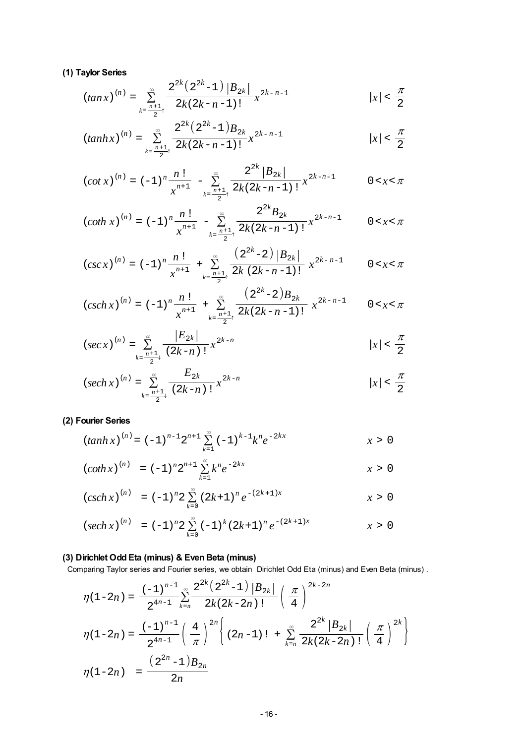**(1) Taylor Series**

$$(\tan x)^{(n)} = \sum_{k=\frac{n+1}{2}\uparrow}^{\infty} \frac{2^{2k}\left(2^{2k}-1\right)|B_{2k}|}{2k(2k-n-1)!} x^{2k-n-1} \qquad |x| < \frac{\pi}{2}$$

$$(\tanh x)^{(n)} = \sum_{k=\frac{n+1}{2}\uparrow}^{\infty} \frac{2^{2k}\left(2^{2k}-1\right)B_{2k}}{2k(2k-n-1)!} x^{2k-n-1} \qquad |x| < \frac{\pi}{2}$$

$$(\cot x)^{(n)} = (-1)^n \frac{n!}{x^{n+1}} - \sum_{k=\frac{n+1}{2}\uparrow}^{\infty} \frac{2^{2k}|B_{2k}|}{2k(2k-n-1)!} x^{2k-n-1} \qquad 0 < x < \pi$$

$$(\coth x)^{(n)} = (-1)^n \frac{n!}{x^{n+1}} - \sum_{k=\frac{n+1}{2}\uparrow}^{\infty} \frac{2^{2k}B_{2k}}{2k(2k-n-1)!} x^{2k-n-1} \qquad 0 < x < \pi$$

$$(\csc x)^{(n)} = (-1)^n \frac{n!}{x^{n+1}} + \sum_{k=\frac{n+1}{2}\uparrow}^{\infty} \frac{\left(2^{2k}-2\right)|B_{2k}|}{2k(2k-n-1)!} x^{2k-n-1} \qquad 0 < x < \pi$$

$$(\operatorname{csch} x)^{(n)} = (-1)^n \frac{n!}{x^{n+1}} + \sum_{k=\frac{n+1}{2}\uparrow}^{\infty} \frac{\left(2^{2k}-2\right)B_{2k}}{2k(2k-n-1)!} x^{2k-n-1} \qquad 0 < x < \pi$$

$$(\sec x)^{(n)} = \sum_{k=\frac{n+1}{2}\downarrow}^{\infty} \frac{|E_{2k}|}{(2k-n)!} x^{2k-n} \qquad |x| < \frac{\pi}{2}$$

$$(\operatorname{sech} x)^{(n)} = \sum_{k=\frac{n+1}{2}\downarrow}^{\infty} \frac{E_{2k}}{(2k-n)!} x^{2k-n} \qquad |x| < \frac{\pi}{2}$$

**(2) Fourier Series**

$$(\tanh x)^{(n)} = (-1)^{n-1} 2^{n+1} \sum_{k=1}^{\infty} (-1)^{k-1} k^n e^{-2kx} \qquad x > 0$$

$$(\coth x)^{(n)} = (-1)^n 2^{n+1} \sum_{k=1}^{\infty} k^n e^{-2kx} \qquad x > 0$$

$$(\operatorname{csch} x)^{(n)} = (-1)^n 2 \sum_{k=0}^{\infty} (2k+1)^n e^{-(2k+1)x} \qquad x > 0$$

$$(\operatorname{sech} x)^{(n)} = (-1)^n 2 \sum_{k=0}^{\infty} (-1)^k (2k+1)^n e^{-(2k+1)x} \qquad x > 0$$

**(3) Dirichlet Odd Eta (minus) & Even Beta (minus)**

Comparing Taylor series and Fourier series, we obtain Dirichlet Odd Eta (minus) and Even Beta (minus) .

$$\eta(1-2n) = \frac{(-1)^{n-1}}{2^{4n-1}} \sum_{k=n}^{\infty} \frac{2^{2k}\left(2^{2k}-1\right)|B_{2k}|}{2k(2k-2n)!} \left(\frac{\pi}{4}\right)^{2k-2n}$$

$$\eta(1-2n) = \frac{(-1)^{n-1}}{2^{4n-1}} \left(\frac{4}{\pi}\right)^{2n} \left\{ (2n-1)! + \sum_{k=n}^{\infty} \frac{2^{2k}|B_{2k}|}{2k(2k-2n)!} \left(\frac{\pi}{4}\right)^{2k} \right\}$$

$$\eta(1-2n) = \frac{\left(2^{2n}-1\right)B_{2n}}{2n}$$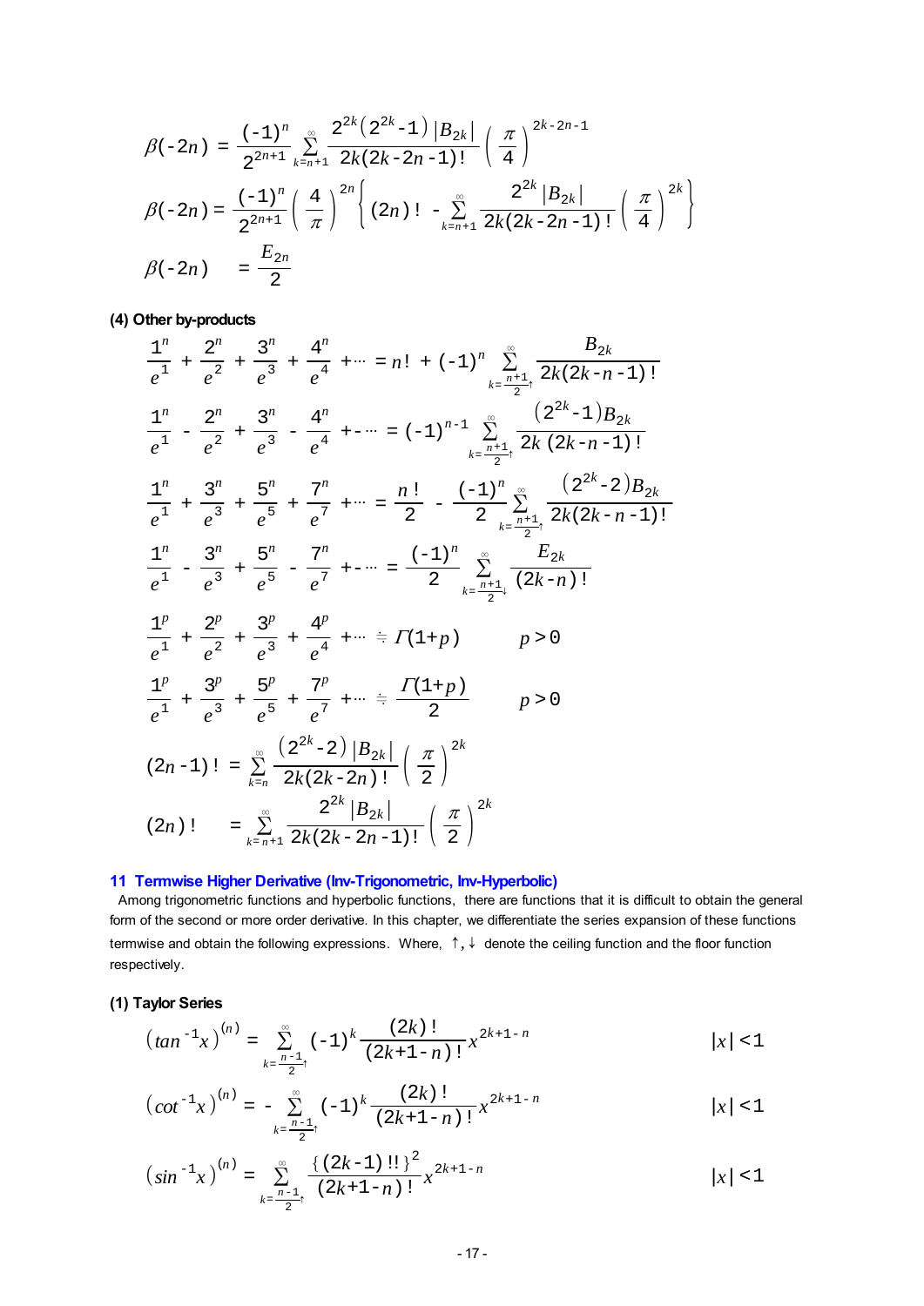$$\beta(-2n) = \frac{(-1)^n}{2^{2n+1}} \sum_{k=n+1}^{\infty} \frac{2^{2k}\left(2^{2k}-1\right)|B_{2k}|}{2k(2k-2n-1)!}\left(\frac{\pi}{4}\right)^{2k-2n-1}$$

$$\beta(-2n) = \frac{(-1)^n}{2^{2n+1}}\left(\frac{4}{\pi}\right)^{2n}\left\{(2n)! - \sum_{k=n+1}^{\infty} \frac{2^{2k}|B_{2k}|}{2k(2k-2n-1)!}\left(\frac{\pi}{4}\right)^{2k}\right\}$$

$$\beta(-2n) \quad = \frac{E_{2n}}{2}$$

**(4) Other by-products**

$$\frac{1^n}{e^1} + \frac{2^n}{e^2} + \frac{3^n}{e^3} + \frac{4^n}{e^4} + \cdots = n! + (-1)^n \sum_{k=\frac{n+1}{2}\uparrow}^{\infty} \frac{B_{2k}}{2k(2k-n-1)!}$$

$$\frac{1^n}{e^1} - \frac{2^n}{e^2} + \frac{3^n}{e^3} - \frac{4^n}{e^4} + - \cdots = (-1)^{n-1} \sum_{k=\frac{n+1}{2}\uparrow}^{\infty} \frac{\left(2^{2k}-1\right)B_{2k}}{2k\,(2k-n-1)!}$$

$$\frac{1^n}{e^1} + \frac{3^n}{e^3} + \frac{5^n}{e^5} + \frac{7^n}{e^7} + \cdots = \frac{n!}{2} - \frac{(-1)^n}{2} \sum_{k=\frac{n+1}{2}\uparrow}^{\infty} \frac{\left(2^{2k}-2\right)B_{2k}}{2k(2k-n-1)!}$$

$$\frac{1^n}{e^1} - \frac{3^n}{e^3} + \frac{5^n}{e^5} - \frac{7^n}{e^7} + - \cdots = \frac{(-1)^n}{2} \sum_{k=\frac{n+1}{2}\downarrow}^{\infty} \frac{E_{2k}}{(2k-n)!}$$

$$\frac{1^p}{e^1} + \frac{2^p}{e^2} + \frac{3^p}{e^3} + \frac{4^p}{e^4} + \cdots \fallingdotseq \Gamma(1+p) \qquad p>0$$

$$\frac{1^p}{e^1} + \frac{3^p}{e^3} + \frac{5^p}{e^5} + \frac{7^p}{e^7} + \cdots \fallingdotseq \frac{\Gamma(1+p)}{2} \qquad p>0$$

$$(2n-1)! = \sum_{k=n}^{\infty} \frac{\left(2^{2k}-2\right)|B_{2k}|}{2k(2k-2n)!}\left(\frac{\pi}{2}\right)^{2k}$$

$$(2n)! \quad = \sum_{k=n+1}^{\infty} \frac{2^{2k}|B_{2k}|}{2k(2k-2n-1)!}\left(\frac{\pi}{2}\right)^{2k}$$

## 11 Termwise Higher Derivative (Inv-Trigonometric, Inv-Hyperbolic)

Among trigonometric functions and hyperbolic functions, there are functions that it is difficult to obtain the general form of the second or more order derivative. In this chapter, we differentiate the series expansion of these functions termwise and obtain the following expressions. Where, $\uparrow,\downarrow$ denote the ceiling function and the floor function respectively.

**(1) Taylor Series**

$$\left(\tan^{-1}x\right)^{(n)} = \sum_{k=\frac{n-1}{2}\uparrow}^{\infty} (-1)^k \frac{(2k)!}{(2k+1-n)!} x^{2k+1-n} \qquad |x|<1$$

$$\left(\cot^{-1}x\right)^{(n)} = -\sum_{k=\frac{n-1}{2}\uparrow}^{\infty} (-1)^k \frac{(2k)!}{(2k+1-n)!} x^{2k+1-n} \qquad |x|<1$$

$$\left(\sin^{-1}x\right)^{(n)} = \sum_{k=\frac{n-1}{2}\uparrow}^{\infty} \frac{\{(2k-1)!!\}^2}{(2k+1-n)!} x^{2k+1-n} \qquad |x|<1$$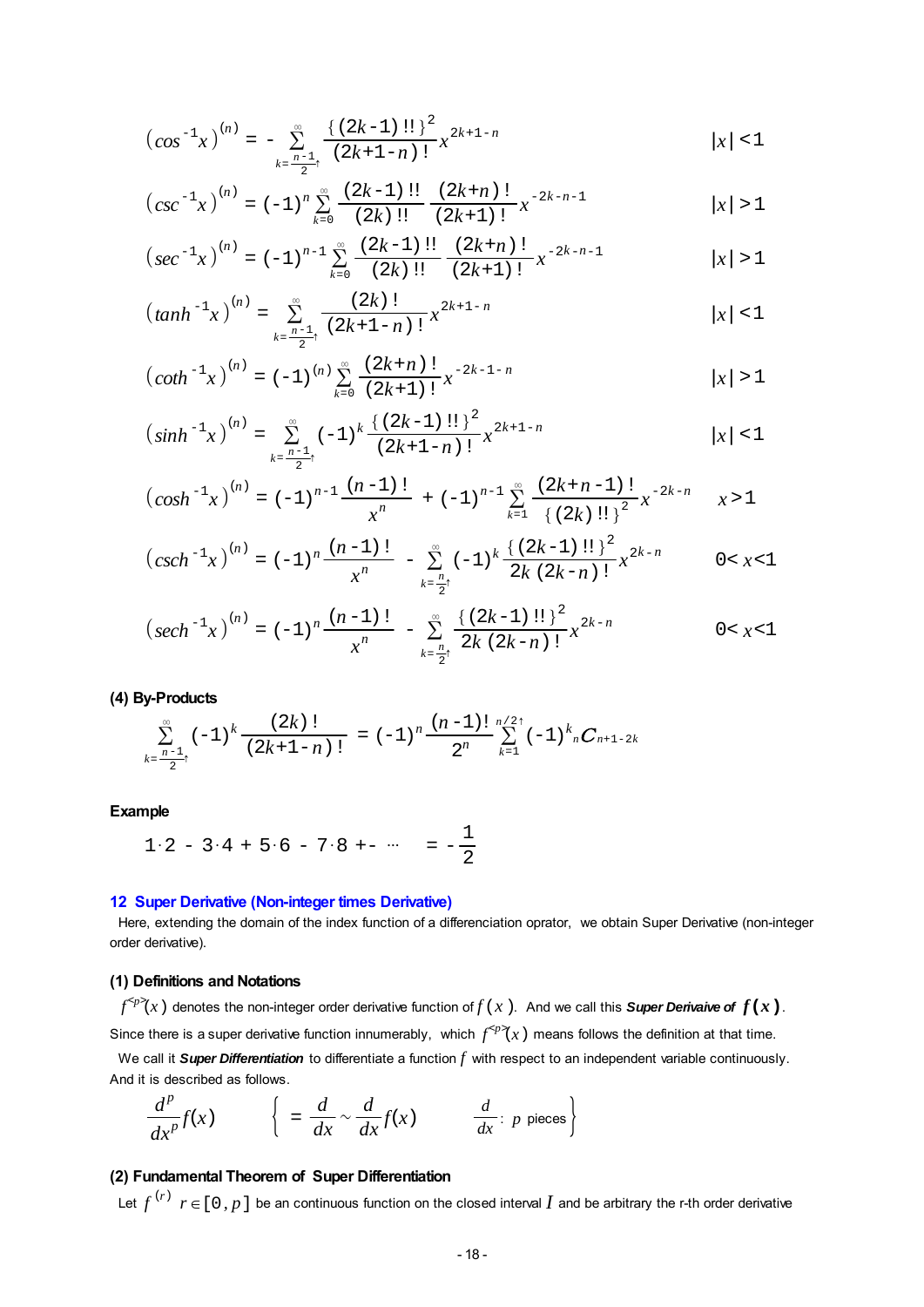$$\left(\cos^{-1}x\right)^{(n)} = -\sum_{k=\frac{n-1}{2}\uparrow}^{\infty} \frac{\{(2k-1)!!\}^2}{(2k+1-n)!} x^{2k+1-n} \qquad |x|<1$$

$$\left(\csc^{-1}x\right)^{(n)} = (-1)^n \sum_{k=0}^{\infty} \frac{(2k-1)!!}{(2k)!!} \frac{(2k+n)!}{(2k+1)!} x^{-2k-n-1} \qquad |x|>1$$

$$\left(\sec^{-1}x\right)^{(n)} = (-1)^{n-1} \sum_{k=0}^{\infty} \frac{(2k-1)!!}{(2k)!!} \frac{(2k+n)!}{(2k+1)!} x^{-2k-n-1} \qquad |x|>1$$

$$\left(\tanh^{-1}x\right)^{(n)} = \sum_{k=\frac{n-1}{2}\uparrow}^{\infty} \frac{(2k)!}{(2k+1-n)!} x^{2k+1-n} \qquad |x|<1$$

$$\left(\coth^{-1}x\right)^{(n)} = (-1)^{(n)} \sum_{k=0}^{\infty} \frac{(2k+n)!}{(2k+1)!} x^{-2k-1-n} \qquad |x|>1$$

$$\left(\sinh^{-1}x\right)^{(n)} = \sum_{k=\frac{n-1}{2}\uparrow}^{\infty} (-1)^k \frac{\{(2k-1)!!\}^2}{(2k+1-n)!} x^{2k+1-n} \qquad |x|<1$$

$$\left(\cosh^{-1}x\right)^{(n)} = (-1)^{n-1} \frac{(n-1)!}{x^n} + (-1)^{n-1} \sum_{k=1}^{\infty} \frac{(2k+n-1)!}{\{(2k)!!\}^2} x^{-2k-n} \qquad x>1$$

$$\left(\operatorname{csch}^{-1}x\right)^{(n)} = (-1)^n \frac{(n-1)!}{x^n} - \sum_{k=\frac{n}{2}\uparrow}^{\infty} (-1)^k \frac{\{(2k-1)!!\}^2}{2k\,(2k-n)!} x^{2k-n} \qquad 0<x<1$$

$$\left(\operatorname{sech}^{-1}x\right)^{(n)} = (-1)^n \frac{(n-1)!}{x^n} - \sum_{k=\frac{n}{2}\uparrow}^{\infty} \frac{\{(2k-1)!!\}^2}{2k\,(2k-n)!} x^{2k-n} \qquad 0<x<1$$

**(4) By-Products**

$$\sum_{k=\frac{n-1}{2}\uparrow}^{\infty} (-1)^k \frac{(2k)!}{(2k+1-n)!} = (-1)^n \frac{(n-1)!}{2^n} \sum_{k=1}^{n/2\uparrow} (-1)^k {}_nC_{n+1-2k}$$

**Example**

$$1\cdot 2 - 3\cdot 4 + 5\cdot 6 - 7\cdot 8 +- \cdots \quad = -\frac{1}{2}$$

## 12 Super Derivative (Non-integer times Derivative)

Here, extending the domain of the index function of a differenciation oprator, we obtain Super Derivative (non-integer order derivative).

### (1) Definitions and Notations

$f^{<p>}(x)$ denotes the non-integer order derivative function of $f(x)$. And we call this ***Super Derivaive of*** $\boldsymbol{f(x)}$.

Since there is a super derivative function innumerably, which $f^{<p>}(x)$ means follows the definition at that time.

We call it ***Super Differentiation*** to differentiate a function $f$ with respect to an independent variable continuously. And it is described as follows.

$$\frac{d^p}{dx^p} f(x) \qquad \left\{ = \frac{d}{dx} \sim \frac{d}{dx} f(x) \qquad \frac{d}{dx} : \ p \text{ pieces} \right\}$$

### (2) Fundamental Theorem of Super Differentiation

Let $f^{(r)}$ $r\in[0,p]$ be an continuous function on the closed interval $I$ and be arbitrary the r-th order derivative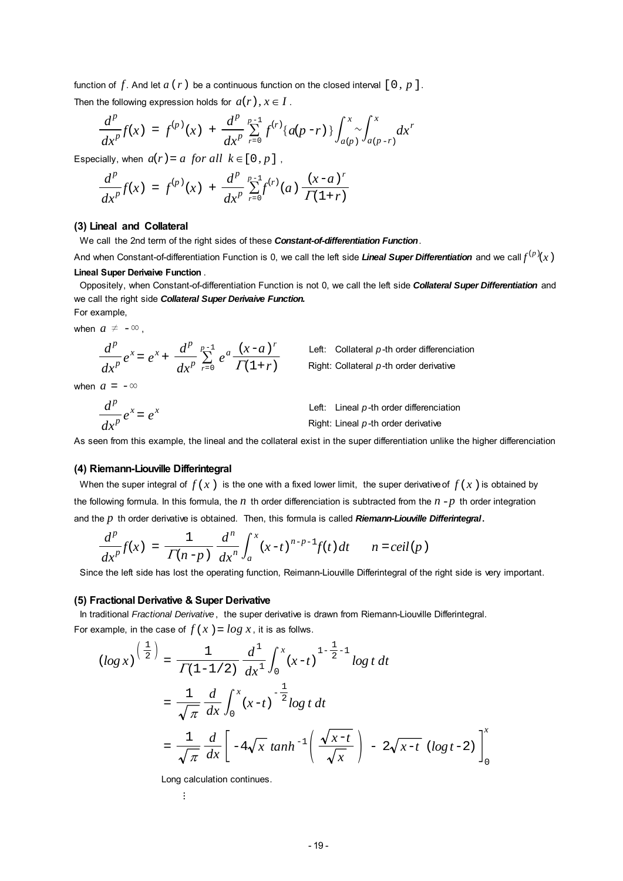function of $f$. And let $a(r)$ be a continuous function on the closed interval $[0, p]$.
Then the following expression holds for $a(r), x \in I$.

$$\frac{d^p}{dx^p}f(x) = f^{(p)}(x) + \frac{d^p}{dx^p}\sum_{r=0}^{p-1} f^{(r)}\{a(p-r)\}\int_{a(p)}^{x}\sim\int_{a(p-r)}^{x} dx^r$$

Especially, when $a(r) = a \ for \ all \ k \in [0, p]$,

$$\frac{d^p}{dx^p}f(x) = f^{(p)}(x) + \frac{d^p}{dx^p}\sum_{r=0}^{p-1} f^{(r)}(a)\frac{(x-a)^r}{\Gamma(1+r)}$$

### (3) Lineal and Collateral

We call the 2nd term of the right sides of these ***Constant-of-differentiation Function***.

And when Constant-of-differentiation Function is 0, we call the left side ***Lineal Super Differentiation*** and we call $f^{(p)}(x)$ **Lineal Super Derivaive Function**.

Oppositely, when Constant-of-differentiation Function is not 0, we call the left side ***Collateral Super Differentiation*** and we call the right side ***Collateral Super Derivaive Function.***

For example,

when $a \neq -\infty$,

$$\frac{d^p}{dx^p}e^x = e^x + \frac{d^p}{dx^p}\sum_{r=0}^{p-1} e^a\frac{(x-a)^r}{\Gamma(1+r)}$$

Left: Collateral $p$-th order differenciation
Right: Collateral $p$-th order derivative

when $a = -\infty$

$$\frac{d^p}{dx^p}e^x = e^x$$

Left: Lineal $p$-th order differenciation
Right: Lineal $p$-th order derivative

As seen from this example, the lineal and the collateral exist in the super differentiation unlike the higher differenciation

### (4) Riemann-Liouville Differintegral

When the super integral of $f(x)$ is the one with a fixed lower limit, the super derivative of $f(x)$ is obtained by the following formula. In this formula, the $n$ th order differenciation is subtracted from the $n-p$ th order integration and the $p$ th order derivative is obtained. Then, this formula is called ***Riemann-Liouville Differintegral*.**

$$\frac{d^p}{dx^p}f(x) = \frac{1}{\Gamma(n-p)}\frac{d^n}{dx^n}\int_a^x (x-t)^{n-p-1}f(t)\,dt \qquad n = ceil(p)$$

Since the left side has lost the operating function, Reimann-Liouville Differintegral of the right side is very important.

### (5) Fractional Derivative & Super Derivative

In traditional *Fractional Derivative*, the super derivative is drawn from Riemann-Liouville Differintegral.
For example, in the case of $f(x) = log\,x$, it is as follws.

$$\begin{aligned}
(log\,x)^{\left(\frac{1}{2}\right)} &= \frac{1}{\Gamma(1-1/2)}\frac{d^1}{dx^1}\int_0^x (x-t)^{1-\frac{1}{2}-1} log\,t\,dt \\
&= \frac{1}{\sqrt{\pi}}\frac{d}{dx}\int_0^x (x-t)^{-\frac{1}{2}} log\,t\,dt \\
&= \frac{1}{\sqrt{\pi}}\frac{d}{dx}\left[-4\sqrt{x}\,tanh^{-1}\left(\frac{\sqrt{x-t}}{\sqrt{x}}\right) - 2\sqrt{x-t}\,(log\,t-2)\right]_0^x
\end{aligned}$$

Long calculation continues.

⋮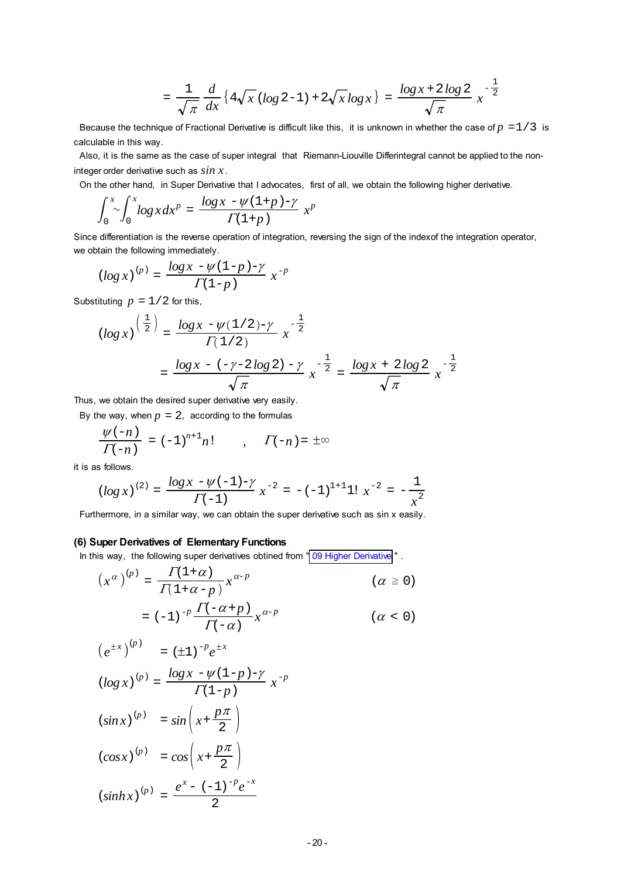$$= \frac{1}{\sqrt{\pi}} \frac{d}{dx} \left\{ 4\sqrt{x}\left(\log 2-1\right) + 2\sqrt{x}\log x \right\} = \frac{\log x + 2\log 2}{\sqrt{\pi}} \, x^{-\frac{1}{2}}$$

Because the technique of Fractional Derivative is difficult like this, it is unknown in whether the case of $p = 1/3$ is calculable in this way.

Also, it is the same as the case of super integral that Riemann-Liouville Differintegral cannot be applied to the non-integer order derivative such as $\sin x$.

On the other hand, in Super Derivative that I advocates, first of all, we obtain the following higher derivative.

$$\int_0^x \sim \int_0^x \log x \, dx^p = \frac{\log x - \psi(1+p) - \gamma}{\Gamma(1+p)} \, x^p$$

Since differentiation is the reverse operation of integration, reversing the sign of the indexof the integration operator, we obtain the following immediately.

$$(\log x)^{(p)} = \frac{\log x - \psi(1-p) - \gamma}{\Gamma(1-p)} \, x^{-p}$$

Substituting $p = 1/2$ for this,

$$(\log x)^{\left(\frac{1}{2}\right)} = \frac{\log x - \psi(1/2) - \gamma}{\Gamma(1/2)} \, x^{-\frac{1}{2}}$$

$$= \frac{\log x - (-\gamma - 2\log 2) - \gamma}{\sqrt{\pi}} \, x^{-\frac{1}{2}} = \frac{\log x + 2\log 2}{\sqrt{\pi}} \, x^{-\frac{1}{2}}$$

Thus, we obtain the desired super derivative very easily.

By the way, when $p = 2$, according to the formulas

$$\frac{\psi(-n)}{\Gamma(-n)} = (-1)^{n+1} n! \qquad , \quad \Gamma(-n) = \pm\infty$$

it is as follows.

$$(\log x)^{(2)} = \frac{\log x - \psi(-1) - \gamma}{\Gamma(-1)} \, x^{-2} = -(-1)^{1+1} 1! \, x^{-2} = -\frac{1}{x^2}$$

Furthermore, in a similar way, we can obtain the super derivative such as sin x easily.

### (6) Super Derivatives of Elementary Functions

In this way, the following super derivatives obtined from " 09 Higher Derivative " .

$$\left(x^{\alpha}\right)^{(p)} = \frac{\Gamma(1+\alpha)}{\Gamma(1+\alpha-p)} x^{\alpha-p} \qquad (\alpha \geqq 0)$$

$$= (-1)^{-p} \frac{\Gamma(-\alpha+p)}{\Gamma(-\alpha)} x^{\alpha-p} \qquad (\alpha < 0)$$

$$\left(e^{\pm x}\right)^{(p)} = (\pm 1)^{-p} e^{\pm x}$$

$$(\log x)^{(p)} = \frac{\log x - \psi(1-p) - \gamma}{\Gamma(1-p)} \, x^{-p}$$

$$(\sin x)^{(p)} = \sin\left(x + \frac{p\pi}{2}\right)$$

$$(\cos x)^{(p)} = \cos\left(x + \frac{p\pi}{2}\right)$$

$$(\sinh x)^{(p)} = \frac{e^x - (-1)^{-p} e^{-x}}{2}$$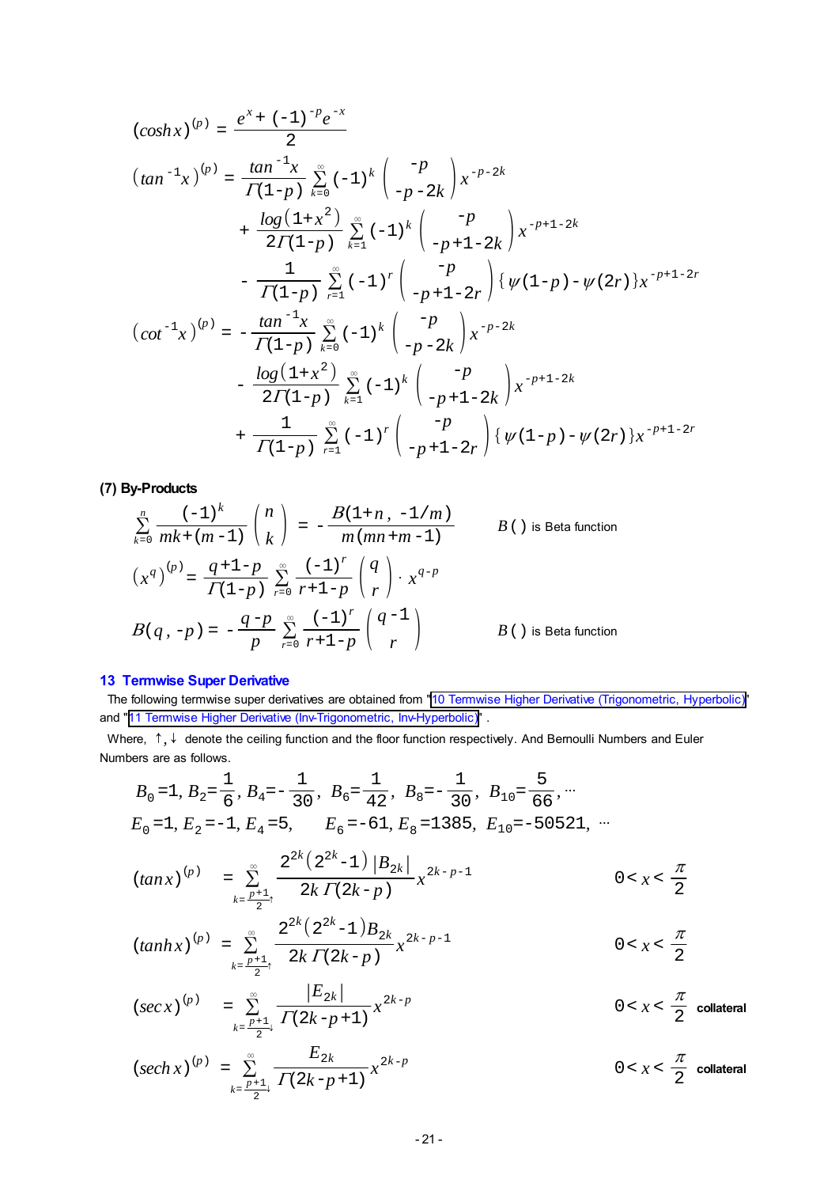$$(\cosh x)^{(p)} = \frac{e^{x} + (-1)^{-p} e^{-x}}{2}$$

$$\begin{aligned}
(\tan^{-1} x)^{(p)} =\ & \frac{\tan^{-1} x}{\Gamma(1-p)} \sum_{k=0}^{\infty} (-1)^k \binom{-p}{-p-2k} x^{-p-2k} \\
& + \frac{\log(1+x^2)}{2\Gamma(1-p)} \sum_{k=1}^{\infty} (-1)^k \binom{-p}{-p+1-2k} x^{-p+1-2k} \\
& - \frac{1}{\Gamma(1-p)} \sum_{r=1}^{\infty} (-1)^r \binom{-p}{-p+1-2r} \{\psi(1-p) - \psi(2r)\} x^{-p+1-2r}
\end{aligned}$$

$$\begin{aligned}
(\cot^{-1} x)^{(p)} =\ & -\frac{\tan^{-1} x}{\Gamma(1-p)} \sum_{k=0}^{\infty} (-1)^k \binom{-p}{-p-2k} x^{-p-2k} \\
& - \frac{\log(1+x^2)}{2\Gamma(1-p)} \sum_{k=1}^{\infty} (-1)^k \binom{-p}{-p+1-2k} x^{-p+1-2k} \\
& + \frac{1}{\Gamma(1-p)} \sum_{r=1}^{\infty} (-1)^r \binom{-p}{-p+1-2r} \{\psi(1-p) - \psi(2r)\} x^{-p+1-2r}
\end{aligned}$$

**(7) By-Products**

$$\sum_{k=0}^{n} \frac{(-1)^k}{mk+(m-1)} \binom{n}{k} = -\frac{B(1+n, -1/m)}{m(mn+m-1)} \qquad B(\,) \text{ is Beta function}$$

$$(x^q)^{(p)} = \frac{q+1-p}{\Gamma(1-p)} \sum_{r=0}^{\infty} \frac{(-1)^r}{r+1-p} \binom{q}{r} \cdot x^{q-p}$$

$$B(q, -p) = -\frac{q-p}{p} \sum_{r=0}^{\infty} \frac{(-1)^r}{r+1-p} \binom{q-1}{r} \qquad B(\,) \text{ is Beta function}$$

## 13 Termwise Super Derivative

The following termwise super derivatives are obtained from "10 Termwise Higher Derivative (Trigonometric, Hyperbolic)" and "11 Termwise Higher Derivative (Inv-Trigonometric, Inv-Hyperbolic)" .

Where, $\uparrow, \downarrow$ denote the ceiling function and the floor function respectively. And Bernoulli Numbers and Euler Numbers are as follows.

$$B_0 = 1,\ B_2 = \frac{1}{6},\ B_4 = -\frac{1}{30},\ B_6 = \frac{1}{42},\ B_8 = -\frac{1}{30},\ B_{10} = \frac{5}{66}, \cdots$$

$$E_0 = 1,\ E_2 = -1,\ E_4 = 5,\quad E_6 = -61,\ E_8 = 1385,\ E_{10} = -50521,\ \cdots$$

$$(\tan x)^{(p)} = \sum_{k=\frac{p+1}{2}\uparrow}^{\infty} \frac{2^{2k}(2^{2k}-1)|B_{2k}|}{2k\,\Gamma(2k-p)} x^{2k-p-1} \qquad 0 < x < \frac{\pi}{2}$$

$$(\tanh x)^{(p)} = \sum_{k=\frac{p+1}{2}\uparrow}^{\infty} \frac{2^{2k}(2^{2k}-1)B_{2k}}{2k\,\Gamma(2k-p)} x^{2k-p-1} \qquad 0 < x < \frac{\pi}{2}$$

$$(\sec x)^{(p)} = \sum_{k=\frac{p+1}{2}\downarrow}^{\infty} \frac{|E_{2k}|}{\Gamma(2k-p+1)} x^{2k-p} \qquad 0 < x < \frac{\pi}{2} \quad \textbf{collateral}$$

$$(\operatorname{sech} x)^{(p)} = \sum_{k=\frac{p+1}{2}\downarrow}^{\infty} \frac{E_{2k}}{\Gamma(2k-p+1)} x^{2k-p} \qquad 0 < x < \frac{\pi}{2} \quad \textbf{collateral}$$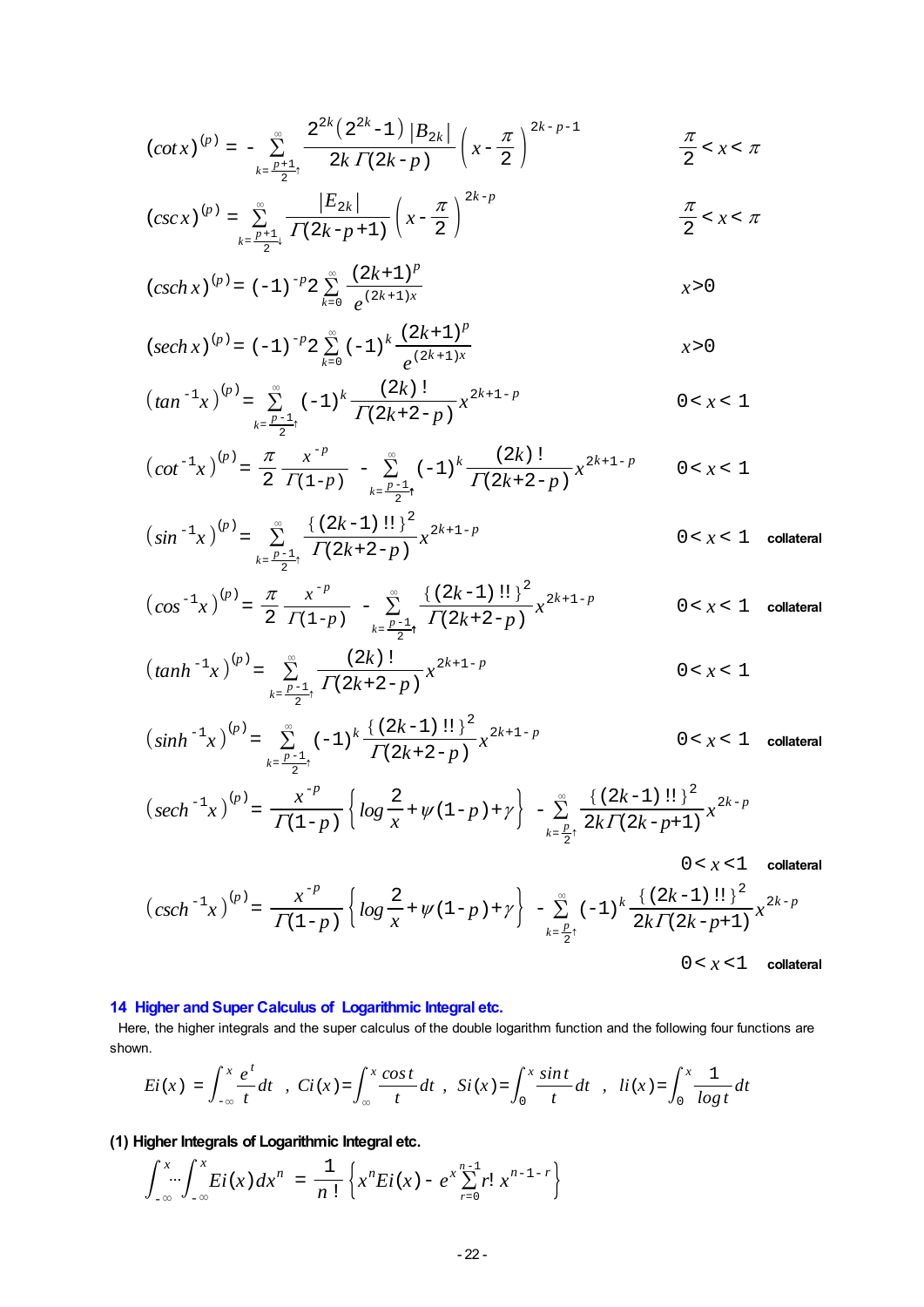$$(\cot x)^{(p)} = -\sum_{k=\frac{p+1}{2}\uparrow}^{\infty} \frac{2^{2k}(2^{2k}-1)|B_{2k}|}{2k\,\Gamma(2k-p)} \left(x-\frac{\pi}{2}\right)^{2k-p-1} \qquad \frac{\pi}{2}<x<\pi$$

$$(\csc x)^{(p)} = \sum_{k=\frac{p+1}{2}\downarrow}^{\infty} \frac{|E_{2k}|}{\Gamma(2k-p+1)} \left(x-\frac{\pi}{2}\right)^{2k-p} \qquad \frac{\pi}{2}<x<\pi$$

$$(\operatorname{csch} x)^{(p)} = (-1)^{-p} 2 \sum_{k=0}^{\infty} \frac{(2k+1)^p}{e^{(2k+1)x}} \qquad x>0$$

$$(\operatorname{sech} x)^{(p)} = (-1)^{-p} 2 \sum_{k=0}^{\infty} (-1)^k \frac{(2k+1)^p}{e^{(2k+1)x}} \qquad x>0$$

$$(\tan^{-1} x)^{(p)} = \sum_{k=\frac{p-1}{2}\uparrow}^{\infty} (-1)^k \frac{(2k)!}{\Gamma(2k+2-p)} x^{2k+1-p} \qquad 0<x<1$$

$$(\cot^{-1} x)^{(p)} = \frac{\pi}{2} \frac{x^{-p}}{\Gamma(1-p)} - \sum_{k=\frac{p-1}{2}\uparrow}^{\infty} (-1)^k \frac{(2k)!}{\Gamma(2k+2-p)} x^{2k+1-p} \qquad 0<x<1$$

$$(\sin^{-1} x)^{(p)} = \sum_{k=\frac{p-1}{2}\uparrow}^{\infty} \frac{\{(2k-1)!!\}^2}{\Gamma(2k+2-p)} x^{2k+1-p} \qquad 0<x<1 \quad \text{collateral}$$

$$(\cos^{-1} x)^{(p)} = \frac{\pi}{2} \frac{x^{-p}}{\Gamma(1-p)} - \sum_{k=\frac{p-1}{2}\uparrow}^{\infty} \frac{\{(2k-1)!!\}^2}{\Gamma(2k+2-p)} x^{2k+1-p} \qquad 0<x<1 \quad \text{collateral}$$

$$(\tanh^{-1} x)^{(p)} = \sum_{k=\frac{p-1}{2}\uparrow}^{\infty} \frac{(2k)!}{\Gamma(2k+2-p)} x^{2k+1-p} \qquad 0<x<1$$

$$(\sinh^{-1} x)^{(p)} = \sum_{k=\frac{p-1}{2}\uparrow}^{\infty} (-1)^k \frac{\{(2k-1)!!\}^2}{\Gamma(2k+2-p)} x^{2k+1-p} \qquad 0<x<1 \quad \text{collateral}$$

$$(\operatorname{sech}^{-1} x)^{(p)} = \frac{x^{-p}}{\Gamma(1-p)} \left\{ \log\frac{2}{x} + \psi(1-p) + \gamma \right\} - \sum_{k=\frac{p}{2}\uparrow}^{\infty} \frac{\{(2k-1)!!\}^2}{2k\,\Gamma(2k-p+1)} x^{2k-p}$$

$$0<x<1 \quad \text{collateral}$$

$$(\operatorname{csch}^{-1} x)^{(p)} = \frac{x^{-p}}{\Gamma(1-p)} \left\{ \log\frac{2}{x} + \psi(1-p) + \gamma \right\} - \sum_{k=\frac{p}{2}\uparrow}^{\infty} (-1)^k \frac{\{(2k-1)!!\}^2}{2k\,\Gamma(2k-p+1)} x^{2k-p}$$

$$0<x<1 \quad \text{collateral}$$

## 14 Higher and Super Calculus of Logarithmic Integral etc.

Here, the higher integrals and the super calculus of the double logarithm function and the following four functions are shown.

$$Ei(x) = \int_{-\infty}^{x} \frac{e^t}{t} dt \;,\; Ci(x) = \int_{\infty}^{x} \frac{\cos t}{t} dt \;,\; Si(x) = \int_{0}^{x} \frac{\sin t}{t} dt \;,\; li(x) = \int_{0}^{x} \frac{1}{\log t} dt$$

**(1) Higher Integrals of Logarithmic Integral etc.**

$$\int_{-\infty}^{x} \cdots \int_{-\infty}^{x} Ei(x)\, dx^n = \frac{1}{n!} \left\{ x^n Ei(x) - e^x \sum_{r=0}^{n-1} r!\, x^{n-1-r} \right\}$$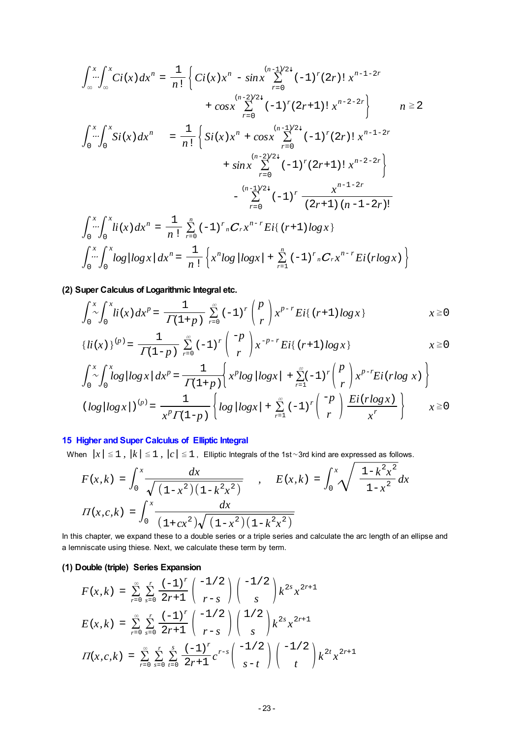$$\int_\infty^x \cdots \int_\infty^x Ci(x)\,dx^n = \frac{1}{n!}\left\{ Ci(x)x^n - \sin x \sum_{r=0}^{(n-1)/2\downarrow}(-1)^r (2r)!\, x^{n-1-2r} \right.$$
$$\left. + \cos x \sum_{r=0}^{(n-2)/2\downarrow}(-1)^r (2r+1)!\, x^{n-2-2r} \right\} \qquad n \geqq 2$$

$$\int_0^x \cdots \int_0^x Si(x)\,dx^n = \frac{1}{n!}\left\{ Si(x)x^n + \cos x \sum_{r=0}^{(n-1)/2\downarrow}(-1)^r (2r)!\, x^{n-1-2r} \right.$$
$$\left. + \sin x \sum_{r=0}^{(n-2)/2\downarrow}(-1)^r (2r+1)!\, x^{n-2-2r} \right\}$$
$$- \sum_{r=0}^{(n-1)/2\downarrow}(-1)^r \frac{x^{n-1-2r}}{(2r+1)(n-1-2r)!}$$

$$\int_0^x \cdots \int_0^x li(x)\,dx^n = \frac{1}{n!}\sum_{r=0}^{n}(-1)^r {}_nC_r x^{n-r} Ei\{(r+1)\log x\}$$

$$\int_0^x \cdots \int_0^x \log|\log x|\,dx^n = \frac{1}{n!}\left\{ x^n \log|\log x| + \sum_{r=1}^{n}(-1)^r {}_nC_r x^{n-r} Ei(r\log x) \right\}$$

**(2) Super Calculus of Logarithmic Integral etc.**

$$\int_0^x \sim \int_0^x li(x)\,dx^p = \frac{1}{\Gamma(1+p)}\sum_{r=0}^{\infty}(-1)^r \binom{p}{r} x^{p-r} Ei\{(r+1)\log x\} \qquad x \geqq 0$$

$$\{li(x)\}^{(p)} = \frac{1}{\Gamma(1-p)}\sum_{r=0}^{\infty}(-1)^r \binom{-p}{r} x^{-p-r} Ei\{(r+1)\log x\} \qquad x \geqq 0$$

$$\int_0^x \sim \int_0^x \log|\log x|\,dx^p = \frac{1}{\Gamma(1+p)}\left\{ x^p \log|\log x| + \sum_{r=1}^{\infty}(-1)^r \binom{p}{r} x^{p-r} Ei(r\log x) \right\}$$

$$(\log|\log x|)^{(p)} = \frac{1}{x^p \Gamma(1-p)}\left\{ \log|\log x| + \sum_{r=1}^{\infty}(-1)^r \binom{-p}{r} \frac{Ei(r\log x)}{x^r} \right\} \qquad x \geqq 0$$

## 15 Higher and Super Calculus of Elliptic Integral

When $|x| \leqq 1$, $|k| \leqq 1$, $|c| \leqq 1$, Elliptic Integrals of the 1st~3rd kind are expressed as follows.

$$F(x,k) = \int_0^x \frac{dx}{\sqrt{(1-x^2)(1-k^2x^2)}} \quad , \quad E(x,k) = \int_0^x \sqrt{\frac{1-k^2x^2}{1-x^2}}\,dx$$

$$\Pi(x,c,k) = \int_0^x \frac{dx}{(1+cx^2)\sqrt{(1-x^2)(1-k^2x^2)}}$$

In this chapter, we expand these to a double series or a triple series and calculate the arc length of an ellipse and a lemniscate using thiese. Next, we calculate these term by term.

**(1) Double (triple) Series Expansion**

$$F(x,k) = \sum_{r=0}^{\infty}\sum_{s=0}^{r}\frac{(-1)^r}{2r+1}\binom{-1/2}{r-s}\binom{-1/2}{s}k^{2s}x^{2r+1}$$

$$E(x,k) = \sum_{r=0}^{\infty}\sum_{s=0}^{r}\frac{(-1)^r}{2r+1}\binom{-1/2}{r-s}\binom{1/2}{s}k^{2s}x^{2r+1}$$

$$\Pi(x,c,k) = \sum_{r=0}^{\infty}\sum_{s=0}^{r}\sum_{t=0}^{s}\frac{(-1)^r}{2r+1}c^{r-s}\binom{-1/2}{s-t}\binom{-1/2}{t}k^{2t}x^{2r+1}$$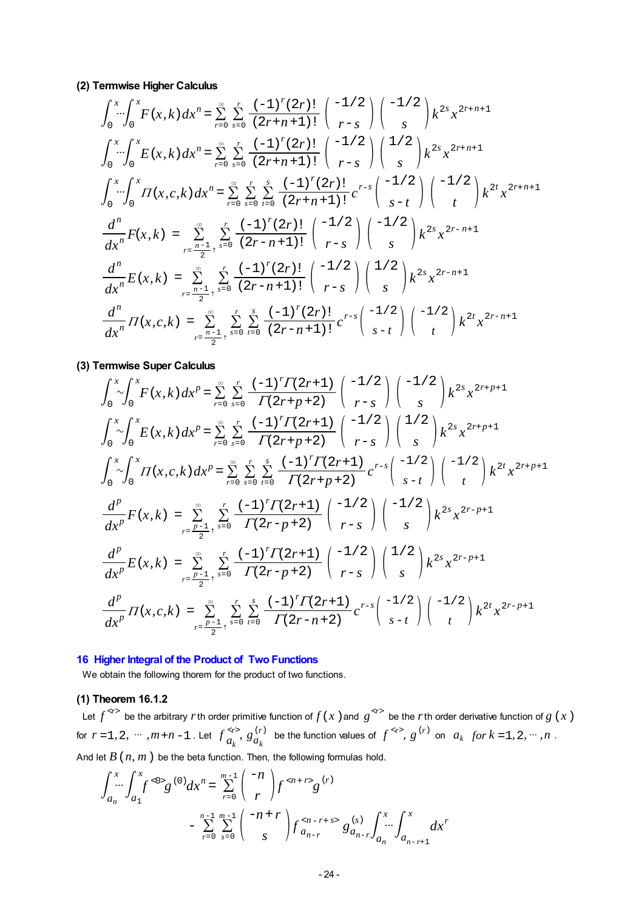**(2) Termwise Higher Calculus**

$$\int_0^x \cdots \int_0^x F(x,k)\,dx^n = \sum_{r=0}^{\infty}\sum_{s=0}^{r} \frac{(-1)^r (2r)!}{(2r+n+1)!} \binom{-1/2}{r-s}\binom{-1/2}{s} k^{2s} x^{2r+n+1}$$

$$\int_0^x \cdots \int_0^x E(x,k)\,dx^n = \sum_{r=0}^{\infty}\sum_{s=0}^{r} \frac{(-1)^r (2r)!}{(2r+n+1)!} \binom{-1/2}{r-s}\binom{1/2}{s} k^{2s} x^{2r+n+1}$$

$$\int_0^x \cdots \int_0^x \Pi(x,c,k)\,dx^n = \sum_{r=0}^{\infty}\sum_{s=0}^{r}\sum_{t=0}^{s} \frac{(-1)^r (2r)!}{(2r+n+1)!} c^{r-s} \binom{-1/2}{s-t}\binom{-1/2}{t} k^{2t} x^{2r+n+1}$$

$$\frac{d^n}{dx^n}F(x,k) = \sum_{r=\frac{n-1}{2}\uparrow}^{\infty}\sum_{s=0}^{r} \frac{(-1)^r (2r)!}{(2r-n+1)!} \binom{-1/2}{r-s}\binom{-1/2}{s} k^{2s} x^{2r-n+1}$$

$$\frac{d^n}{dx^n}E(x,k) = \sum_{r=\frac{n-1}{2}\uparrow}^{\infty}\sum_{s=0}^{r} \frac{(-1)^r (2r)!}{(2r-n+1)!} \binom{-1/2}{r-s}\binom{1/2}{s} k^{2s} x^{2r-n+1}$$

$$\frac{d^n}{dx^n}\Pi(x,c,k) = \sum_{r=\frac{n-1}{2}\uparrow}^{\infty}\sum_{s=0}^{r}\sum_{t=0}^{s} \frac{(-1)^r (2r)!}{(2r-n+1)!} c^{r-s} \binom{-1/2}{s-t}\binom{-1/2}{t} k^{2t} x^{2r-n+1}$$

**(3) Termwise Super Calculus**

$$\int_0^x \sim \int_0^x F(x,k)\,dx^p = \sum_{r=0}^{\infty}\sum_{s=0}^{r} \frac{(-1)^r \Gamma(2r+1)}{\Gamma(2r+p+2)} \binom{-1/2}{r-s}\binom{-1/2}{s} k^{2s} x^{2r+p+1}$$

$$\int_0^x \sim \int_0^x E(x,k)\,dx^p = \sum_{r=0}^{\infty}\sum_{s=0}^{r} \frac{(-1)^r \Gamma(2r+1)}{\Gamma(2r+p+2)} \binom{-1/2}{r-s}\binom{1/2}{s} k^{2s} x^{2r+p+1}$$

$$\int_0^x \sim \int_0^x \Pi(x,c,k)\,dx^p = \sum_{r=0}^{\infty}\sum_{s=0}^{r}\sum_{t=0}^{s} \frac{(-1)^r \Gamma(2r+1)}{\Gamma(2r+p+2)} c^{r-s} \binom{-1/2}{s-t}\binom{-1/2}{t} k^{2t} x^{2r+p+1}$$

$$\frac{d^p}{dx^p}F(x,k) = \sum_{r=\frac{p-1}{2}\uparrow}^{\infty}\sum_{s=0}^{r} \frac{(-1)^r \Gamma(2r+1)}{\Gamma(2r-p+2)} \binom{-1/2}{r-s}\binom{-1/2}{s} k^{2s} x^{2r-p+1}$$

$$\frac{d^p}{dx^p}E(x,k) = \sum_{r=\frac{p-1}{2}\uparrow}^{\infty}\sum_{s=0}^{r} \frac{(-1)^r \Gamma(2r+1)}{\Gamma(2r-p+2)} \binom{-1/2}{r-s}\binom{1/2}{s} k^{2s} x^{2r-p+1}$$

$$\frac{d^p}{dx^p}\Pi(x,c,k) = \sum_{r=\frac{p-1}{2}\uparrow}^{\infty}\sum_{s=0}^{r}\sum_{t=0}^{s} \frac{(-1)^r \Gamma(2r+1)}{\Gamma(2r-n+2)} c^{r-s} \binom{-1/2}{s-t}\binom{-1/2}{t} k^{2t} x^{2r-p+1}$$

## 16 Higher Integral of the Product of Two Functions

We obtain the following thorem for the product of two functions.

**(1) Theorem 16.1.2**

Let $f^{<r>}$ be the arbitrary $r$ th order primitive function of $f(x)$ and $g^{<r>}$ be the $r$ th order derivative function of $g(x)$ for $r=1,2,\cdots,m+n-1$. Let $f_{a_k}^{<r>}, g_{a_k}^{(r)}$ be the function values of $f^{<r>}, g^{(r)}$ on $a_k$ $for\ k=1,2,\cdots,n$.

And let $B(n,m)$ be the beta function. Then, the following formulas hold.

$$\int_{a_n}^x \cdots \int_{a_1}^x f^{<0>} g^{(0)} dx^n = \sum_{r=0}^{m-1}\binom{-n}{r} f^{<n+r>} g^{(r)} - \sum_{r=0}^{n-1}\sum_{s=0}^{m-1}\binom{-n+r}{s} f_{a_{n-r}}^{<n-r+s>} g_{a_{n-r}}^{(s)} \int_{a_n}^x \cdots \int_{a_{n-r+1}}^x dx^r$$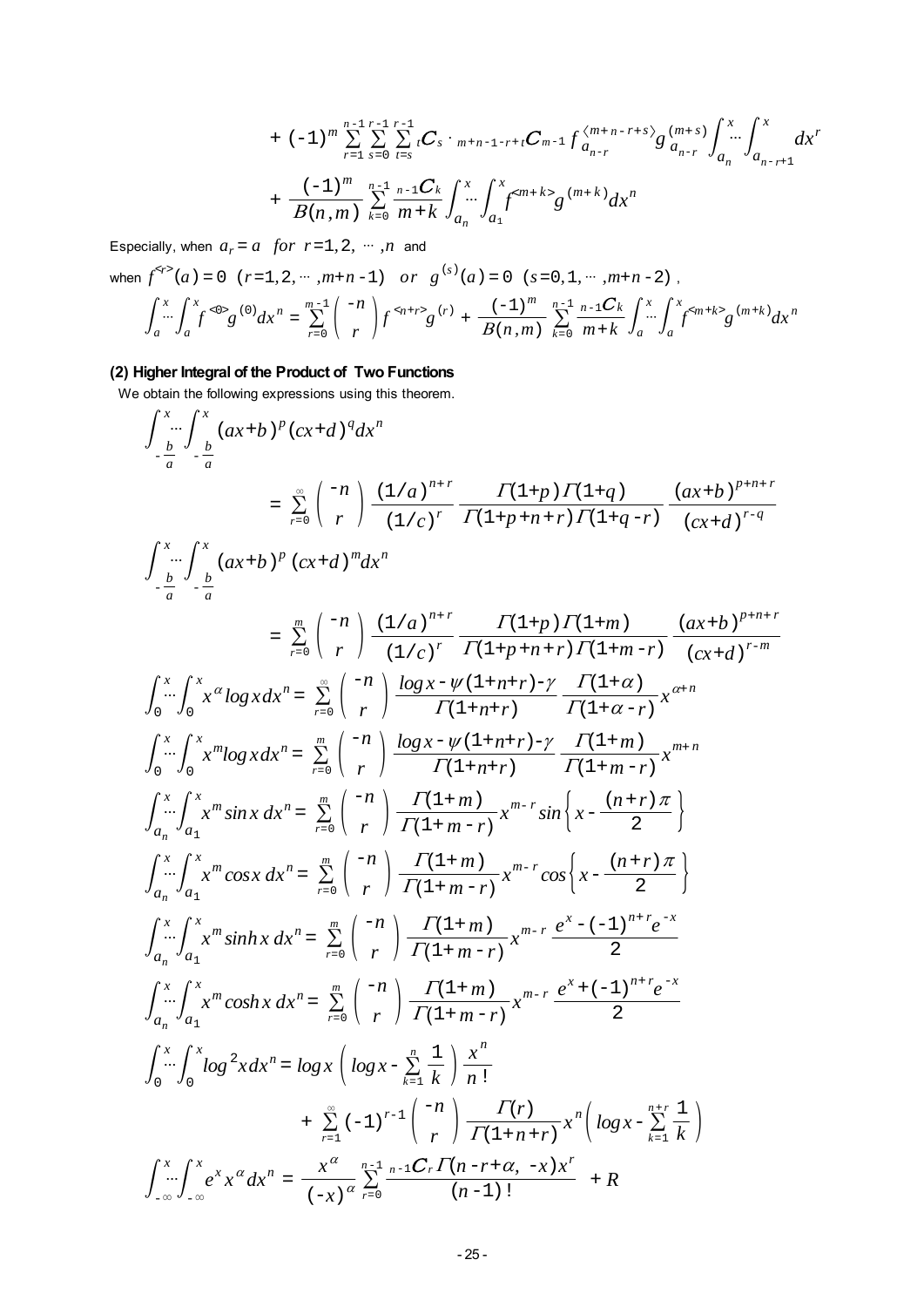$$+ (-1)^m \sum_{r=1}^{n-1}\sum_{s=0}^{r-1}\sum_{t=s}^{r-1} {}_t C_s \cdot {}_{m+n-1-r+t}C_{m-1}\, f_{a_{n-r}}^{\langle m+n-r+s\rangle} g_{a_{n-r}}^{(m+s)} \int_{a_n}^{x}\!\!\cdots\!\int_{a_{n-r+1}}^{x} dx^r$$

$$+ \frac{(-1)^m}{B(n,m)} \sum_{k=0}^{n-1} \frac{{}_{n-1}C_k}{m+k} \int_{a_n}^{x}\!\!\cdots\!\int_{a_1}^{x} f^{<m+k>} g^{(m+k)} dx^n$$

Especially, when $a_r = a \;\; for \;\; r=1,2,\cdots,n$ and

when $f^{<r>}(a) = 0 \;\; (r=1,2,\cdots,m+n-1) \;\; or \;\; g^{(s)}(a)=0 \;\; (s=0,1,\cdots,m+n-2)$ ,

$$\int_a^x\!\!\cdots\!\int_a^x f^{<0>} g^{(0)} dx^n = \sum_{r=0}^{m-1} \binom{-n}{r} f^{<n+r>} g^{(r)} + \frac{(-1)^m}{B(n,m)} \sum_{k=0}^{n-1} \frac{{}_{n-1}C_k}{m+k} \int_a^x\!\!\cdots\!\int_a^x f^{<m+k>} g^{(m+k)} dx^n$$

**(2) Higher Integral of the Product of Two Functions**

We obtain the following expressions using this theorem.

$$\int_{-\frac{b}{a}}^{x}\!\!\cdots\!\int_{-\frac{b}{a}}^{x} (ax+b)^p (cx+d)^q dx^n$$

$$= \sum_{r=0}^{\infty} \binom{-n}{r} \frac{(1/a)^{n+r}}{(1/c)^r} \frac{\Gamma(1+p)\Gamma(1+q)}{\Gamma(1+p+n+r)\Gamma(1+q-r)} \frac{(ax+b)^{p+n+r}}{(cx+d)^{r-q}}$$

$$\int_{-\frac{b}{a}}^{x}\!\!\cdots\!\int_{-\frac{b}{a}}^{x} (ax+b)^p (cx+d)^m dx^n$$

$$= \sum_{r=0}^{m} \binom{-n}{r} \frac{(1/a)^{n+r}}{(1/c)^r} \frac{\Gamma(1+p)\Gamma(1+m)}{\Gamma(1+p+n+r)\Gamma(1+m-r)} \frac{(ax+b)^{p+n+r}}{(cx+d)^{r-m}}$$

$$\int_0^x\!\!\cdots\!\int_0^x x^\alpha \log x\, dx^n = \sum_{r=0}^{\infty} \binom{-n}{r} \frac{\log x - \psi(1+n+r) - \gamma}{\Gamma(1+n+r)} \frac{\Gamma(1+\alpha)}{\Gamma(1+\alpha-r)} x^{\alpha+n}$$

$$\int_0^x\!\!\cdots\!\int_0^x x^m \log x\, dx^n = \sum_{r=0}^{m} \binom{-n}{r} \frac{\log x - \psi(1+n+r) - \gamma}{\Gamma(1+n+r)} \frac{\Gamma(1+m)}{\Gamma(1+m-r)} x^{m+n}$$

$$\int_{a_n}^x\!\!\cdots\!\int_{a_1}^x x^m \sin x\, dx^n = \sum_{r=0}^{m} \binom{-n}{r} \frac{\Gamma(1+m)}{\Gamma(1+m-r)} x^{m-r} \sin\left\{x - \frac{(n+r)\pi}{2}\right\}$$

$$\int_{a_n}^x\!\!\cdots\!\int_{a_1}^x x^m \cos x\, dx^n = \sum_{r=0}^{m} \binom{-n}{r} \frac{\Gamma(1+m)}{\Gamma(1+m-r)} x^{m-r} \cos\left\{x - \frac{(n+r)\pi}{2}\right\}$$

$$\int_{a_n}^x\!\!\cdots\!\int_{a_1}^x x^m \sinh x\, dx^n = \sum_{r=0}^{m} \binom{-n}{r} \frac{\Gamma(1+m)}{\Gamma(1+m-r)} x^{m-r} \frac{e^x - (-1)^{n+r} e^{-x}}{2}$$

$$\int_{a_n}^x\!\!\cdots\!\int_{a_1}^x x^m \cosh x\, dx^n = \sum_{r=0}^{m} \binom{-n}{r} \frac{\Gamma(1+m)}{\Gamma(1+m-r)} x^{m-r} \frac{e^x + (-1)^{n+r} e^{-x}}{2}$$

$$\int_0^x\!\!\cdots\!\int_0^x \log^2 x\, dx^n = \log x \left( \log x - \sum_{k=1}^{n} \frac{1}{k} \right) \frac{x^n}{n!}$$

$$+ \sum_{r=1}^{\infty} (-1)^{r-1} \binom{-n}{r} \frac{\Gamma(r)}{\Gamma(1+n+r)} x^n \left( \log x - \sum_{k=1}^{n+r} \frac{1}{k} \right)$$

$$\int_{-\infty}^x\!\!\cdots\!\int_{-\infty}^x e^x x^\alpha dx^n = \frac{x^\alpha}{(-x)^\alpha} \sum_{r=0}^{n-1} \frac{{}_{n-1}C_r\, \Gamma(n-r+\alpha,\, -x) x^r}{(n-1)!} + R$$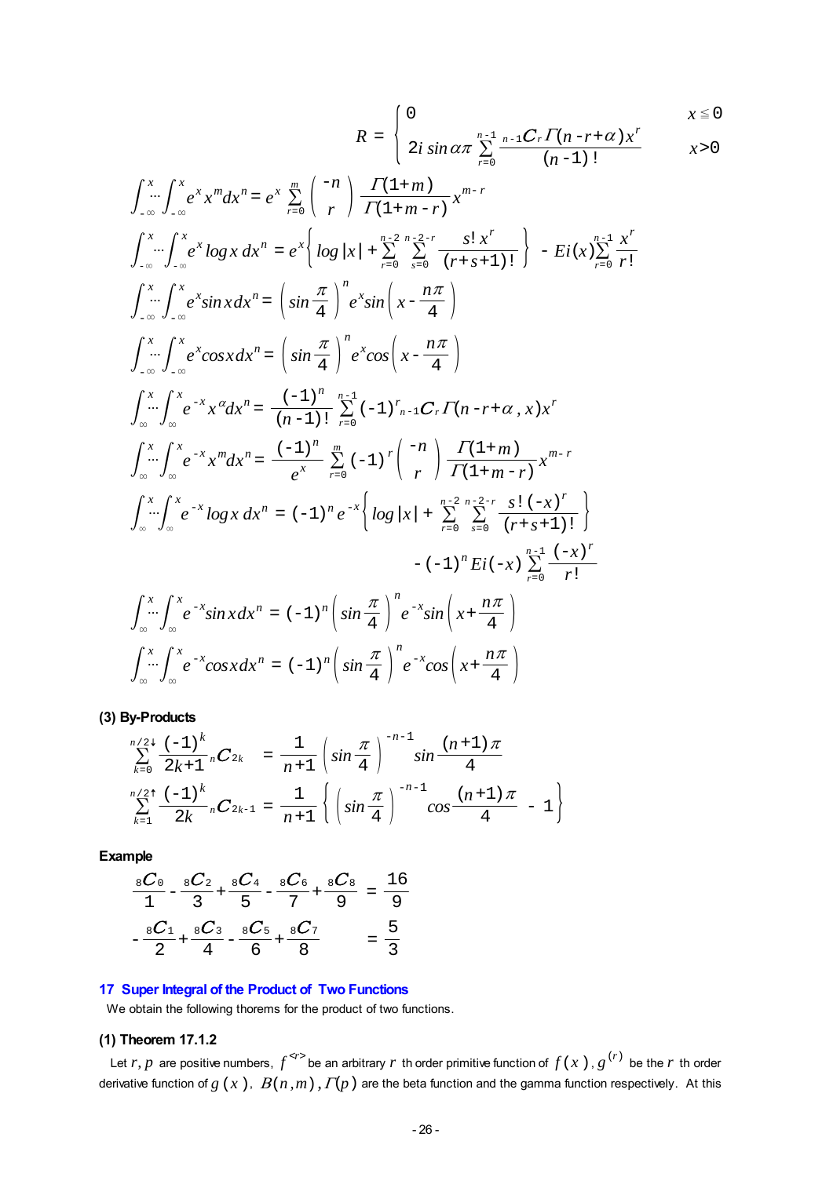$$R = \begin{cases} 0 & x \le 0 \\ 2i\sin\alpha\pi \displaystyle\sum_{r=0}^{n-1} \frac{{}_{n-1}C_r\,\Gamma(n-r+\alpha)x^r}{(n-1)!} & x>0 \end{cases}$$

$$\int_{-\infty}^{x}\cdots\int_{-\infty}^{x} e^x x^m dx^n = e^x \sum_{r=0}^{m} \binom{-n}{r} \frac{\Gamma(1+m)}{\Gamma(1+m-r)} x^{m-r}$$

$$\int_{-\infty}^{x}\cdots\int_{-\infty}^{x} e^x \log x\, dx^n = e^x\left\{ \log|x| + \sum_{r=0}^{n-2}\sum_{s=0}^{n-2-r} \frac{s!\,x^r}{(r+s+1)!} \right\} - Ei(x)\sum_{r=0}^{n-1}\frac{x^r}{r!}$$

$$\int_{-\infty}^{x}\cdots\int_{-\infty}^{x} e^x \sin x\, dx^n = \left(\sin\frac{\pi}{4}\right)^n e^x \sin\left(x - \frac{n\pi}{4}\right)$$

$$\int_{-\infty}^{x}\cdots\int_{-\infty}^{x} e^x \cos x\, dx^n = \left(\sin\frac{\pi}{4}\right)^n e^x \cos\left(x - \frac{n\pi}{4}\right)$$

$$\int_{\infty}^{x}\cdots\int_{\infty}^{x} e^{-x} x^{\alpha} dx^n = \frac{(-1)^n}{(n-1)!}\sum_{r=0}^{n-1}(-1)^r {}_{n-1}C_r\,\Gamma(n-r+\alpha, x)x^r$$

$$\int_{\infty}^{x}\cdots\int_{\infty}^{x} e^{-x} x^m dx^n = \frac{(-1)^n}{e^x}\sum_{r=0}^{m}(-1)^r \binom{-n}{r} \frac{\Gamma(1+m)}{\Gamma(1+m-r)} x^{m-r}$$

$$\int_{\infty}^{x}\cdots\int_{\infty}^{x} e^{-x} \log x\, dx^n = (-1)^n e^{-x}\left\{ \log|x| + \sum_{r=0}^{n-2}\sum_{s=0}^{n-2-r} \frac{s!\,(-x)^r}{(r+s+1)!} \right\}$$
$$- (-1)^n Ei(-x)\sum_{r=0}^{n-1}\frac{(-x)^r}{r!}$$

$$\int_{\infty}^{x}\cdots\int_{\infty}^{x} e^{-x} \sin x\, dx^n = (-1)^n\left(\sin\frac{\pi}{4}\right)^n e^{-x} \sin\left(x + \frac{n\pi}{4}\right)$$

$$\int_{\infty}^{x}\cdots\int_{\infty}^{x} e^{-x} \cos x\, dx^n = (-1)^n\left(\sin\frac{\pi}{4}\right)^n e^{-x} \cos\left(x + \frac{n\pi}{4}\right)$$

### (3) By-Products

$$\sum_{k=0}^{n/2\downarrow} \frac{(-1)^k}{2k+1}\,{}_nC_{2k} = \frac{1}{n+1}\left(\sin\frac{\pi}{4}\right)^{-n-1} \sin\frac{(n+1)\pi}{4}$$

$$\sum_{k=1}^{n/2\uparrow} \frac{(-1)^k}{2k}\,{}_nC_{2k-1} = \frac{1}{n+1}\left\{\left(\sin\frac{\pi}{4}\right)^{-n-1} \cos\frac{(n+1)\pi}{4} - 1\right\}$$

### Example

$$\frac{{}_8C_0}{1} - \frac{{}_8C_2}{3} + \frac{{}_8C_4}{5} - \frac{{}_8C_6}{7} + \frac{{}_8C_8}{9} = \frac{16}{9}$$

$$-\frac{{}_8C_1}{2} + \frac{{}_8C_3}{4} - \frac{{}_8C_5}{6} + \frac{{}_8C_7}{8} = \frac{5}{3}$$

## 17 Super Integral of the Product of Two Functions

We obtain the following thorems for the product of two functions.

### (1) Theorem 17.1.2

Let $r, p$ are positive numbers, $f^{<r>}$ be an arbitrary $r$ th order primitive function of $f(x)$, $g^{(r)}$ be the $r$ th order derivative function of $g(x)$, $B(n,m)$, $\Gamma(p)$ are the beta function and the gamma function respectively. At this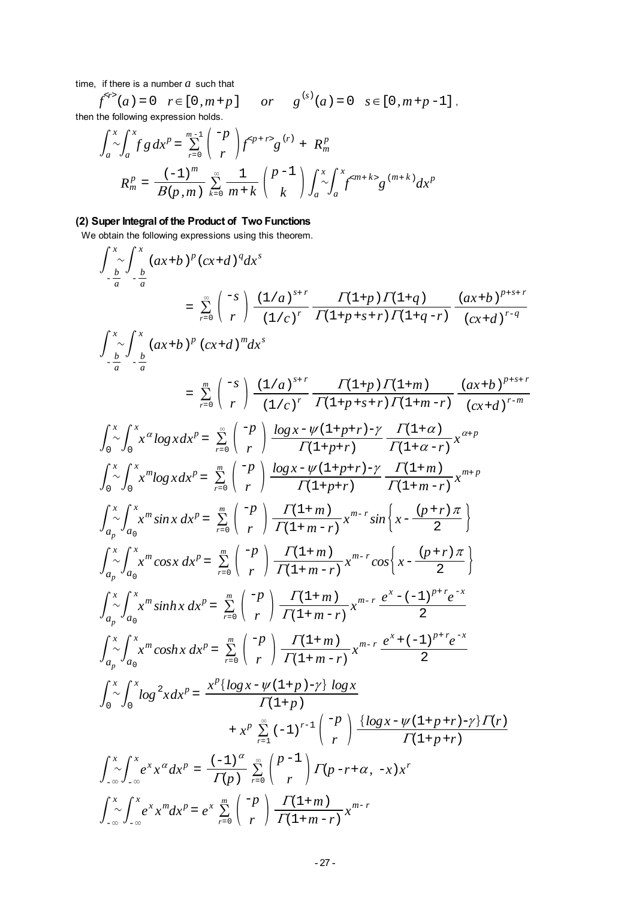time, if there is a number $a$ such that

$$f^{<r>}(a) = 0 \quad r \in [0, m+p] \qquad or \qquad g^{(s)}(a) = 0 \quad s \in [0, m+p-1] ,$$

then the following expression holds.

$$\int_a^x \sim \int_a^x f\,g\,dx^p = \sum_{r=0}^{m-1} \binom{-p}{r} f^{<p+r>} g^{(r)} + R_m^p$$

$$R_m^p = \frac{(-1)^m}{B(p,m)} \sum_{k=0}^{\infty} \frac{1}{m+k} \binom{p-1}{k} \int_a^x \sim \int_a^x f^{<m+k>} g^{(m+k)} dx^p$$

**(2) Super Integral of the Product of Two Functions**

We obtain the following expressions using this theorem.

$$\int_{-\frac{b}{a}}^x \sim \int_{-\frac{b}{a}}^x (ax+b)^p (cx+d)^q dx^s$$

$$= \sum_{r=0}^{\infty} \binom{-s}{r} \frac{(1/a)^{s+r}}{(1/c)^r} \frac{\Gamma(1+p)\Gamma(1+q)}{\Gamma(1+p+s+r)\Gamma(1+q-r)} \frac{(ax+b)^{p+s+r}}{(cx+d)^{r-q}}$$

$$\int_{-\frac{b}{a}}^x \sim \int_{-\frac{b}{a}}^x (ax+b)^p (cx+d)^m dx^s$$

$$= \sum_{r=0}^{m} \binom{-s}{r} \frac{(1/a)^{s+r}}{(1/c)^r} \frac{\Gamma(1+p)\Gamma(1+m)}{\Gamma(1+p+s+r)\Gamma(1+m-r)} \frac{(ax+b)^{p+s+r}}{(cx+d)^{r-m}}$$

$$\int_0^x \sim \int_0^x x^\alpha \log x\, dx^p = \sum_{r=0}^{\infty} \binom{-p}{r} \frac{\log x - \psi(1+p+r) - \gamma}{\Gamma(1+p+r)} \frac{\Gamma(1+\alpha)}{\Gamma(1+\alpha-r)} x^{\alpha+p}$$

$$\int_0^x \sim \int_0^x x^m \log x\, dx^p = \sum_{r=0}^{m} \binom{-p}{r} \frac{\log x - \psi(1+p+r) - \gamma}{\Gamma(1+p+r)} \frac{\Gamma(1+m)}{\Gamma(1+m-r)} x^{m+p}$$

$$\int_{a_p}^x \sim \int_{a_0}^x x^m \sin x\, dx^p = \sum_{r=0}^{m} \binom{-p}{r} \frac{\Gamma(1+m)}{\Gamma(1+m-r)} x^{m-r} \sin\left\{x - \frac{(p+r)\pi}{2}\right\}$$

$$\int_{a_p}^x \sim \int_{a_0}^x x^m \cos x\, dx^p = \sum_{r=0}^{m} \binom{-p}{r} \frac{\Gamma(1+m)}{\Gamma(1+m-r)} x^{m-r} \cos\left\{x - \frac{(p+r)\pi}{2}\right\}$$

$$\int_{a_p}^x \sim \int_{a_0}^x x^m \sinh x\, dx^p = \sum_{r=0}^{m} \binom{-p}{r} \frac{\Gamma(1+m)}{\Gamma(1+m-r)} x^{m-r} \frac{e^x - (-1)^{p+r} e^{-x}}{2}$$

$$\int_{a_p}^x \sim \int_{a_0}^x x^m \cosh x\, dx^p = \sum_{r=0}^{m} \binom{-p}{r} \frac{\Gamma(1+m)}{\Gamma(1+m-r)} x^{m-r} \frac{e^x + (-1)^{p+r} e^{-x}}{2}$$

$$\int_0^x \sim \int_0^x \log^2 x\, dx^p = \frac{x^p \{\log x - \psi(1+p) - \gamma\} \log x}{\Gamma(1+p)}$$

$$+ x^p \sum_{r=1}^{\infty} (-1)^{r-1} \binom{-p}{r} \frac{\{\log x - \psi(1+p+r) - \gamma\}\Gamma(r)}{\Gamma(1+p+r)}$$

$$\int_{-\infty}^x \sim \int_{-\infty}^x e^x x^\alpha dx^p = \frac{(-1)^\alpha}{\Gamma(p)} \sum_{r=0}^{\infty} \binom{p-1}{r} \Gamma(p-r+\alpha, -x) x^r$$

$$\int_{-\infty}^x \sim \int_{-\infty}^x e^x x^m dx^p = e^x \sum_{r=0}^{m} \binom{-p}{r} \frac{\Gamma(1+m)}{\Gamma(1+m-r)} x^{m-r}$$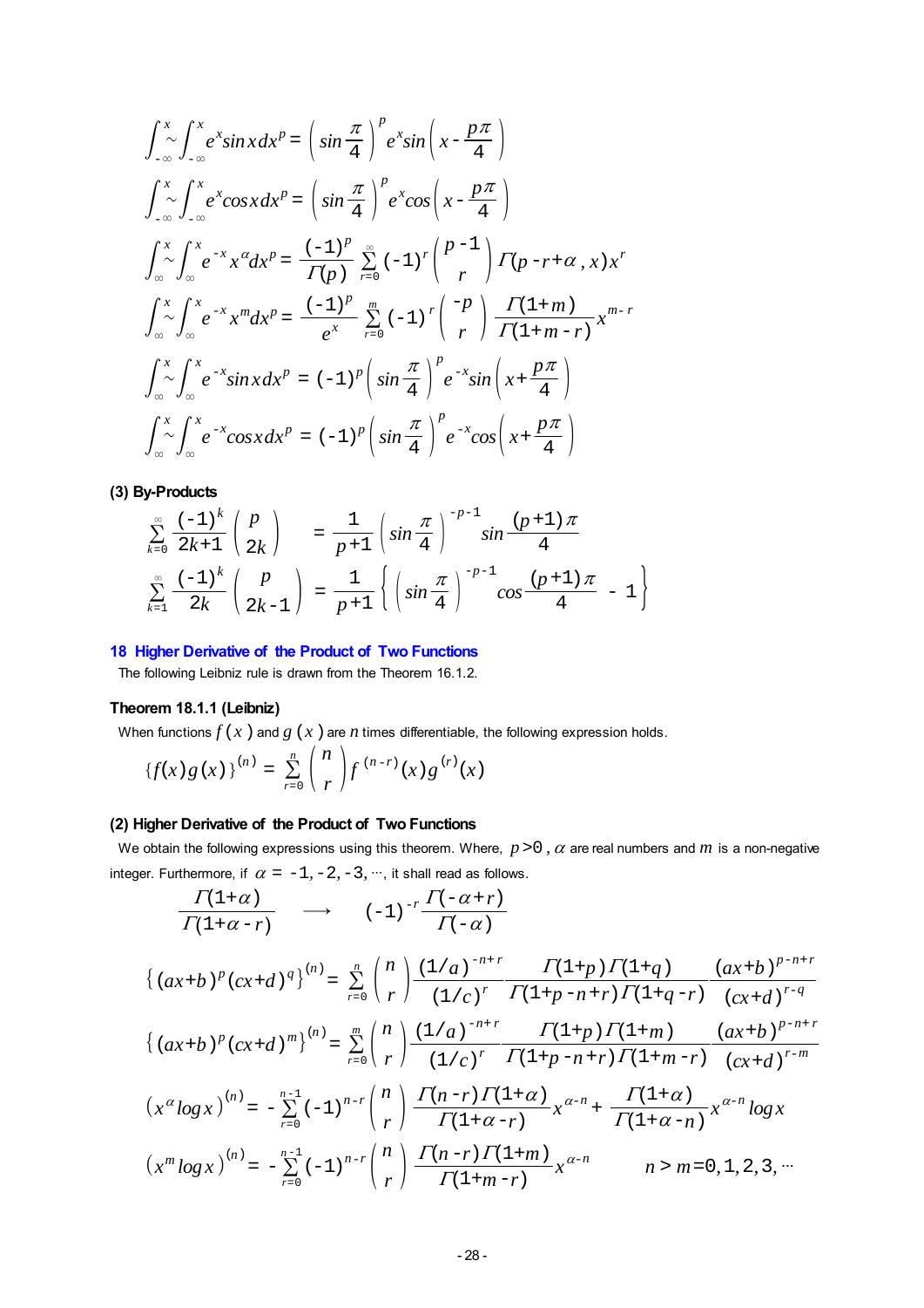$$\int_{-\infty}^{x}\sim\int_{-\infty}^{x} e^{x}\sin x\,dx^{p} = \left(\sin\frac{\pi}{4}\right)^{p} e^{x}\sin\left(x-\frac{p\pi}{4}\right)$$

$$\int_{-\infty}^{x}\sim\int_{-\infty}^{x} e^{x}\cos x\,dx^{p} = \left(\sin\frac{\pi}{4}\right)^{p} e^{x}\cos\left(x-\frac{p\pi}{4}\right)$$

$$\int_{\infty}^{x}\sim\int_{\infty}^{x} e^{-x}x^{\alpha}dx^{p} = \frac{(-1)^{p}}{\Gamma(p)}\sum_{r=0}^{\infty}(-1)^{r}\binom{p-1}{r}\Gamma(p-r+\alpha\,,x)x^{r}$$

$$\int_{\infty}^{x}\sim\int_{\infty}^{x} e^{-x}x^{m}dx^{p} = \frac{(-1)^{p}}{e^{x}}\sum_{r=0}^{m}(-1)^{r}\binom{-p}{r}\frac{\Gamma(1+m)}{\Gamma(1+m-r)}x^{m-r}$$

$$\int_{\infty}^{x}\sim\int_{\infty}^{x} e^{-x}\sin x\,dx^{p} = (-1)^{p}\left(\sin\frac{\pi}{4}\right)^{p} e^{-x}\sin\left(x+\frac{p\pi}{4}\right)$$

$$\int_{\infty}^{x}\sim\int_{\infty}^{x} e^{-x}\cos x\,dx^{p} = (-1)^{p}\left(\sin\frac{\pi}{4}\right)^{p} e^{-x}\cos\left(x+\frac{p\pi}{4}\right)$$

### (3) By-Products

$$\sum_{k=0}^{\infty}\frac{(-1)^{k}}{2k+1}\binom{p}{2k} = \frac{1}{p+1}\left(\sin\frac{\pi}{4}\right)^{-p-1}\sin\frac{(p+1)\pi}{4}$$

$$\sum_{k=1}^{\infty}\frac{(-1)^{k}}{2k}\binom{p}{2k-1} = \frac{1}{p+1}\left\{\left(\sin\frac{\pi}{4}\right)^{-p-1}\cos\frac{(p+1)\pi}{4} - 1\right\}$$

## 18 Higher Derivative of the Product of Two Functions

The following Leibniz rule is drawn from the Theorem 16.1.2.

### Theorem 18.1.1 (Leibniz)

When functions $f(x)$ and $g(x)$ are $n$ times differentiable, the following expression holds.

$$\{f(x)g(x)\}^{(n)} = \sum_{r=0}^{n}\binom{n}{r}f^{(n-r)}(x)g^{(r)}(x)$$

### (2) Higher Derivative of the Product of Two Functions

We obtain the following expressions using this theorem. Where, $p>0$ , $\alpha$ are real numbers and $m$ is a non-negative integer. Furthermore, if $\alpha = -1,-2,-3,\cdots$, it shall read as follows.

$$\frac{\Gamma(1+\alpha)}{\Gamma(1+\alpha-r)} \longrightarrow (-1)^{-r}\frac{\Gamma(-\alpha+r)}{\Gamma(-\alpha)}$$

$$\left\{(ax+b)^{p}(cx+d)^{q}\right\}^{(n)} = \sum_{r=0}^{n}\binom{n}{r}\frac{(1/a)^{-n+r}}{(1/c)^{r}}\frac{\Gamma(1+p)\Gamma(1+q)}{\Gamma(1+p-n+r)\Gamma(1+q-r)}\frac{(ax+b)^{p-n+r}}{(cx+d)^{r-q}}$$

$$\left\{(ax+b)^{p}(cx+d)^{m}\right\}^{(n)} = \sum_{r=0}^{m}\binom{n}{r}\frac{(1/a)^{-n+r}}{(1/c)^{r}}\frac{\Gamma(1+p)\Gamma(1+m)}{\Gamma(1+p-n+r)\Gamma(1+m-r)}\frac{(ax+b)^{p-n+r}}{(cx+d)^{r-m}}$$

$$\left(x^{\alpha}\log x\right)^{(n)} = -\sum_{r=0}^{n-1}(-1)^{n-r}\binom{n}{r}\frac{\Gamma(n-r)\Gamma(1+\alpha)}{\Gamma(1+\alpha-r)}x^{\alpha-n} + \frac{\Gamma(1+\alpha)}{\Gamma(1+\alpha-n)}x^{\alpha-n}\log x$$

$$\left(x^{m}\log x\right)^{(n)} = -\sum_{r=0}^{n-1}(-1)^{n-r}\binom{n}{r}\frac{\Gamma(n-r)\Gamma(1+m)}{\Gamma(1+m-r)}x^{\alpha-n} \qquad n>m=0,1,2,3,\cdots$$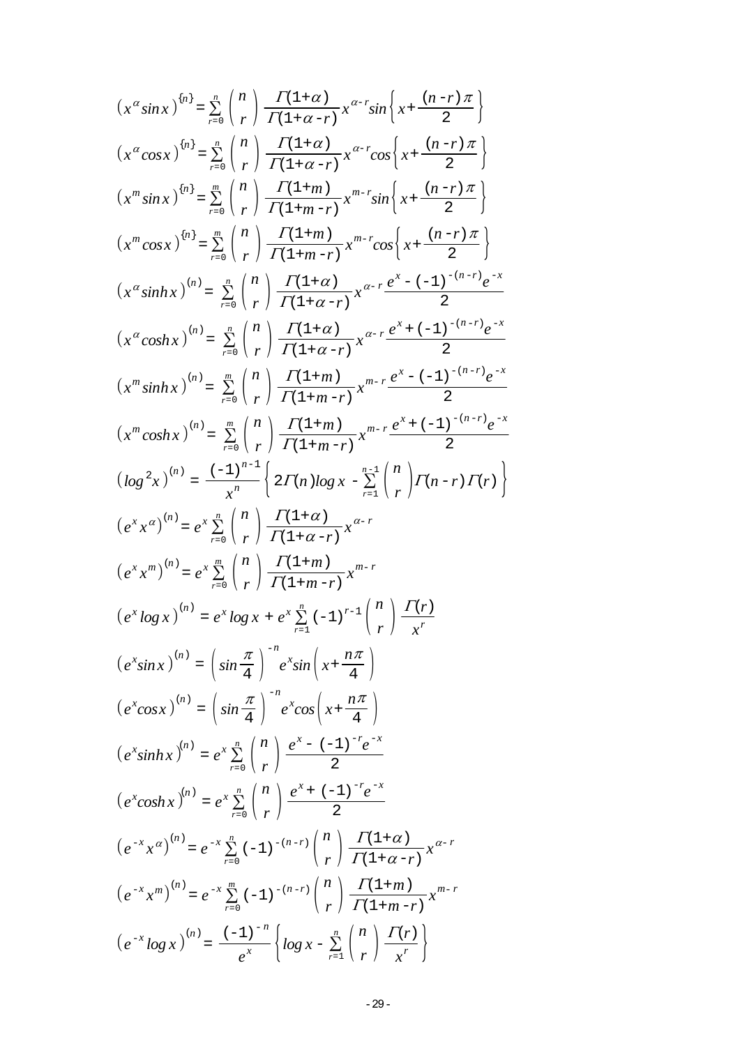$$\left(x^{\alpha}\sin x\right)^{\{n\}}=\sum_{r=0}^{n}\binom{n}{r}\frac{\Gamma(1+\alpha)}{\Gamma(1+\alpha-r)}x^{\alpha-r}\sin\left\{x+\frac{(n-r)\pi}{2}\right\}$$

$$\left(x^{\alpha}\cos x\right)^{\{n\}}=\sum_{r=0}^{n}\binom{n}{r}\frac{\Gamma(1+\alpha)}{\Gamma(1+\alpha-r)}x^{\alpha-r}\cos\left\{x+\frac{(n-r)\pi}{2}\right\}$$

$$\left(x^{m}\sin x\right)^{\{n\}}=\sum_{r=0}^{m}\binom{n}{r}\frac{\Gamma(1+m)}{\Gamma(1+m-r)}x^{m-r}\sin\left\{x+\frac{(n-r)\pi}{2}\right\}$$

$$\left(x^{m}\cos x\right)^{\{n\}}=\sum_{r=0}^{m}\binom{n}{r}\frac{\Gamma(1+m)}{\Gamma(1+m-r)}x^{m-r}\cos\left\{x+\frac{(n-r)\pi}{2}\right\}$$

$$\left(x^{\alpha}\sinh x\right)^{(n)}=\sum_{r=0}^{n}\binom{n}{r}\frac{\Gamma(1+\alpha)}{\Gamma(1+\alpha-r)}x^{\alpha-r}\frac{e^{x}-(-1)^{-(n-r)}e^{-x}}{2}$$

$$\left(x^{\alpha}\cosh x\right)^{(n)}=\sum_{r=0}^{n}\binom{n}{r}\frac{\Gamma(1+\alpha)}{\Gamma(1+\alpha-r)}x^{\alpha-r}\frac{e^{x}+(-1)^{-(n-r)}e^{-x}}{2}$$

$$\left(x^{m}\sinh x\right)^{(n)}=\sum_{r=0}^{m}\binom{n}{r}\frac{\Gamma(1+m)}{\Gamma(1+m-r)}x^{m-r}\frac{e^{x}-(-1)^{-(n-r)}e^{-x}}{2}$$

$$\left(x^{m}\cosh x\right)^{(n)}=\sum_{r=0}^{m}\binom{n}{r}\frac{\Gamma(1+m)}{\Gamma(1+m-r)}x^{m-r}\frac{e^{x}+(-1)^{-(n-r)}e^{-x}}{2}$$

$$\left(\log^{2}x\right)^{(n)}=\frac{(-1)^{n-1}}{x^{n}}\left\{2\Gamma(n)\log x-\sum_{r=1}^{n-1}\binom{n}{r}\Gamma(n-r)\Gamma(r)\right\}$$

$$\left(e^{x}x^{\alpha}\right)^{(n)}=e^{x}\sum_{r=0}^{n}\binom{n}{r}\frac{\Gamma(1+\alpha)}{\Gamma(1+\alpha-r)}x^{\alpha-r}$$

$$\left(e^{x}x^{m}\right)^{(n)}=e^{x}\sum_{r=0}^{m}\binom{n}{r}\frac{\Gamma(1+m)}{\Gamma(1+m-r)}x^{m-r}$$

$$\left(e^{x}\log x\right)^{(n)}=e^{x}\log x+e^{x}\sum_{r=1}^{n}(-1)^{r-1}\binom{n}{r}\frac{\Gamma(r)}{x^{r}}$$

$$\left(e^{x}\sin x\right)^{(n)}=\left(\sin\frac{\pi}{4}\right)^{-n}e^{x}\sin\left(x+\frac{n\pi}{4}\right)$$

$$\left(e^{x}\cos x\right)^{(n)}=\left(\sin\frac{\pi}{4}\right)^{-n}e^{x}\cos\left(x+\frac{n\pi}{4}\right)$$

$$\left(e^{x}\sinh x\right)^{(n)}=e^{x}\sum_{r=0}^{n}\binom{n}{r}\frac{e^{x}-(-1)^{-r}e^{-x}}{2}$$

$$\left(e^{x}\cosh x\right)^{(n)}=e^{x}\sum_{r=0}^{n}\binom{n}{r}\frac{e^{x}+(-1)^{-r}e^{-x}}{2}$$

$$\left(e^{-x}x^{\alpha}\right)^{(n)}=e^{-x}\sum_{r=0}^{n}(-1)^{-(n-r)}\binom{n}{r}\frac{\Gamma(1+\alpha)}{\Gamma(1+\alpha-r)}x^{\alpha-r}$$

$$\left(e^{-x}x^{m}\right)^{(n)}=e^{-x}\sum_{r=0}^{m}(-1)^{-(n-r)}\binom{n}{r}\frac{\Gamma(1+m)}{\Gamma(1+m-r)}x^{m-r}$$

$$\left(e^{-x}\log x\right)^{(n)}=\frac{(-1)^{-n}}{e^{x}}\left\{\log x-\sum_{r=1}^{n}\binom{n}{r}\frac{\Gamma(r)}{x^{r}}\right\}$$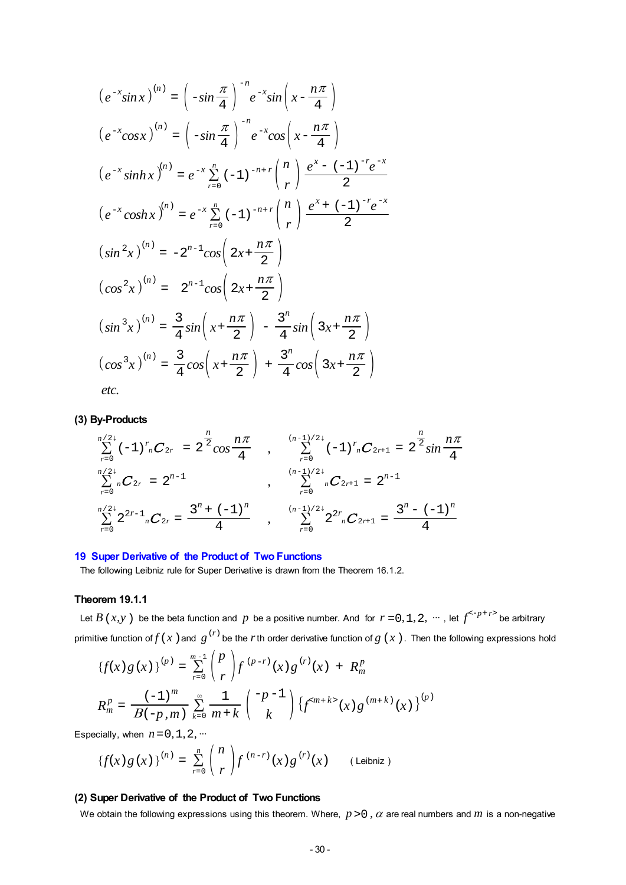$$\left(e^{-x}\sin x\right)^{(n)} = \left(-\sin\frac{\pi}{4}\right)^{-n} e^{-x}\sin\left(x-\frac{n\pi}{4}\right)$$

$$\left(e^{-x}\cos x\right)^{(n)} = \left(-\sin\frac{\pi}{4}\right)^{-n} e^{-x}\cos\left(x-\frac{n\pi}{4}\right)$$

$$\left(e^{-x}\sinh x\right)^{(n)} = e^{-x}\sum_{r=0}^{n}(-1)^{-n+r}\binom{n}{r}\frac{e^{x}-(-1)^{-r}e^{-x}}{2}$$

$$\left(e^{-x}\cosh x\right)^{(n)} = e^{-x}\sum_{r=0}^{n}(-1)^{-n+r}\binom{n}{r}\frac{e^{x}+(-1)^{-r}e^{-x}}{2}$$

$$\left(\sin^2 x\right)^{(n)} = -2^{n-1}\cos\left(2x+\frac{n\pi}{2}\right)$$

$$\left(\cos^2 x\right)^{(n)} = 2^{n-1}\cos\left(2x+\frac{n\pi}{2}\right)$$

$$\left(\sin^3 x\right)^{(n)} = \frac{3}{4}\sin\left(x+\frac{n\pi}{2}\right) - \frac{3^n}{4}\sin\left(3x+\frac{n\pi}{2}\right)$$

$$\left(\cos^3 x\right)^{(n)} = \frac{3}{4}\cos\left(x+\frac{n\pi}{2}\right) + \frac{3^n}{4}\cos\left(3x+\frac{n\pi}{2}\right)$$

*etc.*

**(3) By-Products**

$$\sum_{r=0}^{n/2\downarrow}(-1)^r {}_nC_{2r} = 2^{\frac{n}{2}}\cos\frac{n\pi}{4} \quad , \quad \sum_{r=0}^{(n-1)/2\downarrow}(-1)^r {}_nC_{2r+1} = 2^{\frac{n}{2}}\sin\frac{n\pi}{4}$$

$$\sum_{r=0}^{n/2\downarrow} {}_nC_{2r} = 2^{n-1} \quad , \quad \sum_{r=0}^{(n-1)/2\downarrow} {}_nC_{2r+1} = 2^{n-1}$$

$$\sum_{r=0}^{n/2\downarrow} 2^{2r-1} {}_nC_{2r} = \frac{3^n+(-1)^n}{4} \quad , \quad \sum_{r=0}^{(n-1)/2\downarrow} 2^{2r} {}_nC_{2r+1} = \frac{3^n-(-1)^n}{4}$$

## 19 Super Derivative of the Product of Two Functions

The following Leibniz rule for Super Derivative is drawn from the Theorem 16.1.2.

### Theorem 19.1.1

Let $B(x,y)$ be the beta function and $p$ be a positive number. And for $r=0,1,2,\cdots$, let $f^{<-p+r>}$ be arbitrary primitive function of $f(x)$ and $g^{(r)}$ be the $r$ th order derivative function of $g(x)$. Then the following expressions hold

$$\{f(x)g(x)\}^{(p)} = \sum_{r=0}^{m-1}\binom{p}{r} f^{(p-r)}(x)g^{(r)}(x) + R_m^p$$

$$R_m^p = \frac{(-1)^m}{B(-p,m)}\sum_{k=0}^{\infty}\frac{1}{m+k}\binom{-p-1}{k}\left\{f^{<m+k>}(x)g^{(m+k)}(x)\right\}^{(p)}$$

Especially, when $n=0,1,2,\cdots$

$$\{f(x)g(x)\}^{(n)} = \sum_{r=0}^{n}\binom{n}{r} f^{(n-r)}(x)g^{(r)}(x) \qquad \text{( Leibniz )}$$

**(2) Super Derivative of the Product of Two Functions**

We obtain the following expressions using this theorem. Where, $p>0$, $\alpha$ are real numbers and $m$ is a non-negative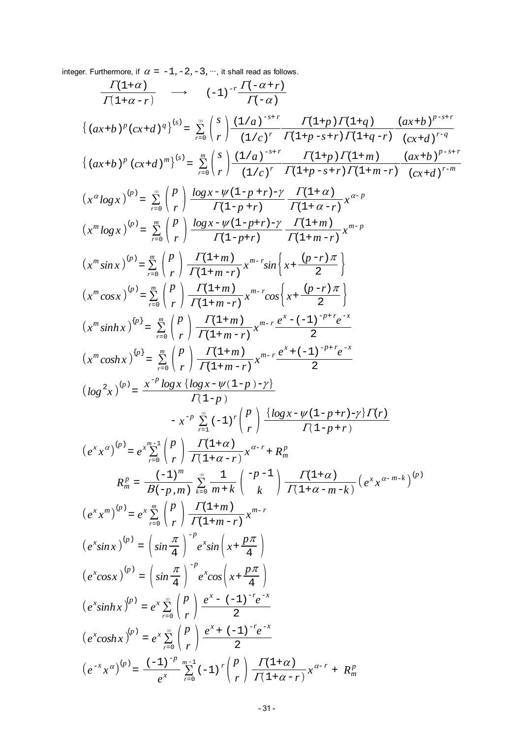integer. Furthermore, if $\alpha = -1, -2, -3, \cdots$, it shall read as follows.

$$\frac{\Gamma(1+\alpha)}{\Gamma(1+\alpha-r)} \quad \longrightarrow \quad (-1)^{-r}\frac{\Gamma(-\alpha+r)}{\Gamma(-\alpha)}$$

$$\left\{(ax+b)^p(cx+d)^q\right\}^{(s)} = \sum_{r=0}^{\infty}\binom{s}{r}\frac{(1/a)^{-s+r}}{(1/c)^r}\frac{\Gamma(1+p)\Gamma(1+q)}{\Gamma(1+p-s+r)\Gamma(1+q-r)}\frac{(ax+b)^{p-s+r}}{(cx+d)^{r-q}}$$

$$\left\{(ax+b)^p(cx+d)^m\right\}^{(s)} = \sum_{r=0}^{m}\binom{s}{r}\frac{(1/a)^{-s+r}}{(1/c)^r}\frac{\Gamma(1+p)\Gamma(1+m)}{\Gamma(1+p-s+r)\Gamma(1+m-r)}\frac{(ax+b)^{p-s+r}}{(cx+d)^{r-m}}$$

$$\left(x^\alpha \log x\right)^{(p)} = \sum_{r=0}^{\infty}\binom{p}{r}\frac{\log x-\psi(1-p+r)-\gamma}{\Gamma(1-p+r)}\frac{\Gamma(1+\alpha)}{\Gamma(1+\alpha-r)}x^{\alpha-p}$$

$$\left(x^m \log x\right)^{(p)} = \sum_{r=0}^{m}\binom{p}{r}\frac{\log x-\psi(1-p+r)-\gamma}{\Gamma(1-p+r)}\frac{\Gamma(1+m)}{\Gamma(1+m-r)}x^{m-p}$$

$$\left(x^m \sin x\right)^{(p)} = \sum_{r=0}^{m}\binom{p}{r}\frac{\Gamma(1+m)}{\Gamma(1+m-r)}x^{m-r}\sin\left\{x+\frac{(p-r)\pi}{2}\right\}$$

$$\left(x^m \cos x\right)^{(p)} = \sum_{r=0}^{m}\binom{p}{r}\frac{\Gamma(1+m)}{\Gamma(1+m-r)}x^{m-r}\cos\left\{x+\frac{(p-r)\pi}{2}\right\}$$

$$\left(x^m \sinh x\right)^{\{p\}} = \sum_{r=0}^{m}\binom{p}{r}\frac{\Gamma(1+m)}{\Gamma(1+m-r)}x^{m-r}\frac{e^x-(-1)^{-p+r}e^{-x}}{2}$$

$$\left(x^m \cosh x\right)^{\{p\}} = \sum_{r=0}^{m}\binom{p}{r}\frac{\Gamma(1+m)}{\Gamma(1+m-r)}x^{m-r}\frac{e^x+(-1)^{-p+r}e^{-x}}{2}$$

$$\left(\log^2 x\right)^{(p)} = \frac{x^{-p}\log x\left\{\log x-\psi(1-p)-\gamma\right\}}{\Gamma(1-p)} - x^{-p}\sum_{r=1}^{\infty}(-1)^r\binom{p}{r}\frac{\left\{\log x-\psi(1-p+r)-\gamma\right\}\Gamma(r)}{\Gamma(1-p+r)}$$

$$\left(e^x x^\alpha\right)^{(p)} = e^x\sum_{r=0}^{m-1}\binom{p}{r}\frac{\Gamma(1+\alpha)}{\Gamma(1+\alpha-r)}x^{\alpha-r} + R_m^p$$

$$R_m^p = \frac{(-1)^m}{B(-p,m)}\sum_{k=0}^{\infty}\frac{1}{m+k}\binom{-p-1}{k}\frac{\Gamma(1+\alpha)}{\Gamma(1+\alpha-m-k)}\left(e^x x^{\alpha-m-k}\right)^{(p)}$$

$$\left(e^x x^m\right)^{(p)} = e^x\sum_{r=0}^{m}\binom{p}{r}\frac{\Gamma(1+m)}{\Gamma(1+m-r)}x^{m-r}$$

$$\left(e^x \sin x\right)^{(p)} = \left(\sin\frac{\pi}{4}\right)^{-p}e^x\sin\left(x+\frac{p\pi}{4}\right)$$

$$\left(e^x \cos x\right)^{(p)} = \left(\sin\frac{\pi}{4}\right)^{-p}e^x\cos\left(x+\frac{p\pi}{4}\right)$$

$$\left(e^x \sinh x\right)^{(p)} = e^x\sum_{r=0}^{\infty}\binom{p}{r}\frac{e^x-(-1)^{-r}e^{-x}}{2}$$

$$\left(e^x \cosh x\right)^{(p)} = e^x\sum_{r=0}^{\infty}\binom{p}{r}\frac{e^x+(-1)^{-r}e^{-x}}{2}$$

$$\left(e^{-x} x^\alpha\right)^{(p)} = \frac{(-1)^{-p}}{e^x}\sum_{r=0}^{m-1}(-1)^r\binom{p}{r}\frac{\Gamma(1+\alpha)}{\Gamma(1+\alpha-r)}x^{\alpha-r} + R_m^p$$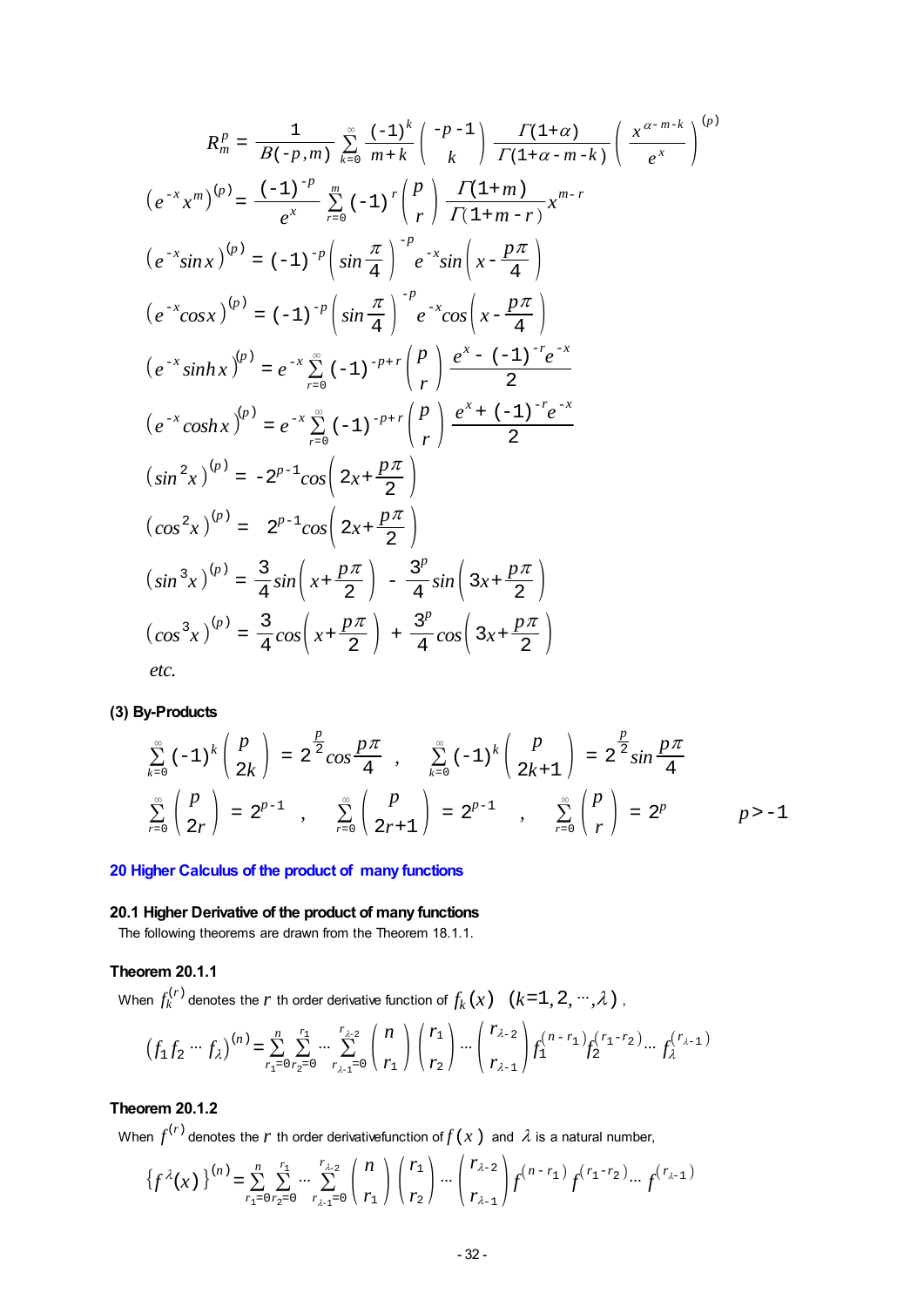$$R_m^p = \frac{1}{B(-p,m)} \sum_{k=0}^{\infty} \frac{(-1)^k}{m+k} \binom{-p-1}{k} \frac{\Gamma(1+\alpha)}{\Gamma(1+\alpha-m-k)} \left( \frac{x^{\alpha-m-k}}{e^x} \right)^{(p)}$$

$$\left(e^{-x}x^m\right)^{(p)} = \frac{(-1)^{-p}}{e^x} \sum_{r=0}^{m} (-1)^r \binom{p}{r} \frac{\Gamma(1+m)}{\Gamma(1+m-r)} x^{m-r}$$

$$\left(e^{-x}\sin x\right)^{(p)} = (-1)^{-p} \left( \sin\frac{\pi}{4} \right)^{-p} e^{-x} \sin\left( x - \frac{p\pi}{4} \right)$$

$$\left(e^{-x}\cos x\right)^{(p)} = (-1)^{-p} \left( \sin\frac{\pi}{4} \right)^{-p} e^{-x} \cos\left( x - \frac{p\pi}{4} \right)$$

$$\left(e^{-x}\sinh x\right)^{(p)} = e^{-x} \sum_{r=0}^{\infty} (-1)^{-p+r} \binom{p}{r} \frac{e^x - (-1)^{-r} e^{-x}}{2}$$

$$\left(e^{-x}\cosh x\right)^{(p)} = e^{-x} \sum_{r=0}^{\infty} (-1)^{-p+r} \binom{p}{r} \frac{e^x + (-1)^{-r} e^{-x}}{2}$$

$$\left(\sin^2 x\right)^{(p)} = -2^{p-1} \cos\left( 2x + \frac{p\pi}{2} \right)$$

$$\left(\cos^2 x\right)^{(p)} = 2^{p-1} \cos\left( 2x + \frac{p\pi}{2} \right)$$

$$\left(\sin^3 x\right)^{(p)} = \frac{3}{4} \sin\left( x + \frac{p\pi}{2} \right) - \frac{3^p}{4} \sin\left( 3x + \frac{p\pi}{2} \right)$$

$$\left(\cos^3 x\right)^{(p)} = \frac{3}{4} \cos\left( x + \frac{p\pi}{2} \right) + \frac{3^p}{4} \cos\left( 3x + \frac{p\pi}{2} \right)$$

*etc.*

**(3) By-Products**

$$\sum_{k=0}^{\infty} (-1)^k \binom{p}{2k} = 2^{\frac{p}{2}} \cos\frac{p\pi}{4} \quad , \quad \sum_{k=0}^{\infty} (-1)^k \binom{p}{2k+1} = 2^{\frac{p}{2}} \sin\frac{p\pi}{4}$$

$$\sum_{r=0}^{\infty} \binom{p}{2r} = 2^{p-1} \quad , \quad \sum_{r=0}^{\infty} \binom{p}{2r+1} = 2^{p-1} \quad , \quad \sum_{r=0}^{\infty} \binom{p}{r} = 2^p \qquad p > -1$$

## 20 Higher Calculus of the product of many functions

### 20.1 Higher Derivative of the product of many functions

The following theorems are drawn from the Theorem 18.1.1.

#### Theorem 20.1.1

When $f_k^{(r)}$ denotes the $r$ th order derivative function of $f_k(x)$ $(k=1,2,\cdots,\lambda)$ ,

$$\left(f_1 f_2 \cdots f_\lambda\right)^{(n)} = \sum_{r_1=0}^{n} \sum_{r_2=0}^{r_1} \cdots \sum_{r_{\lambda-1}=0}^{r_{\lambda-2}} \binom{n}{r_1} \binom{r_1}{r_2} \cdots \binom{r_{\lambda-2}}{r_{\lambda-1}} f_1^{(n-r_1)} f_2^{(r_1-r_2)} \cdots f_\lambda^{(r_{\lambda-1})}$$

#### Theorem 20.1.2

When $f^{(r)}$ denotes the $r$ th order derivativefunction of $f(x)$ and $\lambda$ is a natural number,

$$\left\{f^\lambda(x)\right\}^{(n)} = \sum_{r_1=0}^{n} \sum_{r_2=0}^{r_1} \cdots \sum_{r_{\lambda-1}=0}^{r_{\lambda-2}} \binom{n}{r_1} \binom{r_1}{r_2} \cdots \binom{r_{\lambda-2}}{r_{\lambda-1}} f^{(n-r_1)} f^{(r_1-r_2)} \cdots f^{(r_{\lambda-1})}$$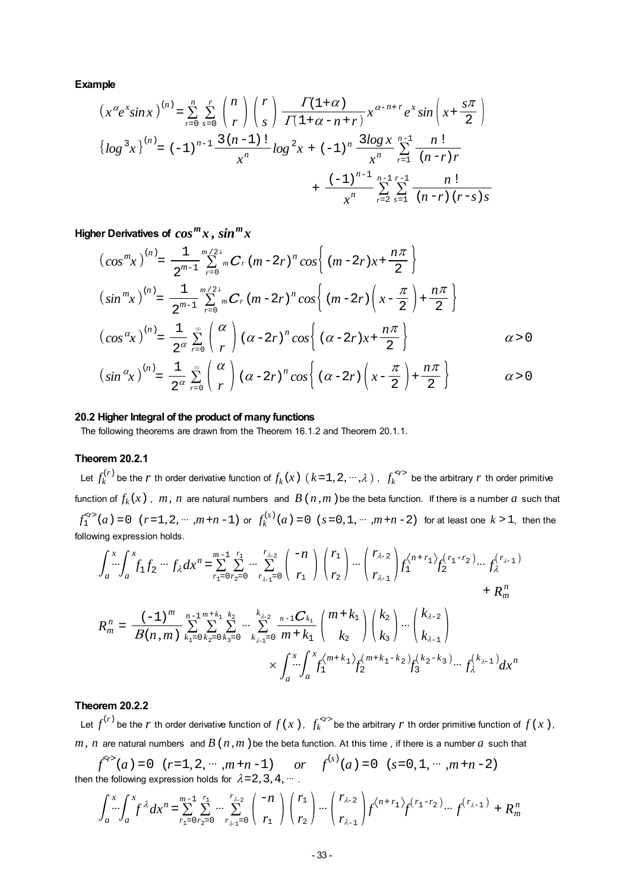**Example**

$$\left(x^{\alpha}e^{x}\sin x\right)^{(n)}=\sum_{r=0}^{n}\sum_{s=0}^{r}\binom{n}{r}\binom{r}{s}\frac{\Gamma(1+\alpha)}{\Gamma(1+\alpha-n+r)}x^{\alpha-n+r}e^{x}\sin\left(x+\frac{s\pi}{2}\right)$$

$$\left\{\log^{3}x\right\}^{(n)}=(-1)^{n-1}\frac{3(n-1)!}{x^{n}}\log^{2}x+(-1)^{n}\frac{3\log x}{x^{n}}\sum_{r=1}^{n-1}\frac{n!}{(n-r)r}$$
$$+\frac{(-1)^{n-1}}{x^{n}}\sum_{r=2}^{n-1}\sum_{s=1}^{r-1}\frac{n!}{(n-r)(r-s)s}$$

**Higher Derivatives of $\cos^{m}x$, $\sin^{m}x$**

$$\left(\cos^{m}x\right)^{(n)}=\frac{1}{2^{m-1}}\sum_{r=0}^{m/2\downarrow}{}_{m}C_{r}\,(m-2r)^{n}\cos\left\{(m-2r)x+\frac{n\pi}{2}\right\}$$

$$\left(\sin^{m}x\right)^{(n)}=\frac{1}{2^{m-1}}\sum_{r=0}^{m/2\downarrow}{}_{m}C_{r}\,(m-2r)^{n}\cos\left\{(m-2r)\left(x-\frac{\pi}{2}\right)+\frac{n\pi}{2}\right\}$$

$$\left(\cos^{\alpha}x\right)^{(n)}=\frac{1}{2^{\alpha}}\sum_{r=0}^{\infty}\binom{\alpha}{r}(\alpha-2r)^{n}\cos\left\{(\alpha-2r)x+\frac{n\pi}{2}\right\}\qquad \alpha>0$$

$$\left(\sin^{\alpha}x\right)^{(n)}=\frac{1}{2^{\alpha}}\sum_{r=0}^{\infty}\binom{\alpha}{r}(\alpha-2r)^{n}\cos\left\{(\alpha-2r)\left(x-\frac{\pi}{2}\right)+\frac{n\pi}{2}\right\}\qquad \alpha>0$$

## 20.2 Higher Integral of the product of many functions

The following theorems are drawn from the Theorem 16.1.2 and Theorem 20.1.1.

### Theorem 20.2.1

Let $f_k^{(r)}$ be the $r$ th order derivative function of $f_k(x)$ $(k=1,2,\cdots,\lambda)$, $f_k^{<r>}$ be the arbitrary $r$ th order primitive function of $f_k(x)$, $m$, $n$ are natural numbers and $B(n,m)$ be the beta function. If there is a number $a$ such that $f_1^{<r>}(a)=0$ $(r=1,2,\cdots,m+n-1)$ or $f_k^{(s)}(a)=0$ $(s=0,1,\cdots,m+n-2)$ for at least one $k>1$, then the following expression holds.

$$\int_a^x\!\!\cdots\!\int_a^x f_1 f_2\cdots f_\lambda\,dx^n=\sum_{r_1=0}^{m-1}\sum_{r_2=0}^{r_1}\cdots\sum_{r_{\lambda-1}=0}^{r_{\lambda-2}}\binom{-n}{r_1}\binom{r_1}{r_2}\cdots\binom{r_{\lambda-2}}{r_{\lambda-1}}f_1^{\langle n+r_1\rangle}f_2^{(r_1-r_2)}\cdots f_\lambda^{(r_{\lambda-1})}$$
$$+R_m^n$$

$$R_m^n=\frac{(-1)^m}{B(n,m)}\sum_{k_1=0}^{n-1}\sum_{k_2=0}^{m+k_1}\sum_{k_3=0}^{k_2}\cdots\sum_{k_{\lambda-1}=0}^{k_{\lambda-2}}\frac{{}_{n-1}C_{k_1}}{m+k_1}\binom{m+k_1}{k_2}\binom{k_2}{k_3}\cdots\binom{k_{\lambda-2}}{k_{\lambda-1}}$$
$$\times\int_a^x\!\!\cdots\!\int_a^x f_1^{\langle m+k_1\rangle}f_2^{(m+k_1-k_2)}f_3^{(k_2-k_3)}\cdots f_\lambda^{(k_{\lambda-1})}dx^n$$

### Theorem 20.2.2

Let $f^{(r)}$ be the $r$ th order derivative function of $f(x)$, $f_k^{<r>}$ be the arbitrary $r$ th order primitive function of $f(x)$, $m$, $n$ are natural numbers and $B(n,m)$ be the beta function. At this time , if there is a number $a$ such that

$$f^{<r>}(a)=0\ \ (r=1,2,\cdots,m+n-1)\qquad or\qquad f^{(s)}(a)=0\ \ (s=0,1,\cdots,m+n-2)$$

then the following expression holds for $\lambda=2,3,4,\cdots$.

$$\int_a^x\!\!\cdots\!\int_a^x f^{\lambda}dx^n=\sum_{r_1=0}^{m-1}\sum_{r_2=0}^{r_1}\cdots\sum_{r_{\lambda-1}=0}^{r_{\lambda-2}}\binom{-n}{r_1}\binom{r_1}{r_2}\cdots\binom{r_{\lambda-2}}{r_{\lambda-1}}f^{\langle n+r_1\rangle}f^{(r_1-r_2)}\cdots f^{(r_{\lambda-1})}+R_m^n$$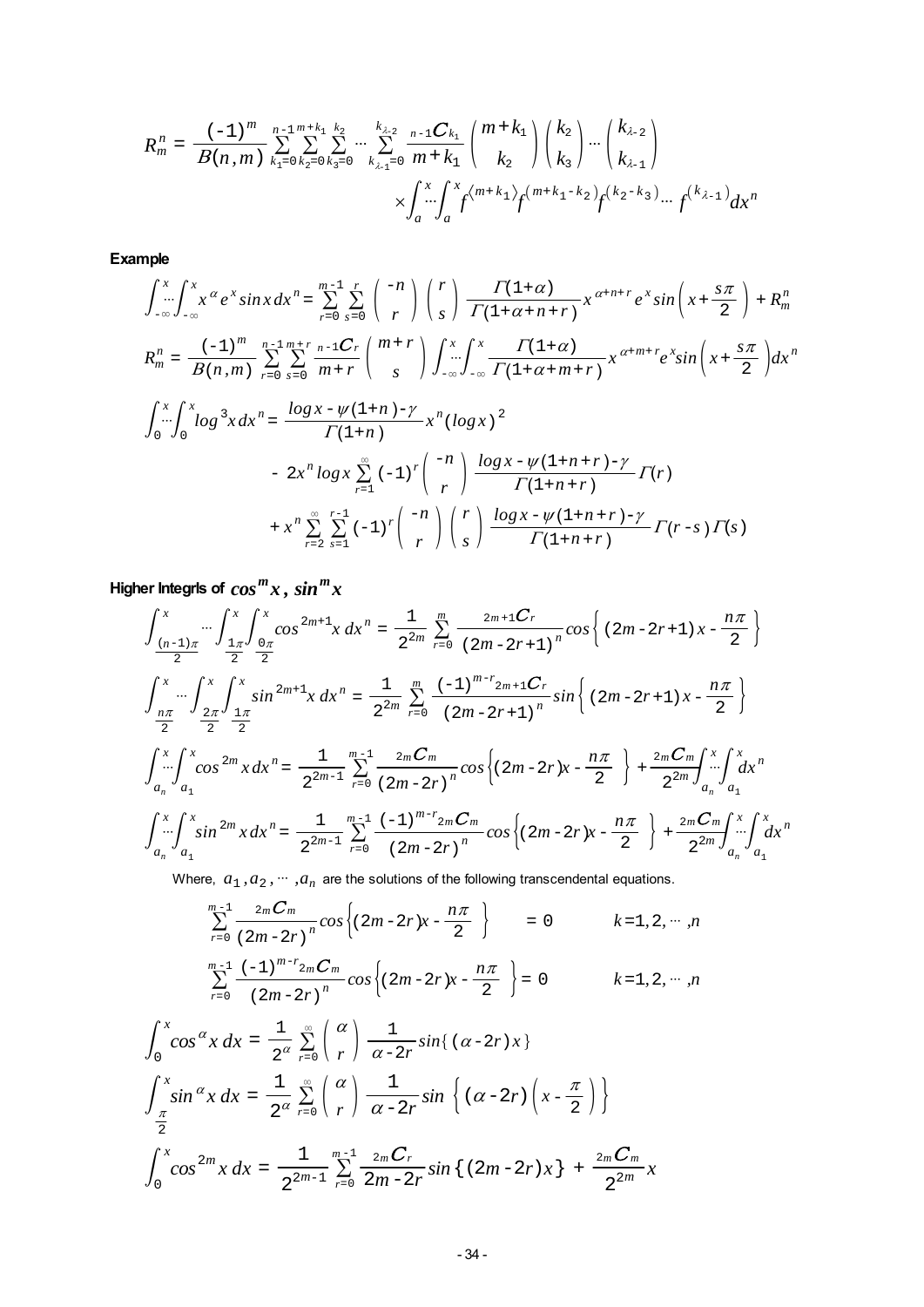$$R_m^n = \frac{(-1)^m}{B(n,m)} \sum_{k_1=0}^{n-1} \sum_{k_2=0}^{m+k_1} \sum_{k_3=0}^{k_2} \cdots \sum_{k_{\lambda-1}=0}^{k_{\lambda-2}} \frac{{}_{n-1}C_{k_1}}{m+k_1} \binom{m+k_1}{k_2} \binom{k_2}{k_3} \cdots \binom{k_{\lambda-2}}{k_{\lambda-1}}$$
$$\times \int_a^x \cdots \int_a^x f^{\langle m+k_1 \rangle} f^{(m+k_1-k_2)} f^{(k_2-k_3)} \cdots f^{(k_{\lambda-1})} dx^n$$

**Example**

$$\int_{-\infty}^x \cdots \int_{-\infty}^x x^\alpha e^x \sin x \, dx^n = \sum_{r=0}^{m-1} \sum_{s=0}^{r} \binom{-n}{r} \binom{r}{s} \frac{\Gamma(1+\alpha)}{\Gamma(1+\alpha+n+r)} x^{\alpha+n+r} e^x \sin\left(x + \frac{s\pi}{2}\right) + R_m^n$$

$$R_m^n = \frac{(-1)^m}{B(n,m)} \sum_{r=0}^{n-1} \sum_{s=0}^{m+r} \frac{{}_{n-1}C_r}{m+r} \binom{m+r}{s} \int_{-\infty}^x \cdots \int_{-\infty}^x \frac{\Gamma(1+\alpha)}{\Gamma(1+\alpha+m+r)} x^{\alpha+m+r} e^x \sin\left(x + \frac{s\pi}{2}\right) dx^n$$

$$\int_0^x \cdots \int_0^x \log^3 x \, dx^n = \frac{\log x - \psi(1+n) - \gamma}{\Gamma(1+n)} x^n (\log x)^2$$
$$- 2x^n \log x \sum_{r=1}^{\infty} (-1)^r \binom{-n}{r} \frac{\log x - \psi(1+n+r) - \gamma}{\Gamma(1+n+r)} \Gamma(r)$$
$$+ x^n \sum_{r=2}^{\infty} \sum_{s=1}^{r-1} (-1)^r \binom{-n}{r} \binom{r}{s} \frac{\log x - \psi(1+n+r) - \gamma}{\Gamma(1+n+r)} \Gamma(r-s)\Gamma(s)$$

**Higher Integrls of $\cos^m x$, $\sin^m x$**

$$\int_{\frac{(n-1)\pi}{2}}^x \cdots \int_{\frac{1\pi}{2}}^x \int_{\frac{0\pi}{2}}^x \cos^{2m+1} x \, dx^n = \frac{1}{2^{2m}} \sum_{r=0}^{m} \frac{{}_{2m+1}C_r}{(2m-2r+1)^n} \cos\left\{(2m-2r+1)x - \frac{n\pi}{2}\right\}$$

$$\int_{\frac{n\pi}{2}}^x \cdots \int_{\frac{2\pi}{2}}^x \int_{\frac{1\pi}{2}}^x \sin^{2m+1} x \, dx^n = \frac{1}{2^{2m}} \sum_{r=0}^{m} \frac{(-1)^{m-r} {}_{2m+1}C_r}{(2m-2r+1)^n} \sin\left\{(2m-2r+1)x - \frac{n\pi}{2}\right\}$$

$$\int_{a_n}^x \cdots \int_{a_1}^x \cos^{2m} x \, dx^n = \frac{1}{2^{2m-1}} \sum_{r=0}^{m-1} \frac{{}_{2m}C_m}{(2m-2r)^n} \cos\left\{(2m-2r)x - \frac{n\pi}{2}\right\} + \frac{{}_{2m}C_m}{2^{2m}} \int_{a_n}^x \cdots \int_{a_1}^x dx^n$$

$$\int_{a_n}^x \cdots \int_{a_1}^x \sin^{2m} x \, dx^n = \frac{1}{2^{2m-1}} \sum_{r=0}^{m-1} \frac{(-1)^{m-r} {}_{2m}C_m}{(2m-2r)^n} \cos\left\{(2m-2r)x - \frac{n\pi}{2}\right\} + \frac{{}_{2m}C_m}{2^{2m}} \int_{a_n}^x \cdots \int_{a_1}^x dx^n$$

Where, $a_1, a_2, \cdots, a_n$ are the solutions of the following transcendental equations.

$$\sum_{r=0}^{m-1} \frac{{}_{2m}C_m}{(2m-2r)^n} \cos\left\{(2m-2r)x - \frac{n\pi}{2}\right\} = 0 \qquad k = 1, 2, \cdots, n$$

$$\sum_{r=0}^{m-1} \frac{(-1)^{m-r} {}_{2m}C_m}{(2m-2r)^n} \cos\left\{(2m-2r)x - \frac{n\pi}{2}\right\} = 0 \qquad k = 1, 2, \cdots, n$$

$$\int_0^x \cos^\alpha x \, dx = \frac{1}{2^\alpha} \sum_{r=0}^{\infty} \binom{\alpha}{r} \frac{1}{\alpha - 2r} \sin\{(\alpha-2r)x\}$$

$$\int_{\frac{\pi}{2}}^x \sin^\alpha x \, dx = \frac{1}{2^\alpha} \sum_{r=0}^{\infty} \binom{\alpha}{r} \frac{1}{\alpha - 2r} \sin\left\{(\alpha-2r)\left(x - \frac{\pi}{2}\right)\right\}$$

$$\int_0^x \cos^{2m} x \, dx = \frac{1}{2^{2m-1}} \sum_{r=0}^{m-1} \frac{{}_{2m}C_r}{2m-2r} \sin\{(2m-2r)x\} + \frac{{}_{2m}C_m}{2^{2m}} x$$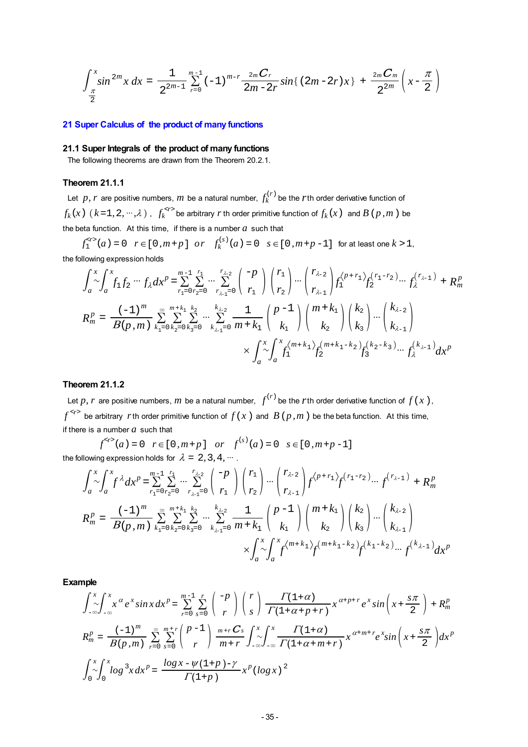$$\int_{\frac{\pi}{2}}^{x} \sin^{2m} x\, dx = \frac{1}{2^{2m-1}} \sum_{r=0}^{m-1} (-1)^{m-r} \frac{{}_{2m}C_r}{2m-2r} \sin\{(2m-2r)x\} + \frac{{}_{2m}C_m}{2^{2m}}\left(x - \frac{\pi}{2}\right)$$

## 21 Super Calculus of the product of many functions

### 21.1 Super Integrals of the product of many functions

The following theorems are drawn from the Theorem 20.2.1.

#### Theorem 21.1.1

Let $p, r$ are positive numbers, $m$ be a natural number, $f_k^{(r)}$ be the $r$th order derivative function of $f_k(x)$ $(k=1,2,\cdots,\lambda)$ , $f_k^{<r>}$ be arbitrary $r$ th order primitive function of $f_k(x)$ and $B(p,m)$ be the beta function. At this time, if there is a number $a$ such that

$$f_1^{<r>}(a) = 0 \quad r \in [0, m+p] \quad or \quad f_k^{(s)}(a) = 0 \quad s \in [0, m+p-1] \quad \text{for at least one } k > 1,$$

the following expression holds

$$\int_a^x \!\!\sim\!\! \int_a^x f_1 f_2 \cdots f_\lambda\, dx^p = \sum_{r_1=0}^{m-1} \sum_{r_2=0}^{r_1} \cdots \sum_{r_{\lambda-1}=0}^{r_{\lambda-2}} \binom{-p}{r_1}\binom{r_1}{r_2}\cdots\binom{r_{\lambda-2}}{r_{\lambda-1}} f_1^{\langle p+r_1\rangle} f_2^{(r_1-r_2)} \cdots f_\lambda^{(r_{\lambda-1})} + R_m^p$$

$$R_m^p = \frac{(-1)^m}{B(p,m)} \sum_{k_1=0}^{\infty} \sum_{k_2=0}^{m+k_1} \sum_{k_3=0}^{k_2} \cdots \sum_{k_{\lambda-1}=0}^{k_{\lambda-2}} \frac{1}{m+k_1}\binom{p-1}{k_1}\binom{m+k_1}{k_2}\binom{k_2}{k_3}\cdots\binom{k_{\lambda-2}}{k_{\lambda-1}}$$

$$\times \int_a^x \!\!\sim\!\! \int_a^x f_1^{\langle m+k_1\rangle} f_2^{(m+k_1-k_2)} f_3^{(k_2-k_3)} \cdots f_\lambda^{(k_{\lambda-1})} dx^p$$

#### Theorem 21.1.2

Let $p, r$ are positive numbers, $m$ be a natural number, $f^{(r)}$ be the $r$th order derivative function of $f(x)$, $f^{<r>}$ be arbitrary $r$th order primitive function of $f(x)$ and $B(p,m)$ be the beta function. At this time, if there is a number $a$ such that

$$f^{<r>}(a) = 0 \quad r \in [0, m+p] \quad or \quad f^{(s)}(a) = 0 \quad s \in [0, m+p-1]$$

the following expression holds for $\lambda = 2,3,4,\cdots$ .

$$\int_a^x \!\!\sim\!\! \int_a^x f^\lambda\, dx^p = \sum_{r_1=0}^{m-1} \sum_{r_2=0}^{r_1} \cdots \sum_{r_{\lambda-1}=0}^{r_{\lambda-2}} \binom{-p}{r_1}\binom{r_1}{r_2}\cdots\binom{r_{\lambda-2}}{r_{\lambda-1}} f^{\langle p+r_1\rangle} f^{(r_1-r_2)} \cdots f^{(r_{\lambda-1})} + R_m^p$$

$$R_m^p = \frac{(-1)^m}{B(p,m)} \sum_{k_1=0}^{\infty} \sum_{k_2=0}^{m+k_1} \sum_{k_3=0}^{k_2} \cdots \sum_{k_{\lambda-1}=0}^{k_{\lambda-2}} \frac{1}{m+k_1}\binom{p-1}{k_1}\binom{m+k_1}{k_2}\binom{k_2}{k_3}\cdots\binom{k_{\lambda-2}}{k_{\lambda-1}}$$

$$\times \int_a^x \!\!\sim\!\! \int_a^x f^{\langle m+k_1\rangle} f^{(m+k_1-k_2)} f^{(k_1-k_2)} \cdots f^{(k_{\lambda-1})} dx^p$$

#### Example

$$\int_{-\infty}^x \!\!\sim\!\! \int_{-\infty}^x x^\alpha e^x \sin x\, dx^p = \sum_{r=0}^{m-1} \sum_{s=0}^{r} \binom{-p}{r}\binom{r}{s} \frac{\Gamma(1+\alpha)}{\Gamma(1+\alpha+p+r)} x^{\alpha+p+r} e^x \sin\left(x + \frac{s\pi}{2}\right) + R_m^p$$

$$R_m^p = \frac{(-1)^m}{B(p,m)} \sum_{r=0}^{\infty} \sum_{s=0}^{m+r} \binom{p-1}{r} \frac{{}_{m+r}C_s}{m+r} \int_{-\infty}^x \!\!\sim\!\! \int_{-\infty}^x \frac{\Gamma(1+\alpha)}{\Gamma(1+\alpha+m+r)} x^{\alpha+m+r} e^x \sin\left(x + \frac{s\pi}{2}\right) dx^p$$

$$\int_0^x \!\!\sim\!\! \int_0^x \log^3 x\, dx^p = \frac{\log x - \psi(1+p) - \gamma}{\Gamma(1+p)} x^p (\log x)^2$$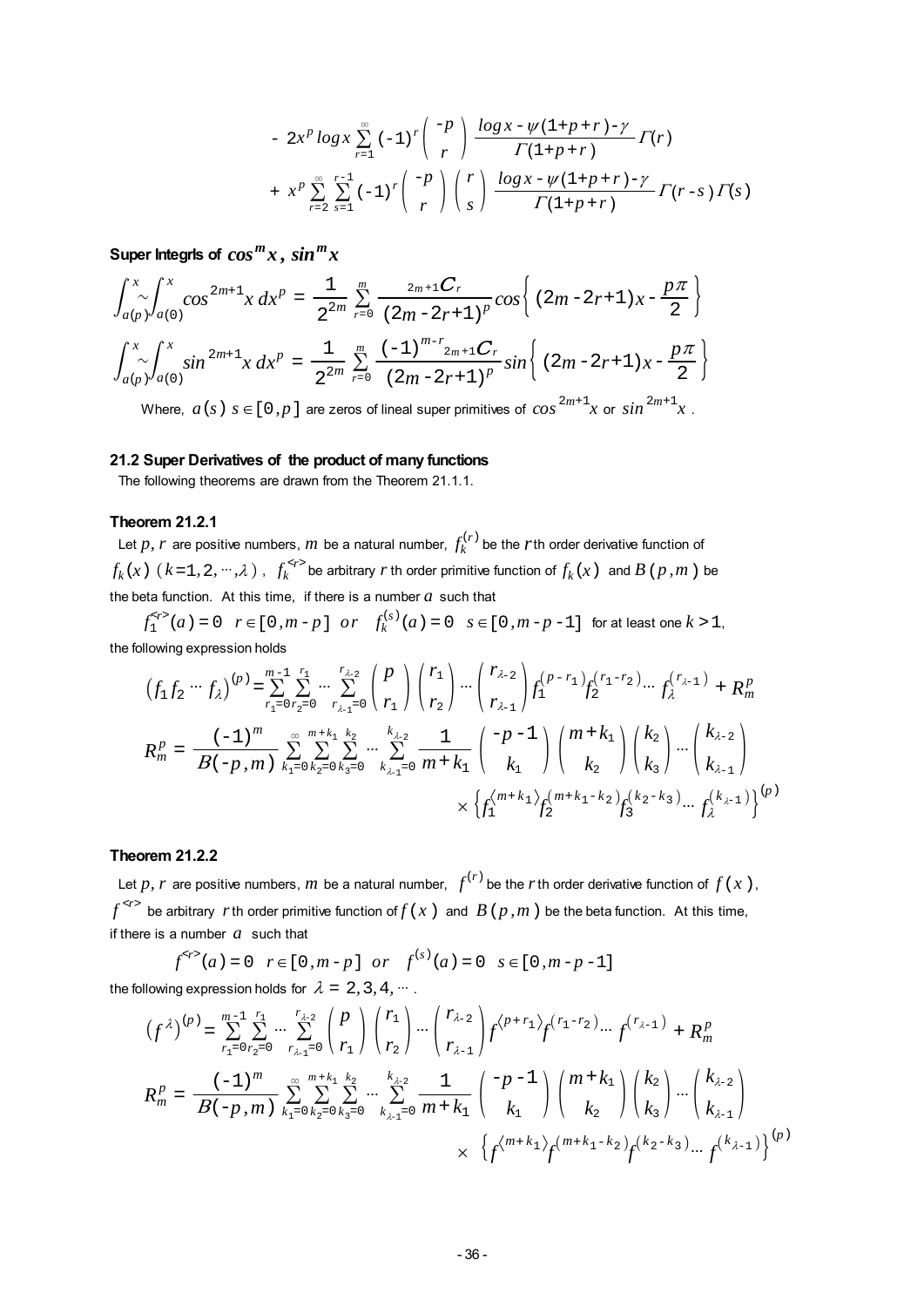$$- 2x^p \log x \sum_{r=1}^{\infty} (-1)^r \binom{-p}{r} \frac{\log x - \psi(1+p+r) - \gamma}{\Gamma(1+p+r)} \Gamma(r)$$

$$+ x^p \sum_{r=2}^{\infty} \sum_{s=1}^{r-1} (-1)^r \binom{-p}{r} \binom{r}{s} \frac{\log x - \psi(1+p+r) - \gamma}{\Gamma(1+p+r)} \Gamma(r-s)\Gamma(s)$$

**Super Integrls of $\cos^m x$ , $\sin^m x$**

$$\int_{a(p)}^{x} \sim \int_{a(0)}^{x} \cos^{2m+1} x \, dx^p = \frac{1}{2^{2m}} \sum_{r=0}^{m} \frac{{}_{2m+1}C_r}{(2m-2r+1)^p} \cos\left\{ (2m-2r+1)x - \frac{p\pi}{2} \right\}$$

$$\int_{a(p)}^{x} \sim \int_{a(0)}^{x} \sin^{2m+1} x \, dx^p = \frac{1}{2^{2m}} \sum_{r=0}^{m} \frac{(-1)^{m-r} {}_{2m+1}C_r}{(2m-2r+1)^p} \sin\left\{ (2m-2r+1)x - \frac{p\pi}{2} \right\}$$

Where, $a(s)$ $s \in [0,p]$ are zeros of lineal super primitives of $\cos^{2m+1} x$ or $\sin^{2m+1} x$ .

### 21.2 Super Derivatives of the product of many functions

The following theorems are drawn from the Theorem 21.1.1.

#### Theorem 21.2.1

Let $p$, $r$ are positive numbers, $m$ be a natural number, $f_k^{(r)}$ be the $r$th order derivative function of $f_k(x)$ $(k=1,2,\cdots,\lambda)$ , $f_k^{<r>}$ be arbitrary $r$ th order primitive function of $f_k(x)$ and $B(p,m)$ be the beta function. At this time, if there is a number $a$ such that

$$f_1^{<r>}(a) = 0 \quad r \in [0, m-p] \quad or \quad f_k^{(s)}(a) = 0 \quad s \in [0, m-p-1] \quad \text{for at least one } k > 1,$$

the following expression holds

$$\left(f_1 f_2 \cdots f_\lambda\right)^{(p)} = \sum_{r_1=0}^{m-1} \sum_{r_2=0}^{r_1} \cdots \sum_{r_{\lambda-1}=0}^{r_{\lambda-2}} \binom{p}{r_1} \binom{r_1}{r_2} \cdots \binom{r_{\lambda-2}}{r_{\lambda-1}} f_1^{(p-r_1)} f_2^{(r_1-r_2)} \cdots f_\lambda^{(r_{\lambda-1})} + R_m^p$$

$$R_m^p = \frac{(-1)^m}{B(-p,m)} \sum_{k_1=0}^{\infty} \sum_{k_2=0}^{m+k_1} \sum_{k_3=0}^{k_2} \cdots \sum_{k_{\lambda-1}=0}^{k_{\lambda-2}} \frac{1}{m+k_1} \binom{-p-1}{k_1} \binom{m+k_1}{k_2} \binom{k_2}{k_3} \cdots \binom{k_{\lambda-2}}{k_{\lambda-1}}$$
$$\times \left\{ f_1^{\langle m+k_1 \rangle} f_2^{(m+k_1-k_2)} f_3^{(k_2-k_3)} \cdots f_\lambda^{(k_{\lambda-1})} \right\}^{(p)}$$

#### Theorem 21.2.2

Let $p$, $r$ are positive numbers, $m$ be a natural number, $f^{(r)}$ be the $r$th order derivative function of $f(x)$, $f^{<r>}$ be arbitrary $r$th order primitive function of $f(x)$ and $B(p,m)$ be the beta function. At this time, if there is a number $a$ such that

$$f^{<r>}(a) = 0 \quad r \in [0, m-p] \quad or \quad f^{(s)}(a) = 0 \quad s \in [0, m-p-1]$$

the following expression holds for $\lambda = 2,3,4,\cdots$ .

$$\left(f^{\lambda}\right)^{(p)} = \sum_{r_1=0}^{m-1} \sum_{r_2=0}^{r_1} \cdots \sum_{r_{\lambda-1}=0}^{r_{\lambda-2}} \binom{p}{r_1} \binom{r_1}{r_2} \cdots \binom{r_{\lambda-2}}{r_{\lambda-1}} f^{\langle p+r_1 \rangle} f^{(r_1-r_2)} \cdots f^{(r_{\lambda-1})} + R_m^p$$

$$R_m^p = \frac{(-1)^m}{B(-p,m)} \sum_{k_1=0}^{\infty} \sum_{k_2=0}^{m+k_1} \sum_{k_3=0}^{k_2} \cdots \sum_{k_{\lambda-1}=0}^{k_{\lambda-2}} \frac{1}{m+k_1} \binom{-p-1}{k_1} \binom{m+k_1}{k_2} \binom{k_2}{k_3} \cdots \binom{k_{\lambda-2}}{k_{\lambda-1}}$$
$$\times \left\{ f^{\langle m+k_1 \rangle} f^{(m+k_1-k_2)} f^{(k_2-k_3)} \cdots f^{(k_{\lambda-1})} \right\}^{(p)}$$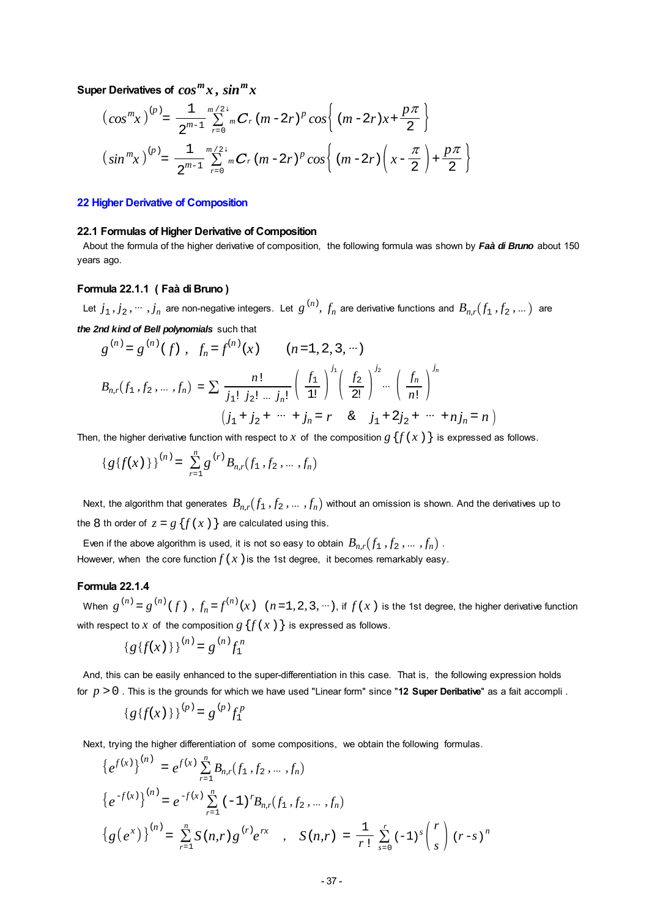**Super Derivatives of $cos^m x$, $sin^m x$**

$$\left(cos^m x\right)^{(p)} = \frac{1}{2^{m-1}} \sum_{r=0}^{m/2\downarrow} {}_m C_r \,(m-2r)^p \cos\left\{ (m-2r)x + \frac{p\pi}{2} \right\}$$

$$\left(sin^m x\right)^{(p)} = \frac{1}{2^{m-1}} \sum_{r=0}^{m/2\downarrow} {}_m C_r \,(m-2r)^p \cos\left\{ (m-2r)\left(x - \frac{\pi}{2}\right) + \frac{p\pi}{2} \right\}$$

## 22 Higher Derivative of Composition

### 22.1 Formulas of Higher Derivative of Composition

About the formula of the higher derivative of composition, the following formula was shown by ***Faà di Bruno*** about 150 years ago.

#### Formula 22.1.1 ( Faà di Bruno )

Let $j_1, j_2, \cdots, j_n$ are non-negative integers. Let $g^{(n)}$, $f_n$ are derivative functions and $B_{n,r}(f_1, f_2, \ldots)$ are ***the 2nd kind of Bell polynomials*** such that

$$g^{(n)} = g^{(n)}(f)\ ,\quad f_n = f^{(n)}(x) \qquad (n=1,2,3,\cdots)$$

$$B_{n,r}(f_1, f_2, \ldots, f_n) = \sum \frac{n!}{j_1!\ j_2! \ldots j_n!} \left(\frac{f_1}{1!}\right)^{j_1} \left(\frac{f_2}{2!}\right)^{j_2} \cdots \left(\frac{f_n}{n!}\right)^{j_n}$$

$$\left( j_1 + j_2 + \cdots + j_n = r \quad \& \quad j_1 + 2j_2 + \cdots + nj_n = n \right)$$

Then, the higher derivative function with respect to $x$ of the composition $g\{f(x)\}$ is expressed as follows.

$$\{g\{f(x)\}\}^{(n)} = \sum_{r=1}^{n} g^{(r)} B_{n,r}(f_1, f_2, \ldots, f_n)$$

Next, the algorithm that generates $B_{n,r}(f_1, f_2, \ldots, f_n)$ without an omission is shown. And the derivatives up to the 8 th order of $z = g\{f(x)\}$ are calculated using this.

Even if the above algorithm is used, it is not so easy to obtain $B_{n,r}(f_1, f_2, \ldots, f_n)$ .
However, when the core function $f(x)$ is the 1st degree, it becomes remarkably easy.

#### Formula 22.1.4

When $g^{(n)} = g^{(n)}(f)$ , $f_n = f^{(n)}(x)$ $(n=1,2,3,\cdots)$, if $f(x)$ is the 1st degree, the higher derivative function with respect to $x$ of the composition $g\{f(x)\}$ is expressed as follows.

$$\{g\{f(x)\}\}^{(n)} = g^{(n)} f_1^n$$

And, this can be easily enhanced to the super-differentiation in this case. That is, the following expression holds for $p > 0$ . This is the grounds for which we have used "Linear form" since "**12 Super Deribative**" as a fait accompli .

$$\{g\{f(x)\}\}^{(p)} = g^{(p)} f_1^p$$

Next, trying the higher differentiation of some compositions, we obtain the following formulas.

$$\left\{e^{f(x)}\right\}^{(n)} = e^{f(x)} \sum_{r=1}^{n} B_{n,r}(f_1, f_2, \ldots, f_n)$$

$$\left\{e^{-f(x)}\right\}^{(n)} = e^{-f(x)} \sum_{r=1}^{n} (-1)^r B_{n,r}(f_1, f_2, \ldots, f_n)$$

$$\left\{g(e^x)\right\}^{(n)} = \sum_{r=1}^{n} S(n,r) g^{(r)} e^{rx} \quad , \quad S(n,r) = \frac{1}{r!} \sum_{s=0}^{r} (-1)^s \binom{r}{s} (r-s)^n$$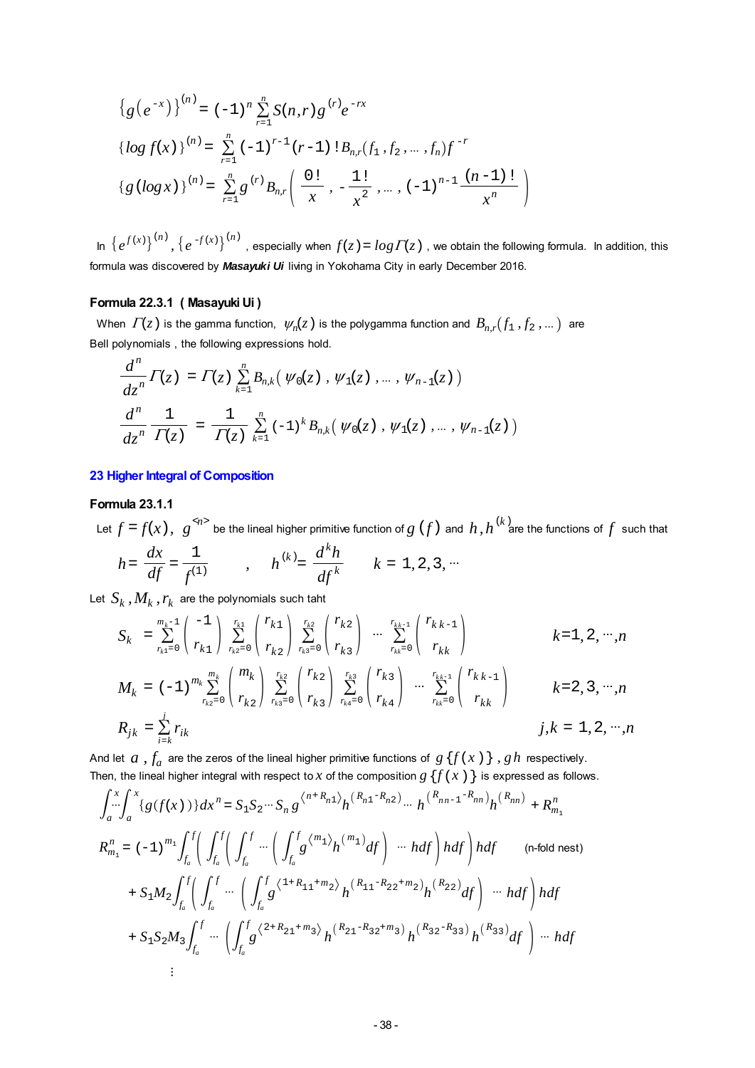$$\left\{g\left(e^{-x}\right)\right\}^{(n)} = (-1)^n \sum_{r=1}^{n} S(n,r) g^{(r)} e^{-rx}$$

$$\{\log f(x)\}^{(n)} = \sum_{r=1}^{n} (-1)^{r-1} (r-1)!\, B_{n,r}(f_1, f_2, \cdots, f_n) f^{-r}$$

$$\{g(\log x)\}^{(n)} = \sum_{r=1}^{n} g^{(r)} B_{n,r}\left( \frac{0!}{x}, -\frac{1!}{x^2}, \cdots, (-1)^{n-1}\frac{(n-1)!}{x^n} \right)$$

In $\left\{e^{f(x)}\right\}^{(n)}, \left\{e^{-f(x)}\right\}^{(n)}$ , especially when $f(z) = \log \Gamma(z)$ , we obtain the following formula. In addition, this formula was discovered by ***Masayuki Ui*** living in Yokohama City in early December 2016.

### Formula 22.3.1 ( Masayuki Ui )

When $\Gamma(z)$ is the gamma function, $\psi_n(z)$ is the polygamma function and $B_{n,r}(f_1, f_2, \cdots)$ are Bell polynomials , the following expressions hold.

$$\frac{d^n}{dz^n}\Gamma(z) = \Gamma(z)\sum_{k=1}^{n} B_{n,k}\left(\psi_0(z), \psi_1(z), \cdots, \psi_{n-1}(z)\right)$$

$$\frac{d^n}{dz^n}\frac{1}{\Gamma(z)} = \frac{1}{\Gamma(z)}\sum_{k=1}^{n} (-1)^k B_{n,k}\left(\psi_0(z), \psi_1(z), \cdots, \psi_{n-1}(z)\right)$$

## 23 Higher Integral of Composition

### Formula 23.1.1

Let $f = f(x)$, $g^{<n>}$ be the lineal higher primitive function of $g(f)$ and $h, h^{(k)}$ are the functions of $f$ such that

$$h = \frac{dx}{df} = \frac{1}{f^{(1)}} \qquad , \qquad h^{(k)} = \frac{d^k h}{df^k} \qquad k = 1, 2, 3, \cdots$$

Let $S_k, M_k, r_k$ are the polynomials such taht

$$S_k = \sum_{r_{k1}=0}^{m_k-1}\binom{-1}{r_{k1}}\sum_{r_{k2}=0}^{r_{k1}}\binom{r_{k1}}{r_{k2}}\sum_{r_{k3}=0}^{r_{k2}}\binom{r_{k2}}{r_{k3}}\cdots\sum_{r_{kk}=0}^{r_{kk-1}}\binom{r_{k\,k-1}}{r_{kk}} \qquad k = 1, 2, \cdots, n$$

$$M_k = (-1)^{m_k}\sum_{r_{k2}=0}^{m_k}\binom{m_k}{r_{k2}}\sum_{r_{k3}=0}^{r_{k2}}\binom{r_{k2}}{r_{k3}}\sum_{r_{k4}=0}^{r_{k3}}\binom{r_{k3}}{r_{k4}}\cdots\sum_{r_{kk}=0}^{r_{kk-1}}\binom{r_{k\,k-1}}{r_{kk}} \qquad k = 2, 3, \cdots, n$$

$$R_{jk} = \sum_{i=k}^{j} r_{ik} \qquad j,k = 1, 2, \cdots, n$$

And let $a$ , $f_a$ are the zeros of the lineal higher primitive functions of $g\{f(x)\}$ , $gh$ respectively.
Then, the lineal higher integral with respect to $x$ of the composition $g\{f(x)\}$ is expressed as follows.

$$\int_a^x \!\!\cdots\! \int_a^x \{g(f(x))\}dx^n = S_1 S_2 \cdots S_n\, g^{\langle n+R_{n1}\rangle} h^{(R_{n1}-R_{n2})} \cdots h^{(R_{nn-1}-R_{nn})} h^{(R_{nn})} + R_{m_1}^n$$

$$R_{m_1}^n = (-1)^{m_1}\int_{f_a}^{f}\left(\int_{f_a}^{f}\left(\int_{f_a}^{f}\cdots\left(\int_{f_a}^{f} g^{\langle m_1\rangle} h^{(m_1)} df\right)\cdots hdf\right)hdf\right)hdf \qquad \text{(n-fold nest)}$$

$$+ S_1 M_2 \int_{f_a}^{f}\left(\int_{f_a}^{f}\cdots\left(\int_{f_a}^{f} g^{\langle 1+R_{11}+m_2\rangle} h^{(R_{11}-R_{22}+m_2)} h^{(R_{22})} df\right)\cdots hdf\right)hdf$$

$$+ S_1 S_2 M_3 \int_{f_a}^{f}\cdots\left(\int_{f_a}^{f} g^{\langle 2+R_{21}+m_3\rangle} h^{(R_{21}-R_{32}+m_3)} h^{(R_{32}-R_{33})} h^{(R_{33})} df\right)\cdots hdf$$

$$\vdots$$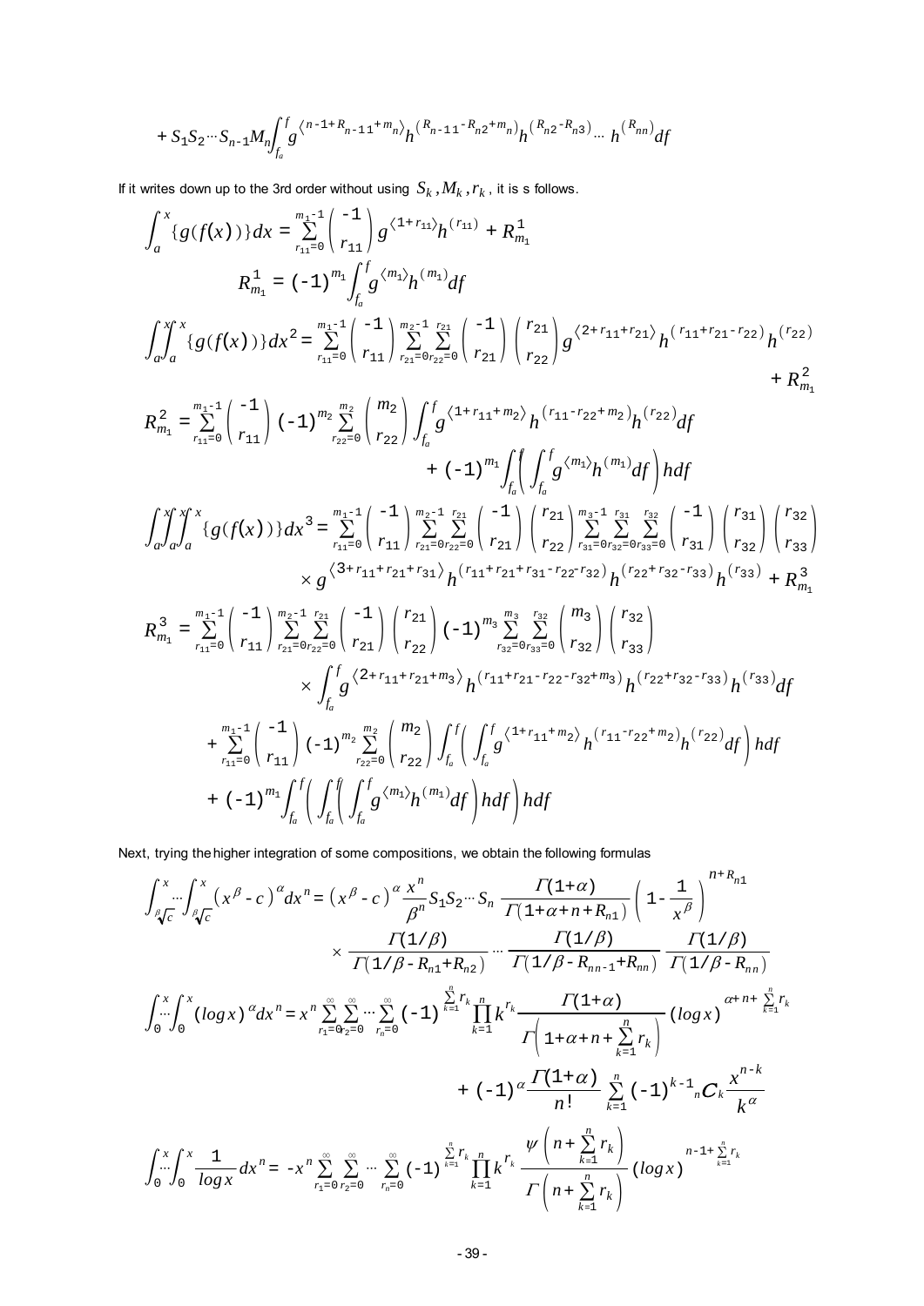$$+ S_1 S_2 \cdots S_{n-1} M_n \int_{f_a}^{f} g^{\langle n-1+R_{n-1\,1}+m_n \rangle} h^{(R_{n-1\,1}-R_{n2}+m_n)} h^{(R_{n2}-R_{n3})} \cdots h^{(R_{nn})} df$$

If it writes down up to the 3rd order without using $S_k, M_k, r_k$, it is s follows.

$$\int_a^x \{g(f(x))\} dx = \sum_{r_{11}=0}^{m_1-1} \binom{-1}{r_{11}} g^{\langle 1+r_{11} \rangle} h^{(r_{11})} + R_{m_1}^1$$

$$R_{m_1}^1 = (-1)^{m_1} \int_{f_a}^{f} g^{\langle m_1 \rangle} h^{(m_1)} df$$

$$\int_a^x \int_a^x \{g(f(x))\} dx^2 = \sum_{r_{11}=0}^{m_1-1} \binom{-1}{r_{11}} \sum_{r_{21}=0}^{m_2-1} \sum_{r_{22}=0}^{r_{21}} \binom{-1}{r_{21}} \binom{r_{21}}{r_{22}} g^{\langle 2+r_{11}+r_{21} \rangle} h^{(r_{11}+r_{21}-r_{22})} h^{(r_{22})} + R_{m_1}^2$$

$$R_{m_1}^2 = \sum_{r_{11}=0}^{m_1-1} \binom{-1}{r_{11}} (-1)^{m_2} \sum_{r_{22}=0}^{m_2} \binom{m_2}{r_{22}} \int_{f_a}^{f} g^{\langle 1+r_{11}+m_2 \rangle} h^{(r_{11}-r_{22}+m_2)} h^{(r_{22})} df + (-1)^{m_1} \int_{f_a}^{f} \left( \int_{f_a}^{f} g^{\langle m_1 \rangle} h^{(m_1)} df \right) h df$$

$$\int_a^x \int_a^x \int_a^x \{g(f(x))\} dx^3 = \sum_{r_{11}=0}^{m_1-1} \binom{-1}{r_{11}} \sum_{r_{21}=0}^{m_2-1} \sum_{r_{22}=0}^{r_{21}} \binom{-1}{r_{21}} \binom{r_{21}}{r_{22}} \sum_{r_{31}=0}^{m_3-1} \sum_{r_{32}=0}^{r_{31}} \sum_{r_{33}=0}^{r_{32}} \binom{-1}{r_{31}} \binom{r_{31}}{r_{32}} \binom{r_{32}}{r_{33}}$$
$$\times g^{\langle 3+r_{11}+r_{21}+r_{31} \rangle} h^{(r_{11}+r_{21}+r_{31}-r_{22}-r_{32})} h^{(r_{22}+r_{32}-r_{33})} h^{(r_{33})} + R_{m_1}^3$$

$$R_{m_1}^3 = \sum_{r_{11}=0}^{m_1-1} \binom{-1}{r_{11}} \sum_{r_{21}=0}^{m_2-1} \sum_{r_{22}=0}^{r_{21}} \binom{-1}{r_{21}} \binom{r_{21}}{r_{22}} (-1)^{m_3} \sum_{r_{32}=0}^{m_3} \sum_{r_{33}=0}^{r_{32}} \binom{m_3}{r_{32}} \binom{r_{32}}{r_{33}}$$
$$\times \int_{f_a}^{f} g^{\langle 2+r_{11}+r_{21}+m_3 \rangle} h^{(r_{11}+r_{21}-r_{22}-r_{32}+m_3)} h^{(r_{22}+r_{32}-r_{33})} h^{(r_{33})} df$$
$$+ \sum_{r_{11}=0}^{m_1-1} \binom{-1}{r_{11}} (-1)^{m_2} \sum_{r_{22}=0}^{m_2} \binom{m_2}{r_{22}} \int_{f_a}^{f} \left( \int_{f_a}^{f} g^{\langle 1+r_{11}+m_2 \rangle} h^{(r_{11}-r_{22}+m_2)} h^{(r_{22})} df \right) h df$$
$$+ (-1)^{m_1} \int_{f_a}^{f} \left( \int_{f_a}^{f} \left( \int_{f_a}^{f} g^{\langle m_1 \rangle} h^{(m_1)} df \right) h df \right) h df$$

Next, trying the higher integration of some compositions, we obtain the following formulas

$$\int_{\sqrt[\beta]{c}}^{x} \cdots \int_{\sqrt[\beta]{c}}^{x} (x^\beta - c)^\alpha dx^n = (x^\beta - c)^\alpha \frac{x^n}{\beta^n} S_1 S_2 \cdots S_n \frac{\Gamma(1+\alpha)}{\Gamma(1+\alpha+n+R_{n1})} \left(1 - \frac{1}{x^\beta}\right)^{n+R_{n1}}$$
$$\times \frac{\Gamma(1/\beta)}{\Gamma(1/\beta - R_{n1}+R_{n2})} \cdots \frac{\Gamma(1/\beta)}{\Gamma(1/\beta - R_{nn-1}+R_{nn})} \frac{\Gamma(1/\beta)}{\Gamma(1/\beta - R_{nn})}$$

$$\int_0^x \cdots \int_0^x (\log x)^\alpha dx^n = x^n \sum_{r_1=0}^{\infty} \sum_{r_2=0}^{\infty} \cdots \sum_{r_n=0}^{\infty} (-1)^{\sum_{k=1}^{n} r_k} \prod_{k=1}^{n} k^{r_k} \frac{\Gamma(1+\alpha)}{\Gamma\left(1+\alpha+n+\sum_{k=1}^{n} r_k\right)} (\log x)^{\alpha+n+\sum_{k=1}^{n} r_k}$$
$$+ (-1)^\alpha \frac{\Gamma(1+\alpha)}{n!} \sum_{k=1}^{n} (-1)^{k-1} {}_n C_k \frac{x^{n-k}}{k^\alpha}$$

$$\int_0^x \cdots \int_0^x \frac{1}{\log x} dx^n = -x^n \sum_{r_1=0}^{\infty} \sum_{r_2=0}^{\infty} \cdots \sum_{r_n=0}^{\infty} (-1)^{\sum_{k=1}^{n} r_k} \prod_{k=1}^{n} k^{r_k} \frac{\psi\left(n+\sum_{k=1}^{n} r_k\right)}{\Gamma\left(n+\sum_{k=1}^{n} r_k\right)} (\log x)^{n-1+\sum_{k=1}^{n} r_k}$$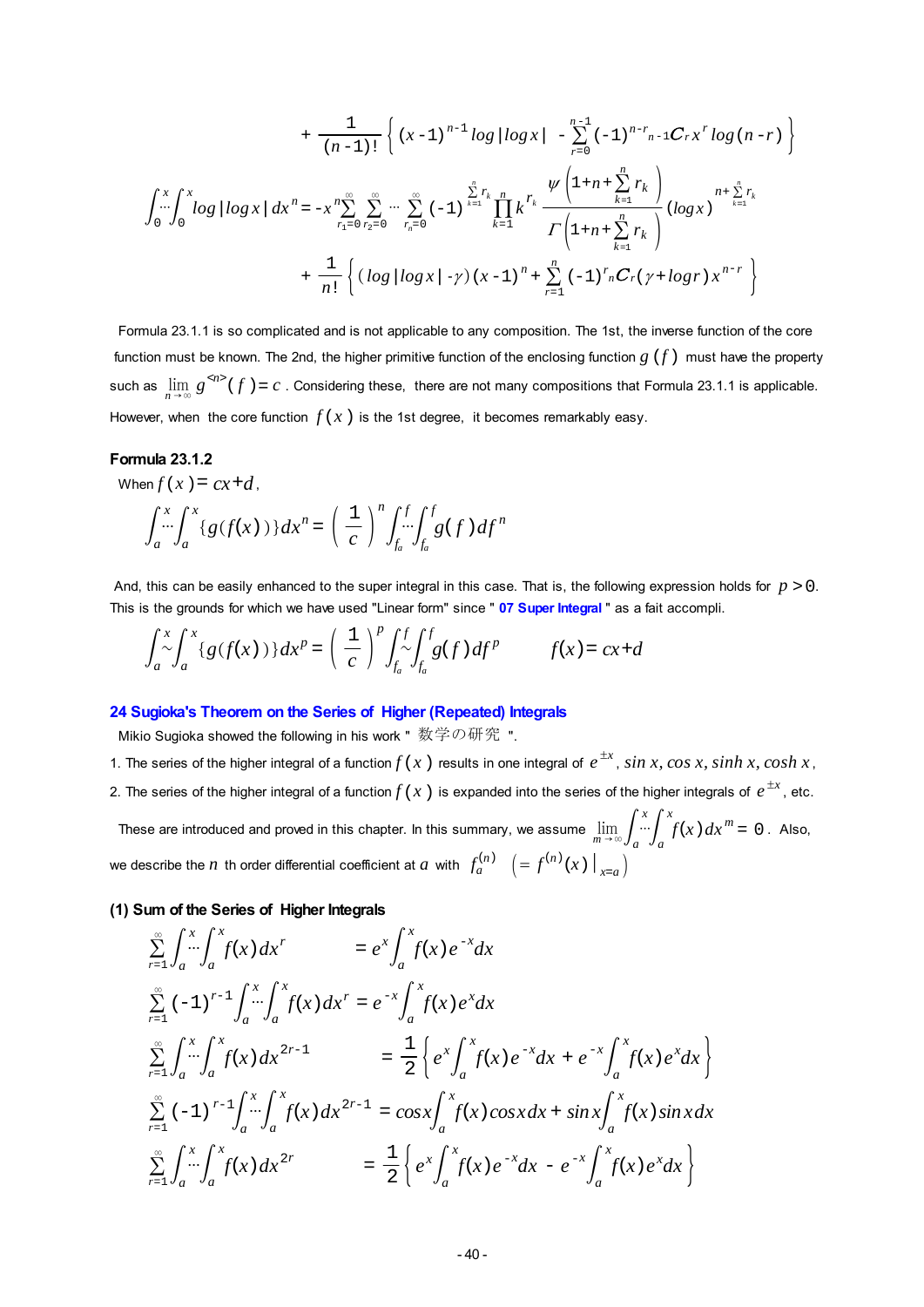$$+\frac{1}{(n-1)!}\left\{(x-1)^{n-1}\log|\log x| - \sum_{r=0}^{n-1}(-1)^{n-r}{}_{n-1}C_r x^r \log(n-r)\right\}$$

$$\int_0^x\cdots\int_0^x \log|\log x|\,dx^n = -x^n\sum_{r_1=0}^{\infty}\sum_{r_2=0}^{\infty}\cdots\sum_{r_n=0}^{\infty}(-1)^{\sum_{k=1}^{n}r_k}\prod_{k=1}^{n}k^{r_k}\frac{\psi\left(1+n+\sum_{k=1}^{n}r_k\right)}{\Gamma\left(1+n+\sum_{k=1}^{n}r_k\right)}(\log x)^{n+\sum_{k=1}^{n}r_k}$$

$$+\frac{1}{n!}\left\{(\log|\log x|-\gamma)(x-1)^n+\sum_{r=1}^{n}(-1)^r{}_nC_r(\gamma+\log r)x^{n-r}\right\}$$

Formula 23.1.1 is so complicated and is not applicable to any composition. The 1st, the inverse function of the core function must be known. The 2nd, the higher primitive function of the enclosing function $g(f)$ must have the property such as $\lim_{n\to\infty} g^{<n>}(f)=c$ . Considering these, there are not many compositions that Formula 23.1.1 is applicable. However, when the core function $f(x)$ is the 1st degree, it becomes remarkably easy.

**Formula 23.1.2**

When $f(x)=cx+d$,

$$\int_a^x\cdots\int_a^x\{g(f(x))\}dx^n=\left(\frac{1}{c}\right)^n\int_{f_a}^{f}\cdots\int_{f_a}^{f}g(f)\,df^n$$

And, this can be easily enhanced to the super integral in this case. That is, the following expression holds for $p>0$. This is the grounds for which we have used "Linear form" since " **07 Super Integral** " as a fait accompli.

$$\int_a^x\sim\int_a^x\{g(f(x))\}dx^p=\left(\frac{1}{c}\right)^p\int_{f_a}^{f}\sim\int_{f_a}^{f}g(f)\,df^p \qquad f(x)=cx+d$$

## 24 Sugioka's Theorem on the Series of Higher (Repeated) Integrals

Mikio Sugioka showed the following in his work " 数学の研究 ".

1. The series of the higher integral of a function $f(x)$ results in one integral of $e^{\pm x}$, $\sin x, \cos x, \sinh x, \cosh x$,
2. The series of the higher integral of a function $f(x)$ is expanded into the series of the higher integrals of $e^{\pm x}$, etc.

These are introduced and proved in this chapter. In this summary, we assume $\lim_{m\to\infty}\int_a^x\cdots\int_a^x f(x)\,dx^m=0$. Also, we describe the $n$ th order differential coefficient at $a$ with $f_a^{(n)}\ \left(=f^{(n)}(x)\big|_{x=a}\right)$

### (1) Sum of the Series of Higher Integrals

$$\sum_{r=1}^{\infty}\int_a^x\cdots\int_a^x f(x)\,dx^r = e^x\int_a^x f(x)e^{-x}dx$$

$$\sum_{r=1}^{\infty}(-1)^{r-1}\int_a^x\cdots\int_a^x f(x)\,dx^r = e^{-x}\int_a^x f(x)e^{x}dx$$

$$\sum_{r=1}^{\infty}\int_a^x\cdots\int_a^x f(x)\,dx^{2r-1} = \frac{1}{2}\left\{e^x\int_a^x f(x)e^{-x}dx+e^{-x}\int_a^x f(x)e^{x}dx\right\}$$

$$\sum_{r=1}^{\infty}(-1)^{r-1}\int_a^x\cdots\int_a^x f(x)\,dx^{2r-1} = \cos x\int_a^x f(x)\cos x\,dx+\sin x\int_a^x f(x)\sin x\,dx$$

$$\sum_{r=1}^{\infty}\int_a^x\cdots\int_a^x f(x)\,dx^{2r} = \frac{1}{2}\left\{e^x\int_a^x f(x)e^{-x}dx-e^{-x}\int_a^x f(x)e^{x}dx\right\}$$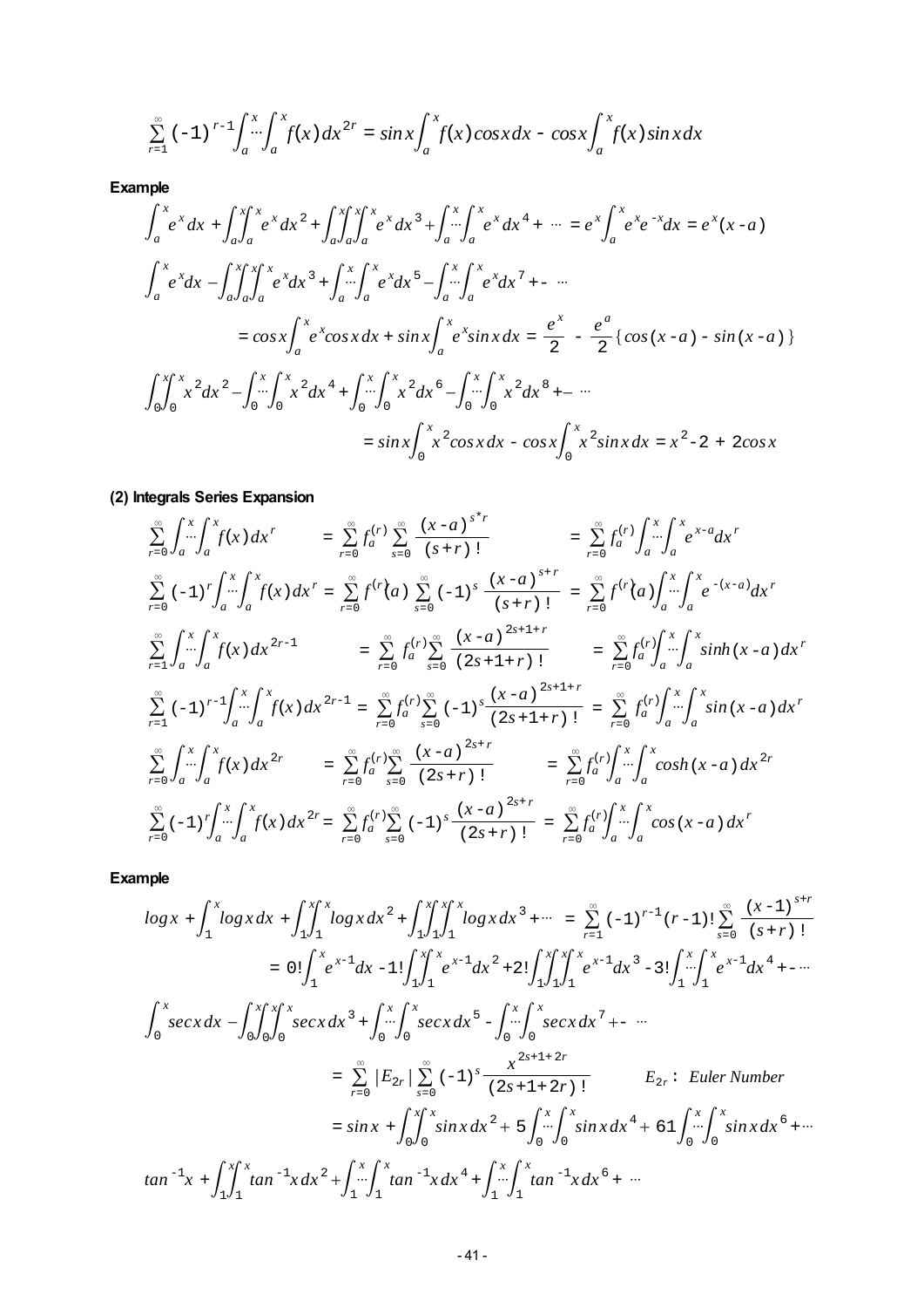$$\sum_{r=1}^{\infty}(-1)^{r-1}\int_a^x\!\cdots\!\int_a^x f(x)\,dx^{2r} = \sin x\int_a^x f(x)\cos x\,dx - \cos x\int_a^x f(x)\sin x\,dx$$

**Example**

$$\int_a^x e^x dx + \int_a^x\!\!\int_a^x e^x dx^2 + \int_a^x\!\!\int_a^x\!\!\int_a^x e^x dx^3 + \int_a^x\!\cdots\!\int_a^x e^x dx^4 + \cdots = e^x\int_a^x e^x e^{-x}dx = e^x(x-a)$$

$$\int_a^x e^x dx - \int_a^x\!\!\int_a^x\!\!\int_a^x e^x dx^3 + \int_a^x\!\cdots\!\int_a^x e^x dx^5 - \int_a^x\!\cdots\!\int_a^x e^x dx^7 + - \cdots$$

$$= \cos x\int_a^x e^x\cos x\,dx + \sin x\int_a^x e^x\sin x\,dx = \frac{e^x}{2} - \frac{e^a}{2}\{\cos(x-a) - \sin(x-a)\}$$

$$\int_0^x\!\!\int_0^x x^2 dx^2 - \int_0^x\!\cdots\!\int_0^x x^2 dx^4 + \int_0^x\!\cdots\!\int_0^x x^2 dx^6 - \int_0^x\!\cdots\!\int_0^x x^2 dx^8 + - \cdots$$

$$= \sin x\int_0^x x^2\cos x\,dx - \cos x\int_0^x x^2\sin x\,dx = x^2 - 2 + 2\cos x$$

**(2) Integrals Series Expansion**

$$\sum_{r=0}^{\infty}\int_a^x\!\cdots\!\int_a^x f(x)\,dx^r = \sum_{r=0}^{\infty} f_a^{(r)}\sum_{s=0}^{\infty}\frac{(x-a)^{s+r}}{(s+r)!} = \sum_{r=0}^{\infty} f_a^{(r)}\int_a^x\!\cdots\!\int_a^x e^{x-a}dx^r$$

$$\sum_{r=0}^{\infty}(-1)^r\int_a^x\!\cdots\!\int_a^x f(x)\,dx^r = \sum_{r=0}^{\infty} f^{(r)}(a)\sum_{s=0}^{\infty}(-1)^s\frac{(x-a)^{s+r}}{(s+r)!} = \sum_{r=0}^{\infty} f^{(r)}(a)\int_a^x\!\cdots\!\int_a^x e^{-(x-a)}dx^r$$

$$\sum_{r=1}^{\infty}\int_a^x\!\cdots\!\int_a^x f(x)\,dx^{2r-1} = \sum_{r=0}^{\infty} f_a^{(r)}\sum_{s=0}^{\infty}\frac{(x-a)^{2s+1+r}}{(2s+1+r)!} = \sum_{r=0}^{\infty} f_a^{(r)}\int_a^x\!\cdots\!\int_a^x \sinh(x-a)\,dx^r$$

$$\sum_{r=1}^{\infty}(-1)^{r-1}\int_a^x\!\cdots\!\int_a^x f(x)\,dx^{2r-1} = \sum_{r=0}^{\infty} f_a^{(r)}\sum_{s=0}^{\infty}(-1)^s\frac{(x-a)^{2s+1+r}}{(2s+1+r)!} = \sum_{r=0}^{\infty} f_a^{(r)}\int_a^x\!\cdots\!\int_a^x \sin(x-a)\,dx^r$$

$$\sum_{r=0}^{\infty}\int_a^x\!\cdots\!\int_a^x f(x)\,dx^{2r} = \sum_{r=0}^{\infty} f_a^{(r)}\sum_{s=0}^{\infty}\frac{(x-a)^{2s+r}}{(2s+r)!} = \sum_{r=0}^{\infty} f_a^{(r)}\int_a^x\!\cdots\!\int_a^x \cosh(x-a)\,dx^{2r}$$

$$\sum_{r=0}^{\infty}(-1)^r\int_a^x\!\cdots\!\int_a^x f(x)\,dx^{2r} = \sum_{r=0}^{\infty} f_a^{(r)}\sum_{s=0}^{\infty}(-1)^s\frac{(x-a)^{2s+r}}{(2s+r)!} = \sum_{r=0}^{\infty} f_a^{(r)}\int_a^x\!\cdots\!\int_a^x \cos(x-a)\,dx^r$$

**Example**

$$\log x + \int_1^x \log x\,dx + \int_1^x\!\!\int_1^x \log x\,dx^2 + \int_1^x\!\!\int_1^x\!\!\int_1^x \log x\,dx^3 + \cdots = \sum_{r=1}^{\infty}(-1)^{r-1}(r-1)!\sum_{s=0}^{\infty}\frac{(x-1)^{s+r}}{(s+r)!}$$

$$= 0!\int_1^x e^{x-1}dx - 1!\int_1^x\!\!\int_1^x e^{x-1}dx^2 + 2!\int_1^x\!\!\int_1^x\!\!\int_1^x e^{x-1}dx^3 - 3!\int_1^x\!\cdots\!\int_1^x e^{x-1}dx^4 + - \cdots$$

$$\int_0^x \sec x\,dx - \int_0^x\!\!\int_0^x\!\!\int_0^x \sec x\,dx^3 + \int_0^x\!\cdots\!\int_0^x \sec x\,dx^5 - \int_0^x\!\cdots\!\int_0^x \sec x\,dx^7 + - \cdots$$

$$= \sum_{r=0}^{\infty}|E_{2r}|\sum_{s=0}^{\infty}(-1)^s\frac{x^{2s+1+2r}}{(2s+1+2r)!} \qquad E_{2r}:\ \textit{Euler Number}$$

$$= \sin x + \int_0^x\!\!\int_0^x \sin x\,dx^2 + 5\int_0^x\!\cdots\!\int_0^x \sin x\,dx^4 + 61\int_0^x\!\cdots\!\int_0^x \sin x\,dx^6 + \cdots$$

$$\tan^{-1}x + \int_1^x\!\!\int_1^x \tan^{-1}x\,dx^2 + \int_1^x\!\cdots\!\int_1^x \tan^{-1}x\,dx^4 + \int_1^x\!\cdots\!\int_1^x \tan^{-1}x\,dx^6 + \cdots$$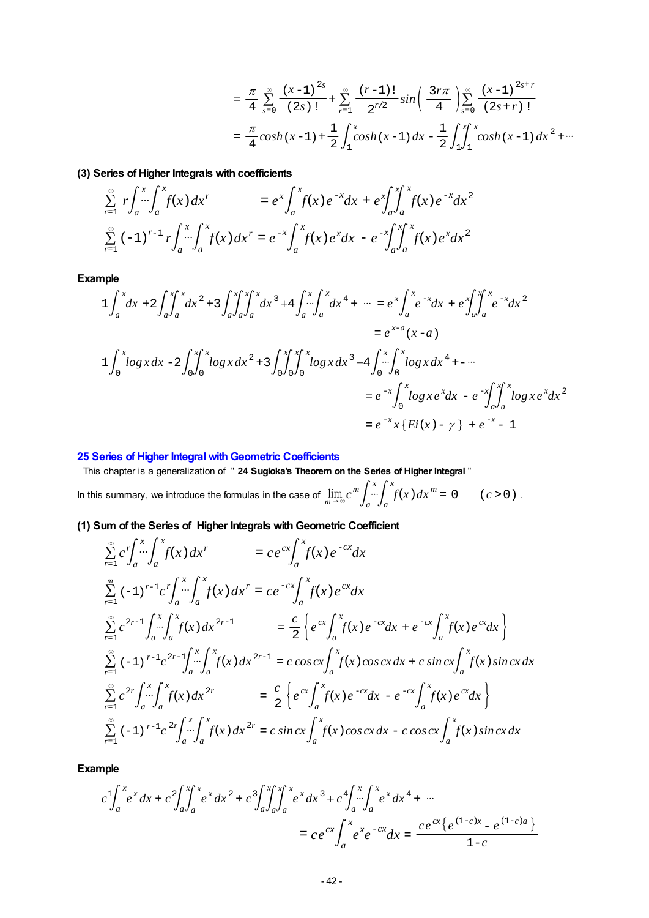$$= \frac{\pi}{4}\sum_{s=0}^{\infty}\frac{(x-1)^{2s}}{(2s)!} + \sum_{r=1}^{\infty}\frac{(r-1)!}{2^{r/2}}\sin\left(\frac{3r\pi}{4}\right)\sum_{s=0}^{\infty}\frac{(x-1)^{2s+r}}{(2s+r)!}$$

$$= \frac{\pi}{4}\cosh(x-1) + \frac{1}{2}\int_1^x \cosh(x-1)\,dx - \frac{1}{2}\int_1^x\!\!\int_1^x \cosh(x-1)\,dx^2 + \cdots$$

**(3) Series of Higher Integrals with coefficients**

$$\sum_{r=1}^{\infty} r\int_a^x\!\cdots\!\int_a^x f(x)\,dx^r = e^x\int_a^x f(x)e^{-x}dx + e^x\int_a^x\!\!\int_a^x f(x)e^{-x}dx^2$$

$$\sum_{r=1}^{\infty}(-1)^{r-1} r\int_a^x\!\cdots\!\int_a^x f(x)\,dx^r = e^{-x}\int_a^x f(x)e^{x}dx - e^{-x}\int_a^x\!\!\int_a^x f(x)e^{x}dx^2$$

**Example**

$$1\int_a^x dx + 2\int_a^x\!\!\int_a^x dx^2 + 3\int_a^x\!\!\int_a^x\!\!\int_a^x dx^3 + 4\int_a^x\!\cdots\!\int_a^x dx^4 + \cdots = e^x\int_a^x e^{-x}dx + e^x\int_a^x\!\!\int_a^x e^{-x}dx^2$$

$$= e^{x-a}(x-a)$$

$$1\int_0^x \log x\,dx - 2\int_0^x\!\!\int_0^x \log x\,dx^2 + 3\int_0^x\!\!\int_0^x\!\!\int_0^x \log x\,dx^3 - 4\int_0^x\!\cdots\!\int_0^x \log x\,dx^4 + - \cdots$$

$$= e^{-x}\int_0^x \log x\, e^x dx - e^{-x}\int_a^x\!\!\int_a^x \log x\, e^x dx^2$$

$$= e^{-x}x\{Ei(x) - \gamma\} + e^{-x} - 1$$

## 25 Series of Higher Integral with Geometric Coefficients

This chapter is a generalization of " **24 Sugioka's Theorem on the Series of Higher Integral** "

In this summary, we introduce the formulas in the case of $\lim_{m\to\infty} c^m\int_a^x\!\cdots\!\int_a^x f(x)\,dx^m = 0 \quad (c>0)$.

**(1) Sum of the Series of Higher Integrals with Geometric Coefficient**

$$\sum_{r=1}^{\infty} c^r\int_a^x\!\cdots\!\int_a^x f(x)\,dx^r = ce^{cx}\int_a^x f(x)e^{-cx}dx$$

$$\sum_{r=1}^{m}(-1)^{r-1}c^r\int_a^x\!\cdots\!\int_a^x f(x)\,dx^r = ce^{-cx}\int_a^x f(x)e^{cx}dx$$

$$\sum_{r=1}^{\infty} c^{2r-1}\int_a^x\!\cdots\!\int_a^x f(x)\,dx^{2r-1} = \frac{c}{2}\left\{e^{cx}\int_a^x f(x)e^{-cx}dx + e^{-cx}\int_a^x f(x)e^{cx}dx\right\}$$

$$\sum_{r=1}^{\infty}(-1)^{r-1}c^{2r-1}\int_a^x\!\cdots\!\int_a^x f(x)\,dx^{2r-1} = c\cos cx\int_a^x f(x)\cos cx\,dx + c\sin cx\int_a^x f(x)\sin cx\,dx$$

$$\sum_{r=1}^{\infty} c^{2r}\int_a^x\!\cdots\!\int_a^x f(x)\,dx^{2r} = \frac{c}{2}\left\{e^{cx}\int_a^x f(x)e^{-cx}dx - e^{-cx}\int_a^x f(x)e^{cx}dx\right\}$$

$$\sum_{r=1}^{\infty}(-1)^{r-1}c^{2r}\int_a^x\!\cdots\!\int_a^x f(x)\,dx^{2r} = c\sin cx\int_a^x f(x)\cos cx\,dx - c\cos cx\int_a^x f(x)\sin cx\,dx$$

**Example**

$$c^1\int_a^x e^x dx + c^2\int_a^x\!\!\int_a^x e^x dx^2 + c^3\int_a^x\!\!\int_a^x\!\!\int_a^x e^x dx^3 + c^4\int_a^x\!\cdots\!\int_a^x e^x dx^4 + \cdots$$

$$= ce^{cx}\int_a^x e^x e^{-cx}dx = \frac{ce^{cx}\left\{e^{(1-c)x} - e^{(1-c)a}\right\}}{1-c}$$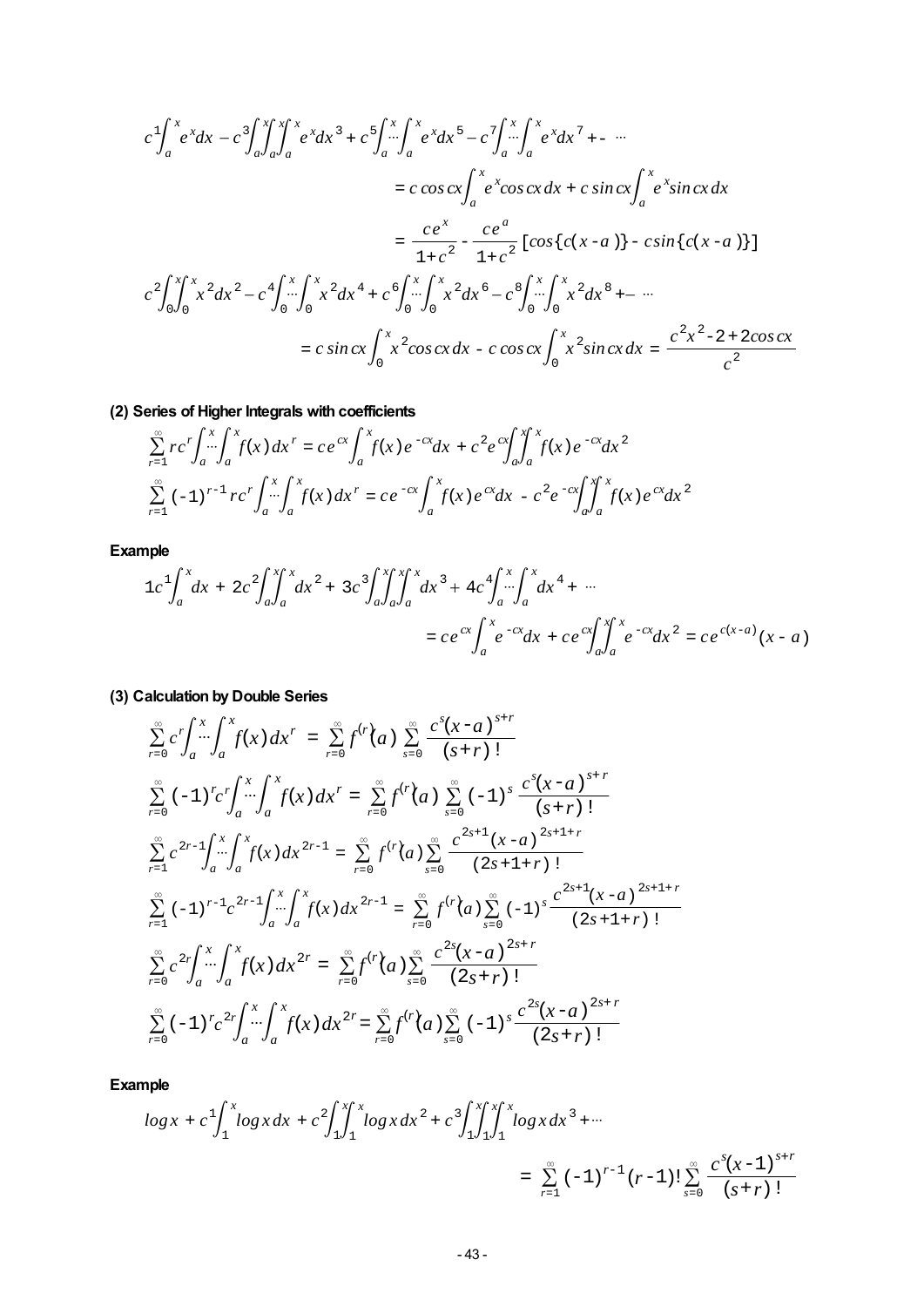$$c^1\int_a^x e^x dx - c^3\int_a^x\int_a^x\int_a^x e^x dx^3 + c^5\int_a^x \cdots \int_a^x e^x dx^5 - c^7\int_a^x \cdots \int_a^x e^x dx^7 + - \cdots$$

$$= c\cos cx \int_a^x e^x \cos cx\, dx + c\sin cx \int_a^x e^x \sin cx\, dx$$

$$= \frac{ce^x}{1+c^2} - \frac{ce^a}{1+c^2}\left[\cos\{c(x-a)\} - c\sin\{c(x-a)\}\right]$$

$$c^2\int_0^x\int_0^x x^2 dx^2 - c^4\int_0^x \cdots \int_0^x x^2 dx^4 + c^6\int_0^x \cdots \int_0^x x^2 dx^6 - c^8\int_0^x \cdots \int_0^x x^2 dx^8 + - \cdots$$

$$= c\sin cx \int_0^x x^2 \cos cx\, dx - c\cos cx \int_0^x x^2 \sin cx\, dx = \frac{c^2x^2 - 2 + 2\cos cx}{c^2}$$

**(2) Series of Higher Integrals with coefficients**

$$\sum_{r=1}^{\infty} rc^r \int_a^x \cdots \int_a^x f(x)\, dx^r = ce^{cx}\int_a^x f(x)e^{-cx}dx + c^2e^{cx}\int_a^x\int_a^x f(x)e^{-cx}dx^2$$

$$\sum_{r=1}^{\infty} (-1)^{r-1} rc^r \int_a^x \cdots \int_a^x f(x)\, dx^r = ce^{-cx}\int_a^x f(x)e^{cx}dx - c^2e^{-cx}\int_a^x\int_a^x f(x)e^{cx}dx^2$$

**Example**

$$1c^1\int_a^x dx + 2c^2\int_a^x\int_a^x dx^2 + 3c^3\int_a^x\int_a^x\int_a^x dx^3 + 4c^4\int_a^x \cdots \int_a^x dx^4 + \cdots$$

$$= ce^{cx}\int_a^x e^{-cx}dx + ce^{cx}\int_a^x\int_a^x e^{-cx}dx^2 = ce^{c(x-a)}(x-a)$$

**(3) Calculation by Double Series**

$$\sum_{r=0}^{\infty} c^r \int_a^x \cdots \int_a^x f(x)\, dx^r = \sum_{r=0}^{\infty} f^{(r)}(a) \sum_{s=0}^{\infty} \frac{c^s(x-a)^{s+r}}{(s+r)!}$$

$$\sum_{r=0}^{\infty} (-1)^r c^r \int_a^x \cdots \int_a^x f(x)\, dx^r = \sum_{r=0}^{\infty} f^{(r)}(a) \sum_{s=0}^{\infty} (-1)^s \frac{c^s(x-a)^{s+r}}{(s+r)!}$$

$$\sum_{r=1}^{\infty} c^{2r-1} \int_a^x \cdots \int_a^x f(x)\, dx^{2r-1} = \sum_{r=0}^{\infty} f^{(r)}(a) \sum_{s=0}^{\infty} \frac{c^{2s+1}(x-a)^{2s+1+r}}{(2s+1+r)!}$$

$$\sum_{r=1}^{\infty} (-1)^{r-1} c^{2r-1} \int_a^x \cdots \int_a^x f(x)\, dx^{2r-1} = \sum_{r=0}^{\infty} f^{(r)}(a) \sum_{s=0}^{\infty} (-1)^s \frac{c^{2s+1}(x-a)^{2s+1+r}}{(2s+1+r)!}$$

$$\sum_{r=0}^{\infty} c^{2r} \int_a^x \cdots \int_a^x f(x)\, dx^{2r} = \sum_{r=0}^{\infty} f^{(r)}(a) \sum_{s=0}^{\infty} \frac{c^{2s}(x-a)^{2s+r}}{(2s+r)!}$$

$$\sum_{r=0}^{\infty} (-1)^r c^{2r} \int_a^x \cdots \int_a^x f(x)\, dx^{2r} = \sum_{r=0}^{\infty} f^{(r)}(a) \sum_{s=0}^{\infty} (-1)^s \frac{c^{2s}(x-a)^{2s+r}}{(2s+r)!}$$

**Example**

$$\log x + c^1\int_1^x \log x\, dx + c^2\int_1^x\int_1^x \log x\, dx^2 + c^3\int_1^x\int_1^x\int_1^x \log x\, dx^3 + \cdots$$

$$= \sum_{r=1}^{\infty} (-1)^{r-1}(r-1)! \sum_{s=0}^{\infty} \frac{c^s(x-1)^{s+r}}{(s+r)!}$$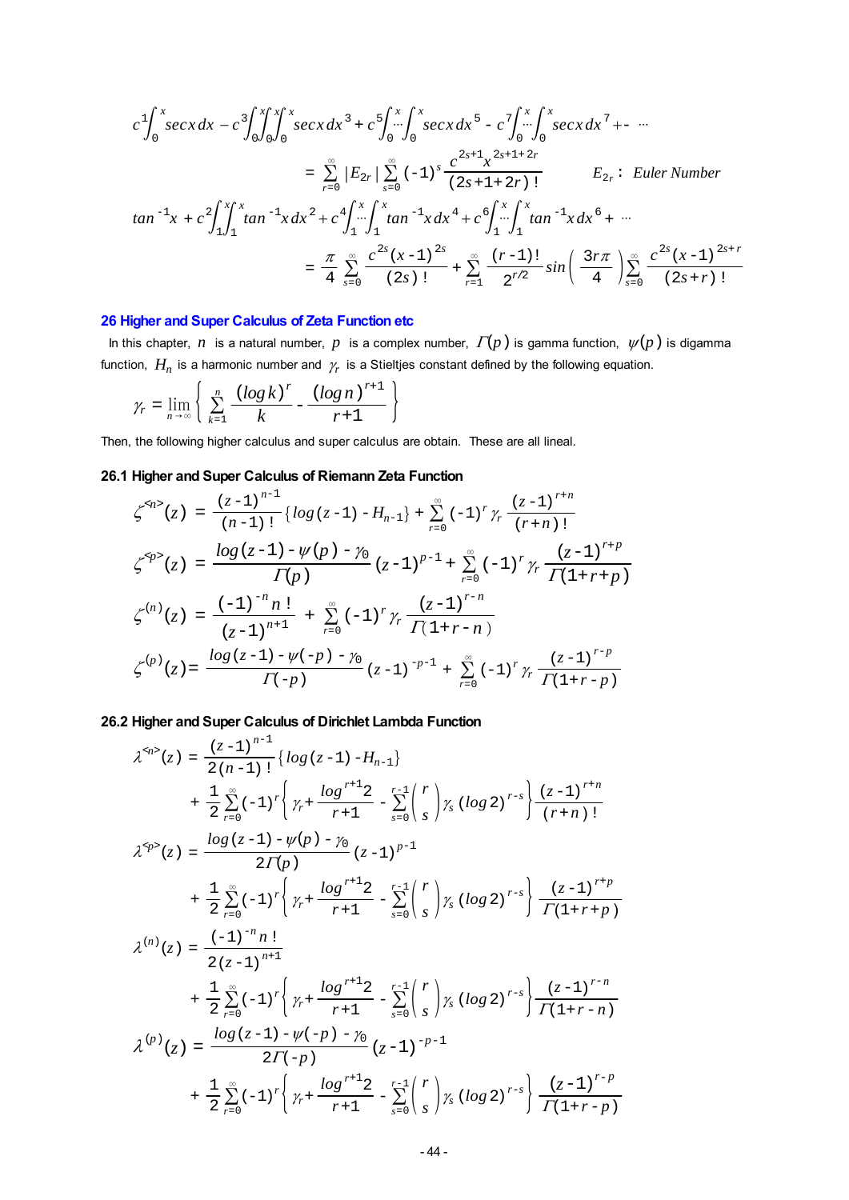$$c^1\int_0^x \sec x\,dx - c^3\int_0^x\int_0^x\int_0^x \sec x\,dx^3 + c^5\int_0^x\cdots\int_0^x \sec x\,dx^5 - c^7\int_0^x\cdots\int_0^x \sec x\,dx^7 +- \cdots$$

$$= \sum_{r=0}^{\infty} |E_{2r}| \sum_{s=0}^{\infty} (-1)^s \frac{c^{2s+1}x^{2s+1+2r}}{(2s+1+2r)!} \qquad E_{2r}: \text{ Euler Number}$$

$$\tan^{-1}x + c^2\int_1^x\int_1^x \tan^{-1}x\,dx^2 + c^4\int_1^x\cdots\int_1^x \tan^{-1}x\,dx^4 + c^6\int_1^x\cdots\int_1^x \tan^{-1}x\,dx^6 + \cdots$$

$$= \frac{\pi}{4}\sum_{s=0}^{\infty} \frac{c^{2s}(x-1)^{2s}}{(2s)!} + \sum_{r=1}^{\infty} \frac{(r-1)!}{2^{r/2}} \sin\left(\frac{3r\pi}{4}\right) \sum_{s=0}^{\infty} \frac{c^{2s}(x-1)^{2s+r}}{(2s+r)!}$$

## 26 Higher and Super Calculus of Zeta Function etc

In this chapter, $n$ is a natural number, $p$ is a complex number, $\Gamma(p)$ is gamma function, $\psi(p)$ is digamma function, $H_n$ is a harmonic number and $\gamma_r$ is a Stieltjes constant defined by the following equation.

$$\gamma_r = \lim_{n\to\infty} \left\{ \sum_{k=1}^{n} \frac{(\log k)^r}{k} - \frac{(\log n)^{r+1}}{r+1} \right\}$$

Then, the following higher calculus and super calculus are obtain. These are all lineal.

### 26.1 Higher and Super Calculus of Riemann Zeta Function

$$\zeta^{<n>}(z) = \frac{(z-1)^{n-1}}{(n-1)!}\{\log(z-1) - H_{n-1}\} + \sum_{r=0}^{\infty} (-1)^r \gamma_r \frac{(z-1)^{r+n}}{(r+n)!}$$

$$\zeta^{<p>}(z) = \frac{\log(z-1) - \psi(p) - \gamma_0}{\Gamma(p)}(z-1)^{p-1} + \sum_{r=0}^{\infty} (-1)^r \gamma_r \frac{(z-1)^{r+p}}{\Gamma(1+r+p)}$$

$$\zeta^{(n)}(z) = \frac{(-1)^{-n} n!}{(z-1)^{n+1}} + \sum_{r=0}^{\infty} (-1)^r \gamma_r \frac{(z-1)^{r-n}}{\Gamma(1+r-n)}$$

$$\zeta^{(p)}(z) = \frac{\log(z-1) - \psi(-p) - \gamma_0}{\Gamma(-p)}(z-1)^{-p-1} + \sum_{r=0}^{\infty} (-1)^r \gamma_r \frac{(z-1)^{r-p}}{\Gamma(1+r-p)}$$

### 26.2 Higher and Super Calculus of Dirichlet Lambda Function

$$\lambda^{<n>}(z) = \frac{(z-1)^{n-1}}{2(n-1)!}\{\log(z-1) - H_{n-1}\}$$
$$+ \frac{1}{2}\sum_{r=0}^{\infty}(-1)^r \left\{ \gamma_r + \frac{\log^{r+1}2}{r+1} - \sum_{s=0}^{r-1}\binom{r}{s}\gamma_s(\log 2)^{r-s} \right\} \frac{(z-1)^{r+n}}{(r+n)!}$$

$$\lambda^{<p>}(z) = \frac{\log(z-1) - \psi(p) - \gamma_0}{2\Gamma(p)}(z-1)^{p-1}$$
$$+ \frac{1}{2}\sum_{r=0}^{\infty}(-1)^r \left\{ \gamma_r + \frac{\log^{r+1}2}{r+1} - \sum_{s=0}^{r-1}\binom{r}{s}\gamma_s(\log 2)^{r-s} \right\} \frac{(z-1)^{r+p}}{\Gamma(1+r+p)}$$

$$\lambda^{(n)}(z) = \frac{(-1)^{-n} n!}{2(z-1)^{n+1}}$$
$$+ \frac{1}{2}\sum_{r=0}^{\infty}(-1)^r \left\{ \gamma_r + \frac{\log^{r+1}2}{r+1} - \sum_{s=0}^{r-1}\binom{r}{s}\gamma_s(\log 2)^{r-s} \right\} \frac{(z-1)^{r-n}}{\Gamma(1+r-n)}$$

$$\lambda^{(p)}(z) = \frac{\log(z-1) - \psi(-p) - \gamma_0}{2\Gamma(-p)}(z-1)^{-p-1}$$
$$+ \frac{1}{2}\sum_{r=0}^{\infty}(-1)^r \left\{ \gamma_r + \frac{\log^{r+1}2}{r+1} - \sum_{s=0}^{r-1}\binom{r}{s}\gamma_s(\log 2)^{r-s} \right\} \frac{(z-1)^{r-p}}{\Gamma(1+r-p)}$$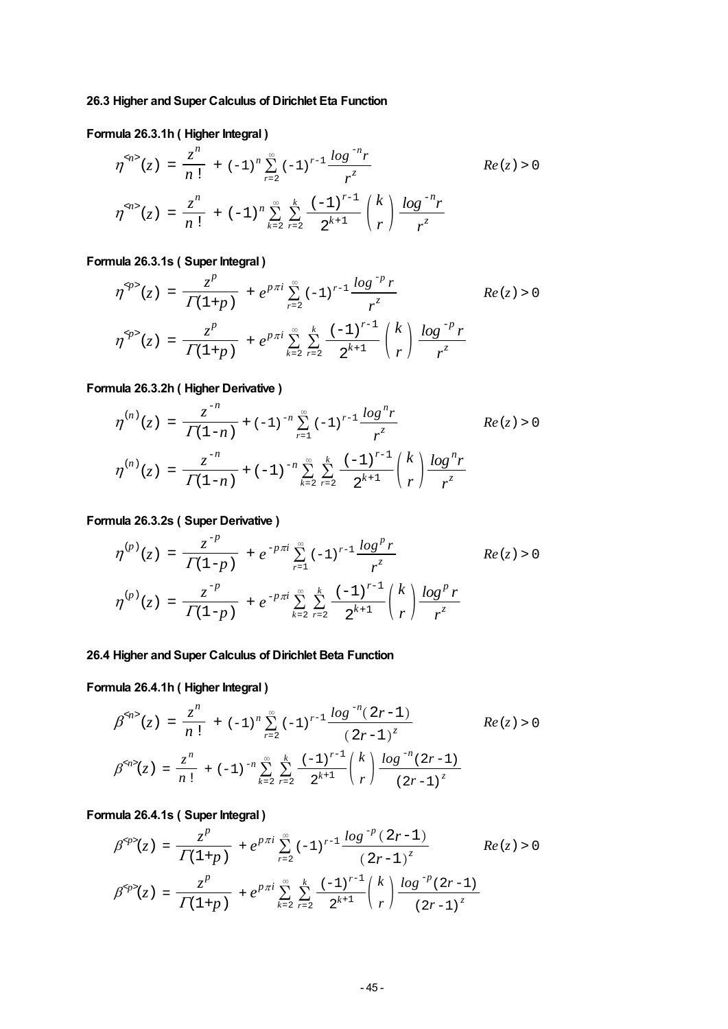**26.3 Higher and Super Calculus of Dirichlet Eta Function**

**Formula 26.3.1h ( Higher Integral )**

$$\eta^{<n>}(z) = \frac{z^n}{n!} + (-1)^n \sum_{r=2}^{\infty} (-1)^{r-1} \frac{\log^{-n} r}{r^z} \qquad Re(z) > 0$$

$$\eta^{<n>}(z) = \frac{z^n}{n!} + (-1)^n \sum_{k=2}^{\infty} \sum_{r=2}^{k} \frac{(-1)^{r-1}}{2^{k+1}} \binom{k}{r} \frac{\log^{-n} r}{r^z}$$

**Formula 26.3.1s ( Super Integral )**

$$\eta^{<p>}(z) = \frac{z^p}{\Gamma(1+p)} + e^{p\pi i} \sum_{r=2}^{\infty} (-1)^{r-1} \frac{\log^{-p} r}{r^z} \qquad Re(z) > 0$$

$$\eta^{<p>}(z) = \frac{z^p}{\Gamma(1+p)} + e^{p\pi i} \sum_{k=2}^{\infty} \sum_{r=2}^{k} \frac{(-1)^{r-1}}{2^{k+1}} \binom{k}{r} \frac{\log^{-p} r}{r^z}$$

**Formula 26.3.2h ( Higher Derivative )**

$$\eta^{(n)}(z) = \frac{z^{-n}}{\Gamma(1-n)} + (-1)^{-n} \sum_{r=1}^{\infty} (-1)^{r-1} \frac{\log^n r}{r^z} \qquad Re(z) > 0$$

$$\eta^{(n)}(z) = \frac{z^{-n}}{\Gamma(1-n)} + (-1)^{-n} \sum_{k=2}^{\infty} \sum_{r=2}^{k} \frac{(-1)^{r-1}}{2^{k+1}} \binom{k}{r} \frac{\log^n r}{r^z}$$

**Formula 26.3.2s ( Super Derivative )**

$$\eta^{(p)}(z) = \frac{z^{-p}}{\Gamma(1-p)} + e^{-p\pi i} \sum_{r=1}^{\infty} (-1)^{r-1} \frac{\log^p r}{r^z} \qquad Re(z) > 0$$

$$\eta^{(p)}(z) = \frac{z^{-p}}{\Gamma(1-p)} + e^{-p\pi i} \sum_{k=2}^{\infty} \sum_{r=2}^{k} \frac{(-1)^{r-1}}{2^{k+1}} \binom{k}{r} \frac{\log^p r}{r^z}$$

**26.4 Higher and Super Calculus of Dirichlet Beta Function**

**Formula 26.4.1h ( Higher Integral )**

$$\beta^{<n>}(z) = \frac{z^n}{n!} + (-1)^n \sum_{r=2}^{\infty} (-1)^{r-1} \frac{\log^{-n}(2r-1)}{(2r-1)^z} \qquad Re(z) > 0$$

$$\beta^{<n>}(z) = \frac{z^n}{n!} + (-1)^{-n} \sum_{k=2}^{\infty} \sum_{r=2}^{k} \frac{(-1)^{r-1}}{2^{k+1}} \binom{k}{r} \frac{\log^{-n}(2r-1)}{(2r-1)^z}$$

**Formula 26.4.1s ( Super Integral )**

$$\beta^{<p>}(z) = \frac{z^p}{\Gamma(1+p)} + e^{p\pi i} \sum_{r=2}^{\infty} (-1)^{r-1} \frac{\log^{-p}(2r-1)}{(2r-1)^z} \qquad Re(z) > 0$$

$$\beta^{<p>}(z) = \frac{z^p}{\Gamma(1+p)} + e^{p\pi i} \sum_{k=2}^{\infty} \sum_{r=2}^{k} \frac{(-1)^{r-1}}{2^{k+1}} \binom{k}{r} \frac{\log^{-p}(2r-1)}{(2r-1)^z}$$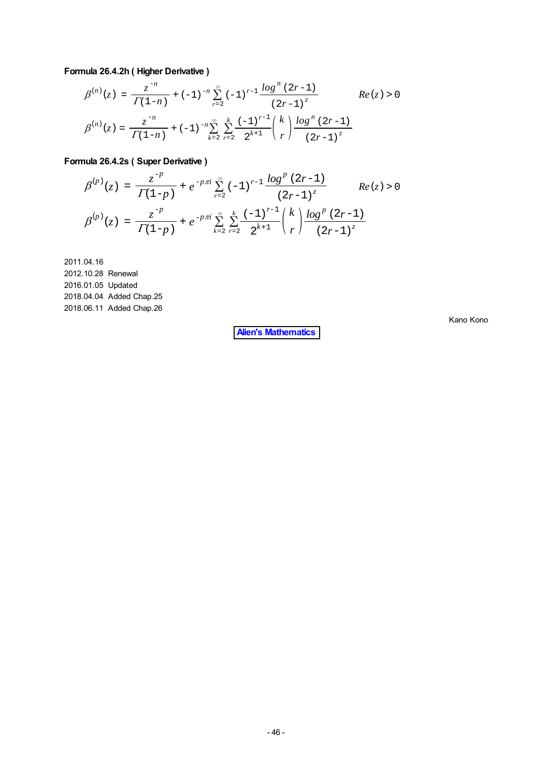**Formula 26.4.2h ( Higher Derivative )**

$$\beta^{(n)}(z) = \frac{z^{-n}}{\Gamma(1-n)} + (-1)^{-n}\sum_{r=2}^{\infty}(-1)^{r-1}\frac{\log^n(2r-1)}{(2r-1)^z} \qquad Re(z)>0$$

$$\beta^{(n)}(z) = \frac{z^{-n}}{\Gamma(1-n)} + (-1)^{-n}\sum_{k=2}^{\infty}\sum_{r=2}^{k}\frac{(-1)^{r-1}}{2^{k+1}}\binom{k}{r}\frac{\log^n(2r-1)}{(2r-1)^z}$$

**Formula 26.4.2s ( Super Derivative )**

$$\beta^{(p)}(z) = \frac{z^{-p}}{\Gamma(1-p)} + e^{-p\pi i}\sum_{r=2}^{\infty}(-1)^{r-1}\frac{\log^p(2r-1)}{(2r-1)^z} \qquad Re(z)>0$$

$$\beta^{(p)}(z) = \frac{z^{-p}}{\Gamma(1-p)} + e^{-p\pi i}\sum_{k=2}^{\infty}\sum_{r=2}^{k}\frac{(-1)^{r-1}}{2^{k+1}}\binom{k}{r}\frac{\log^p(2r-1)}{(2r-1)^z}$$

2011.04.16
2012.10.28 Renewal
2016.01.05 Updated
2018.04.04 Added Chap.25
2018.06.11 Added Chap.26

Kano Kono

**Alien's Mathematics**